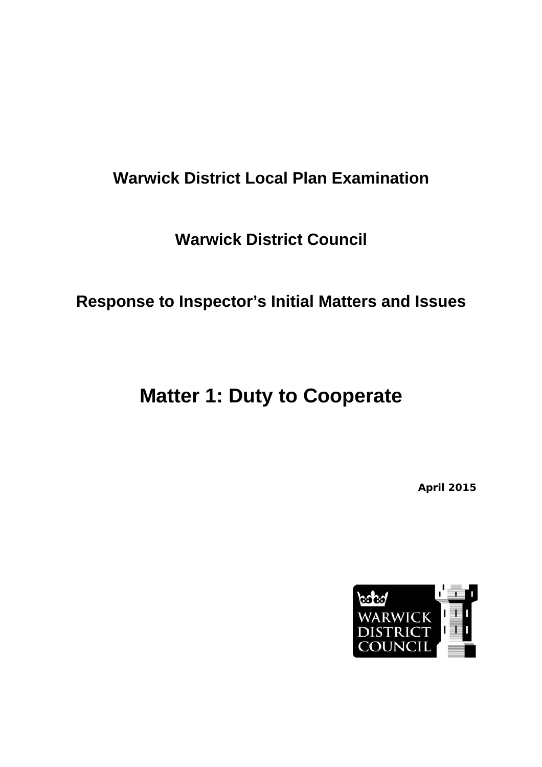# Warwick District Local Plan Examination

## Warwick District Council

## Response to Inspector's Initial Matters and Issues

# Matter 1: Duty to Cooperate

**April 2015**

WARWICK DISTRICT COUNCIL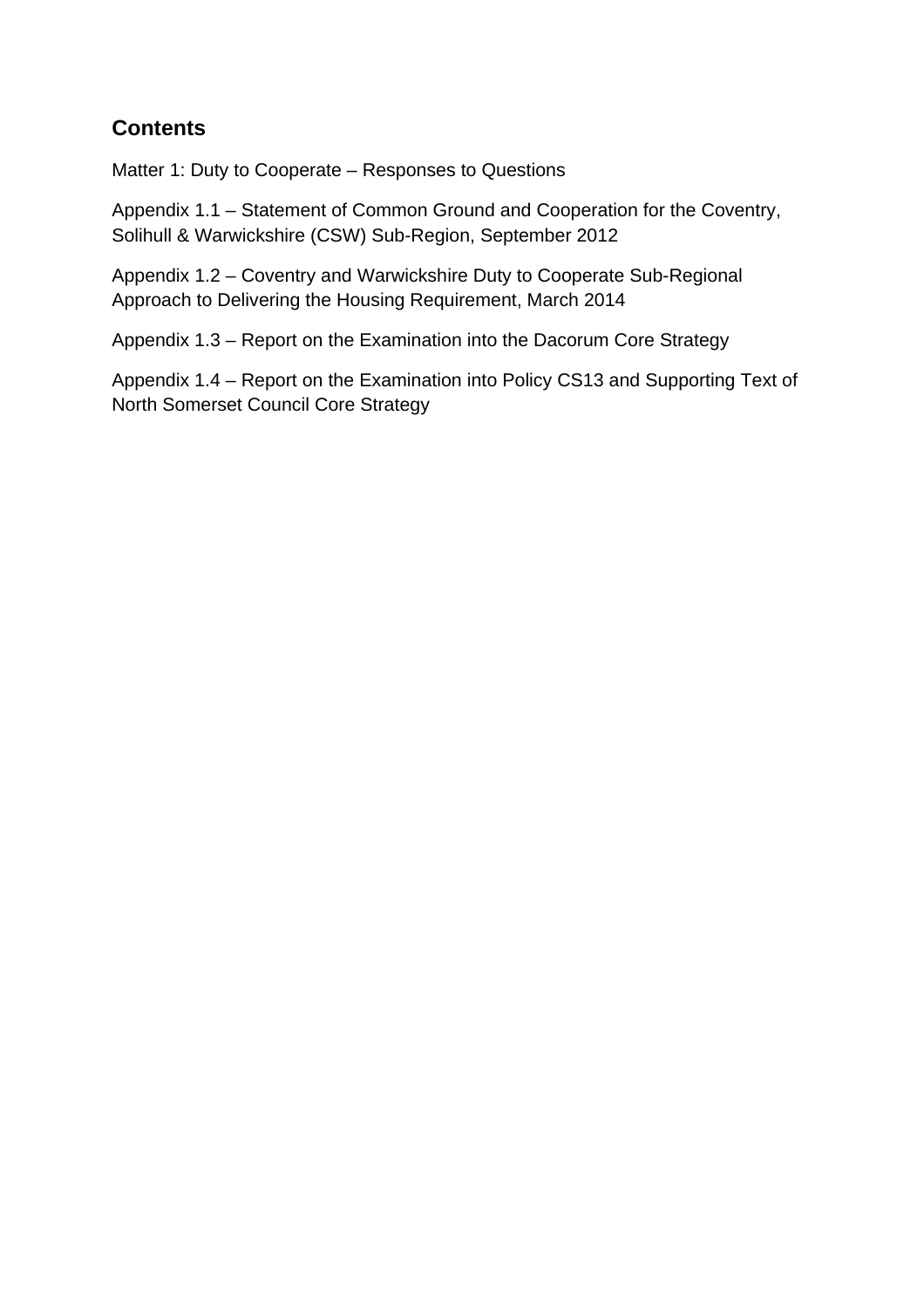## Contents

Matter 1: Duty to Cooperate – Responses to Questions

Appendix 1.1 – Statement of Common Ground and Cooperation for the Coventry, Solihull & Warwickshire (CSW) Sub-Region, September 2012

Appendix 1.2 – Coventry and Warwickshire Duty to Cooperate Sub-Regional Approach to Delivering the Housing Requirement, March 2014

Appendix 1.3 – Report on the Examination into the Dacorum Core Strategy

Appendix 1.4 – Report on the Examination into Policy CS13 and Supporting Text of North Somerset Council Core Strategy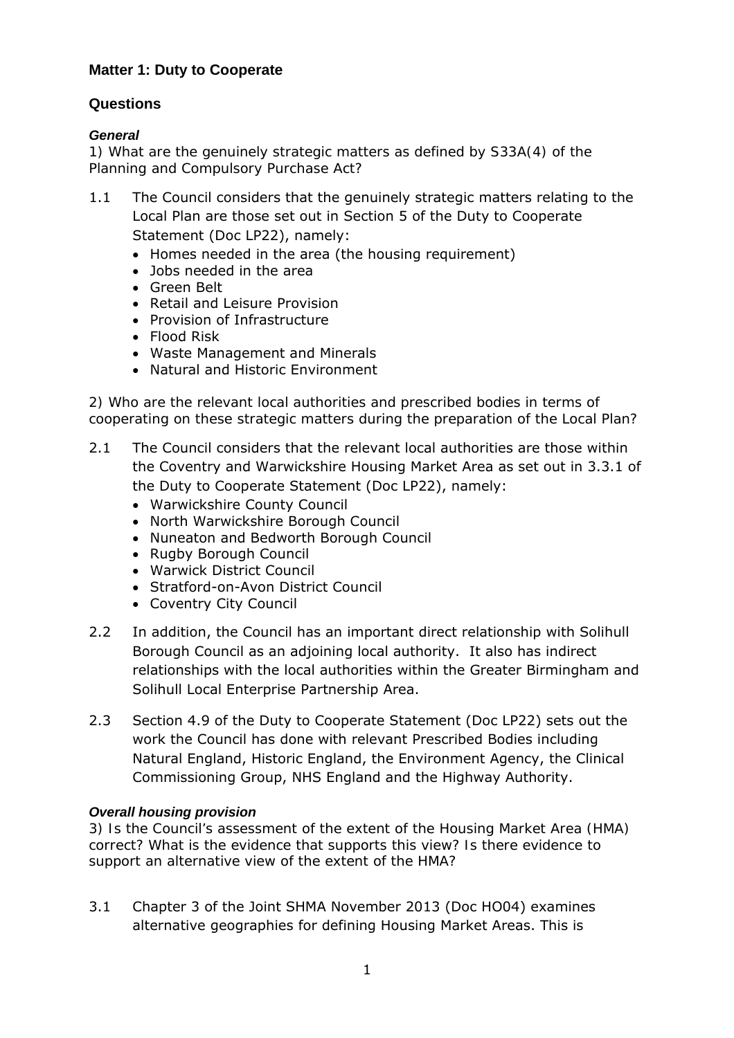## Matter 1: Duty to Cooperate

## Questions

### *General*

1) What are the genuinely strategic matters as defined by S33A(4) of the Planning and Compulsory Purchase Act?

1.1 The Council considers that the genuinely strategic matters relating to the Local Plan are those set out in Section 5 of the Duty to Cooperate Statement (Doc LP22), namely:

- Homes needed in the area (the housing requirement)
- Jobs needed in the area
- Green Belt
- Retail and Leisure Provision
- Provision of Infrastructure
- Flood Risk
- Waste Management and Minerals
- Natural and Historic Environment

2) Who are the relevant local authorities and prescribed bodies in terms of cooperating on these strategic matters during the preparation of the Local Plan?

2.1 The Council considers that the relevant local authorities are those within the Coventry and Warwickshire Housing Market Area as set out in 3.3.1 of the Duty to Cooperate Statement (Doc LP22), namely:

- Warwickshire County Council
- North Warwickshire Borough Council
- Nuneaton and Bedworth Borough Council
- Rugby Borough Council
- Warwick District Council
- Stratford-on-Avon District Council
- Coventry City Council

2.2 In addition, the Council has an important direct relationship with Solihull Borough Council as an adjoining local authority. It also has indirect relationships with the local authorities within the Greater Birmingham and Solihull Local Enterprise Partnership Area.

2.3 Section 4.9 of the Duty to Cooperate Statement (Doc LP22) sets out the work the Council has done with relevant Prescribed Bodies including Natural England, Historic England, the Environment Agency, the Clinical Commissioning Group, NHS England and the Highway Authority.

### *Overall housing provision*

3) Is the Council's assessment of the extent of the Housing Market Area (HMA) correct? What is the evidence that supports this view? Is there evidence to support an alternative view of the extent of the HMA?

3.1 Chapter 3 of the Joint SHMA November 2013 (Doc HO04) examines alternative geographies for defining Housing Market Areas. This is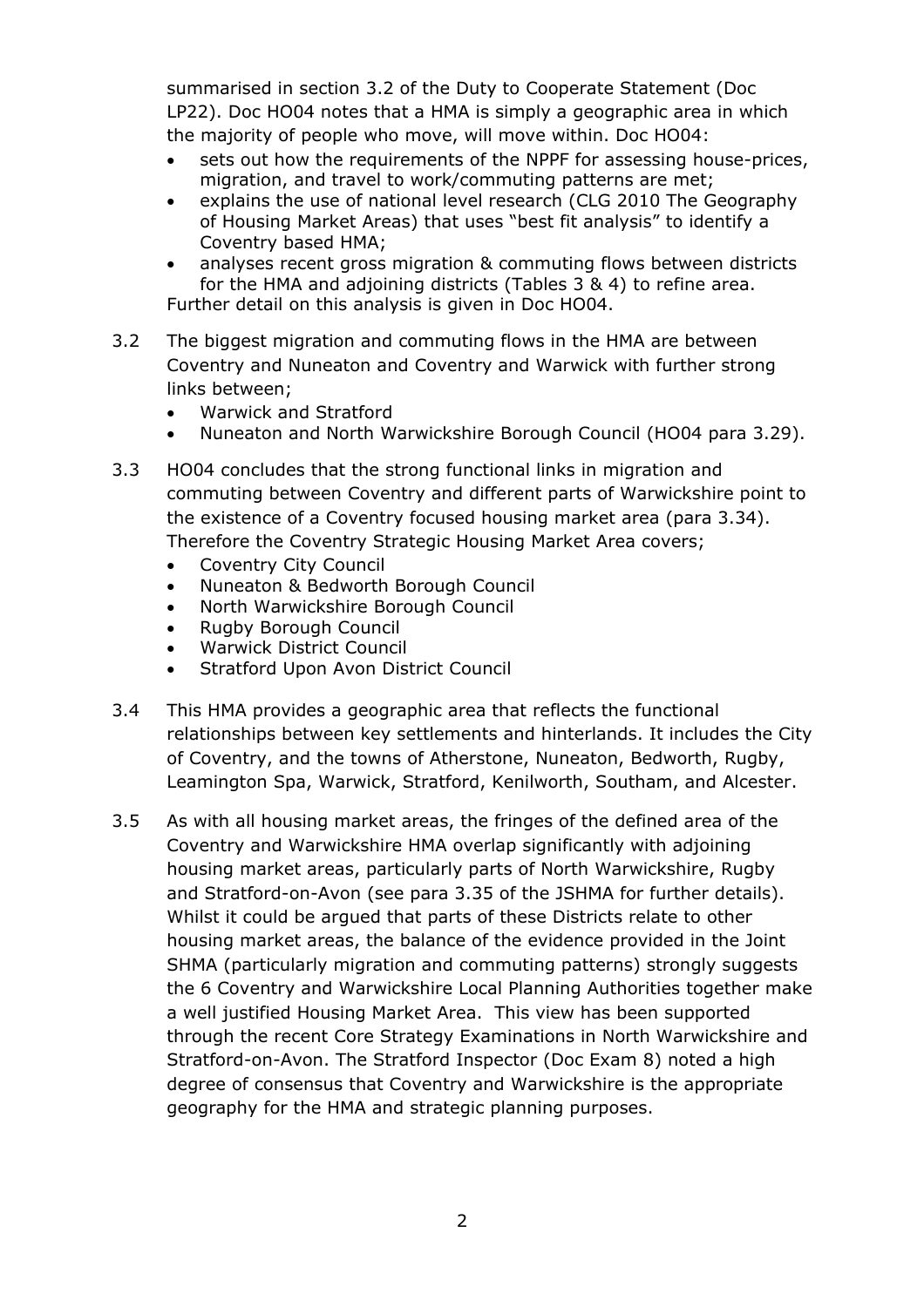summarised in section 3.2 of the Duty to Cooperate Statement (Doc LP22). Doc HO04 notes that a HMA is simply a geographic area in which the majority of people who move, will move within. Doc HO04:

- sets out how the requirements of the NPPF for assessing house-prices, migration, and travel to work/commuting patterns are met;
- explains the use of national level research (CLG 2010 The Geography of Housing Market Areas) that uses "best fit analysis" to identify a Coventry based HMA;
- analyses recent gross migration & commuting flows between districts for the HMA and adjoining districts (Tables 3 & 4) to refine area.

Further detail on this analysis is given in Doc HO04.

3.2 The biggest migration and commuting flows in the HMA are between Coventry and Nuneaton and Coventry and Warwick with further strong links between;

- Warwick and Stratford
- Nuneaton and North Warwickshire Borough Council (HO04 para 3.29).

3.3 HO04 concludes that the strong functional links in migration and commuting between Coventry and different parts of Warwickshire point to the existence of a Coventry focused housing market area (para 3.34). Therefore the Coventry Strategic Housing Market Area covers;

- Coventry City Council
- Nuneaton & Bedworth Borough Council
- North Warwickshire Borough Council
- Rugby Borough Council
- Warwick District Council
- Stratford Upon Avon District Council

3.4 This HMA provides a geographic area that reflects the functional relationships between key settlements and hinterlands. It includes the City of Coventry, and the towns of Atherstone, Nuneaton, Bedworth, Rugby, Leamington Spa, Warwick, Stratford, Kenilworth, Southam, and Alcester.

3.5 As with all housing market areas, the fringes of the defined area of the Coventry and Warwickshire HMA overlap significantly with adjoining housing market areas, particularly parts of North Warwickshire, Rugby and Stratford-on-Avon (see para 3.35 of the JSHMA for further details). Whilst it could be argued that parts of these Districts relate to other housing market areas, the balance of the evidence provided in the Joint SHMA (particularly migration and commuting patterns) strongly suggests the 6 Coventry and Warwickshire Local Planning Authorities together make a well justified Housing Market Area. This view has been supported through the recent Core Strategy Examinations in North Warwickshire and Stratford-on-Avon. The Stratford Inspector (Doc Exam 8) noted a high degree of consensus that Coventry and Warwickshire is the appropriate geography for the HMA and strategic planning purposes.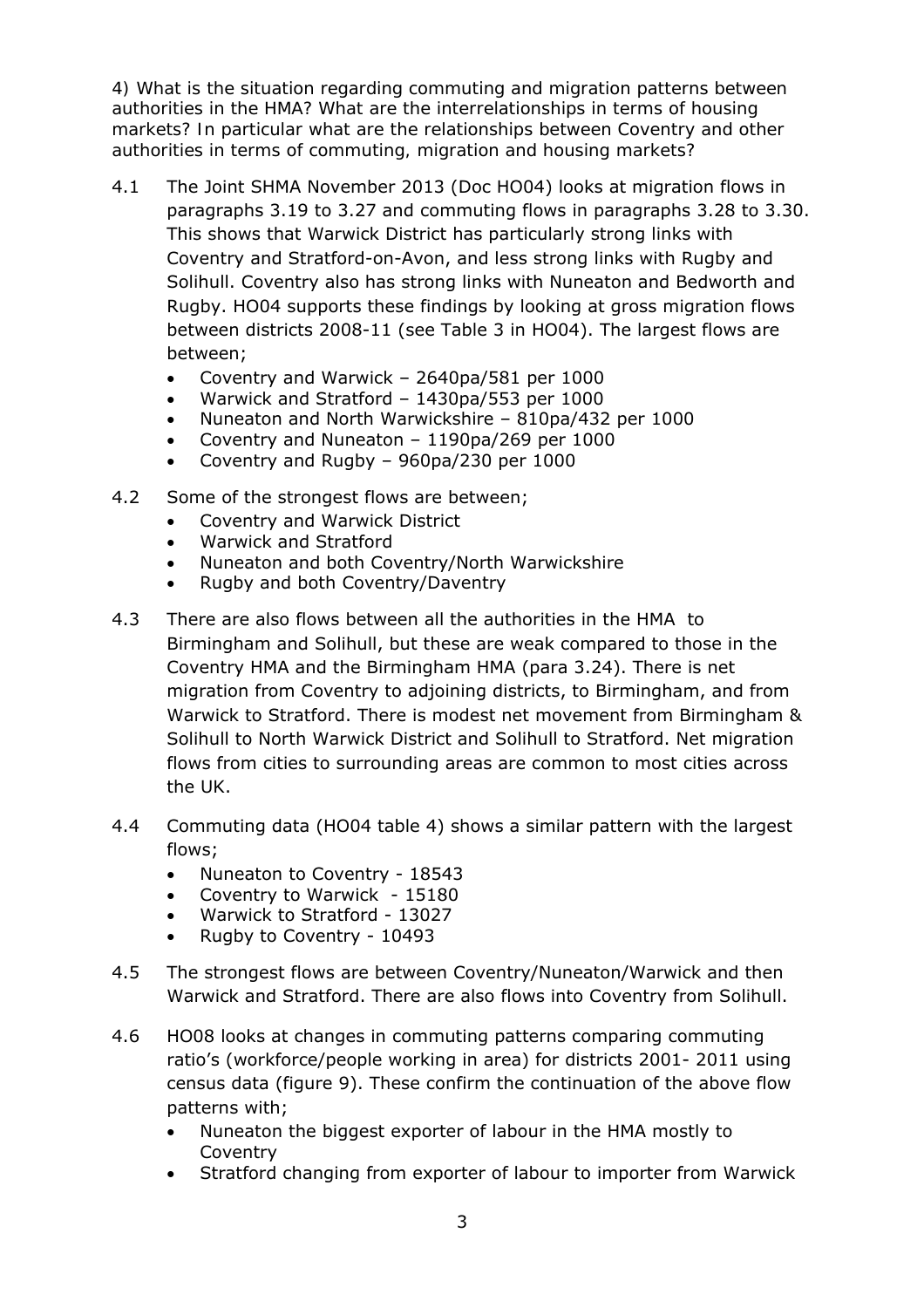4) What is the situation regarding commuting and migration patterns between authorities in the HMA? What are the interrelationships in terms of housing markets? In particular what are the relationships between Coventry and other authorities in terms of commuting, migration and housing markets?

4.1 The Joint SHMA November 2013 (Doc HO04) looks at migration flows in paragraphs 3.19 to 3.27 and commuting flows in paragraphs 3.28 to 3.30. This shows that Warwick District has particularly strong links with Coventry and Stratford-on-Avon, and less strong links with Rugby and Solihull. Coventry also has strong links with Nuneaton and Bedworth and Rugby. HO04 supports these findings by looking at gross migration flows between districts 2008-11 (see Table 3 in HO04). The largest flows are between;

- Coventry and Warwick – 2640pa/581 per 1000
- Warwick and Stratford – 1430pa/553 per 1000
- Nuneaton and North Warwickshire – 810pa/432 per 1000
- Coventry and Nuneaton – 1190pa/269 per 1000
- Coventry and Rugby – 960pa/230 per 1000

4.2 Some of the strongest flows are between;

- Coventry and Warwick District
- Warwick and Stratford
- Nuneaton and both Coventry/North Warwickshire
- Rugby and both Coventry/Daventry

4.3 There are also flows between all the authorities in the HMA to Birmingham and Solihull, but these are weak compared to those in the Coventry HMA and the Birmingham HMA (para 3.24). There is net migration from Coventry to adjoining districts, to Birmingham, and from Warwick to Stratford. There is modest net movement from Birmingham & Solihull to North Warwick District and Solihull to Stratford. Net migration flows from cities to surrounding areas are common to most cities across the UK.

4.4 Commuting data (HO04 table 4) shows a similar pattern with the largest flows;

- Nuneaton to Coventry - 18543
- Coventry to Warwick - 15180
- Warwick to Stratford - 13027
- Rugby to Coventry - 10493

4.5 The strongest flows are between Coventry/Nuneaton/Warwick and then Warwick and Stratford. There are also flows into Coventry from Solihull.

4.6 HO08 looks at changes in commuting patterns comparing commuting ratio's (workforce/people working in area) for districts 2001- 2011 using census data (figure 9). These confirm the continuation of the above flow patterns with;

- Nuneaton the biggest exporter of labour in the HMA mostly to Coventry
- Stratford changing from exporter of labour to importer from Warwick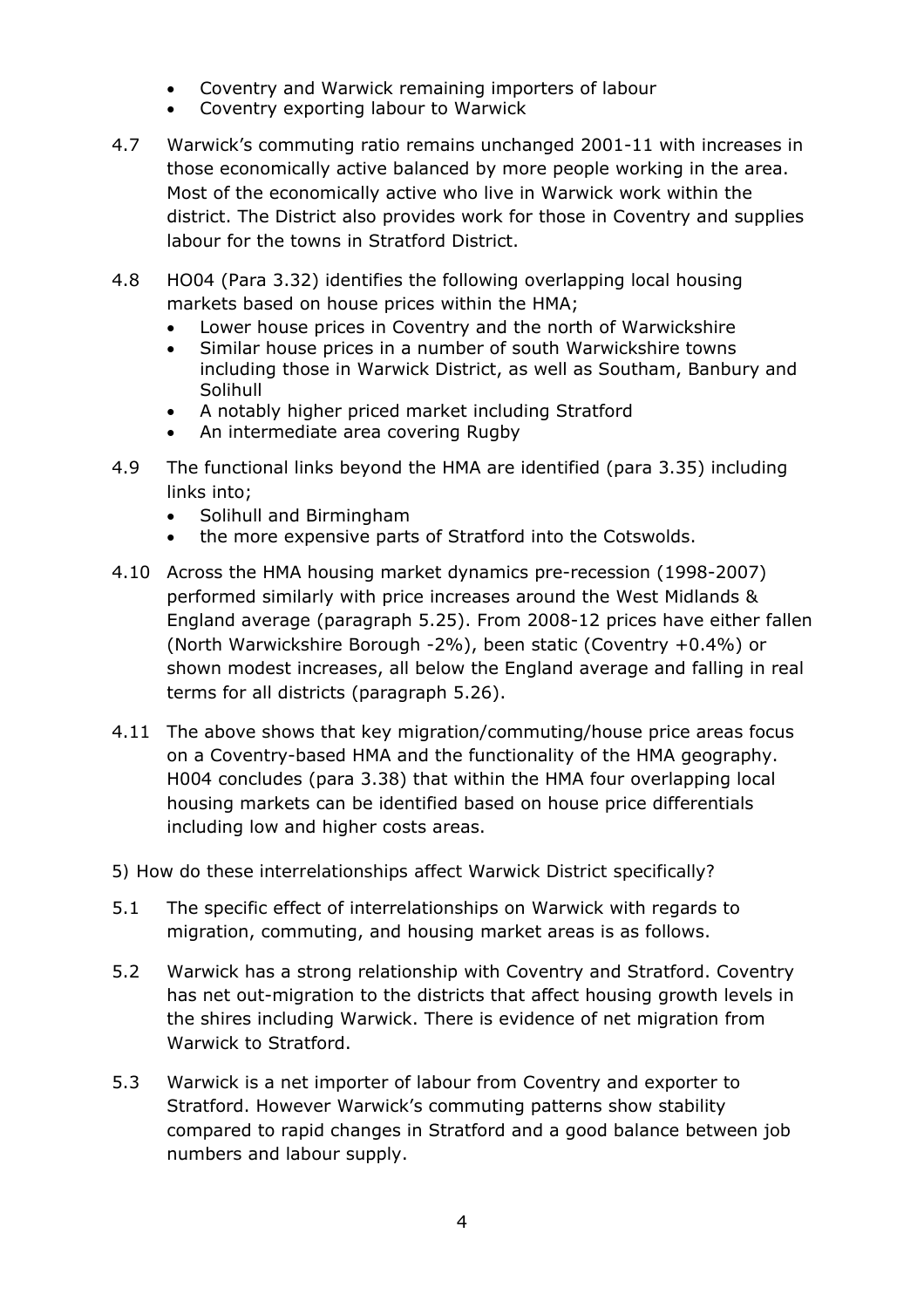- Coventry and Warwick remaining importers of labour
- Coventry exporting labour to Warwick

4.7 Warwick's commuting ratio remains unchanged 2001-11 with increases in those economically active balanced by more people working in the area. Most of the economically active who live in Warwick work within the district. The District also provides work for those in Coventry and supplies labour for the towns in Stratford District.

4.8 HO04 (Para 3.32) identifies the following overlapping local housing markets based on house prices within the HMA;

- Lower house prices in Coventry and the north of Warwickshire
- Similar house prices in a number of south Warwickshire towns including those in Warwick District, as well as Southam, Banbury and Solihull
- A notably higher priced market including Stratford
- An intermediate area covering Rugby

4.9 The functional links beyond the HMA are identified (para 3.35) including links into;

- Solihull and Birmingham
- the more expensive parts of Stratford into the Cotswolds.

4.10 Across the HMA housing market dynamics pre-recession (1998-2007) performed similarly with price increases around the West Midlands & England average (paragraph 5.25). From 2008-12 prices have either fallen (North Warwickshire Borough -2%), been static (Coventry +0.4%) or shown modest increases, all below the England average and falling in real terms for all districts (paragraph 5.26).

4.11 The above shows that key migration/commuting/house price areas focus on a Coventry-based HMA and the functionality of the HMA geography. H004 concludes (para 3.38) that within the HMA four overlapping local housing markets can be identified based on house price differentials including low and higher costs areas.

5) How do these interrelationships affect Warwick District specifically?

5.1 The specific effect of interrelationships on Warwick with regards to migration, commuting, and housing market areas is as follows.

5.2 Warwick has a strong relationship with Coventry and Stratford. Coventry has net out-migration to the districts that affect housing growth levels in the shires including Warwick. There is evidence of net migration from Warwick to Stratford.

5.3 Warwick is a net importer of labour from Coventry and exporter to Stratford. However Warwick's commuting patterns show stability compared to rapid changes in Stratford and a good balance between job numbers and labour supply.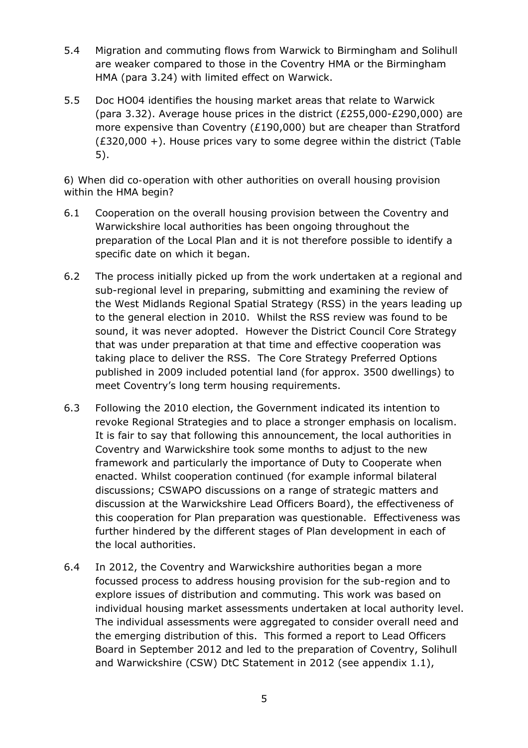5.4 Migration and commuting flows from Warwick to Birmingham and Solihull are weaker compared to those in the Coventry HMA or the Birmingham HMA (para 3.24) with limited effect on Warwick.

5.5 Doc HO04 identifies the housing market areas that relate to Warwick (para 3.32). Average house prices in the district (£255,000-£290,000) are more expensive than Coventry (£190,000) but are cheaper than Stratford (£320,000 +). House prices vary to some degree within the district (Table 5).

6) When did co-operation with other authorities on overall housing provision within the HMA begin?

6.1 Cooperation on the overall housing provision between the Coventry and Warwickshire local authorities has been ongoing throughout the preparation of the Local Plan and it is not therefore possible to identify a specific date on which it began.

6.2 The process initially picked up from the work undertaken at a regional and sub-regional level in preparing, submitting and examining the review of the West Midlands Regional Spatial Strategy (RSS) in the years leading up to the general election in 2010. Whilst the RSS review was found to be sound, it was never adopted. However the District Council Core Strategy that was under preparation at that time and effective cooperation was taking place to deliver the RSS. The Core Strategy Preferred Options published in 2009 included potential land (for approx. 3500 dwellings) to meet Coventry's long term housing requirements.

6.3 Following the 2010 election, the Government indicated its intention to revoke Regional Strategies and to place a stronger emphasis on localism. It is fair to say that following this announcement, the local authorities in Coventry and Warwickshire took some months to adjust to the new framework and particularly the importance of Duty to Cooperate when enacted. Whilst cooperation continued (for example informal bilateral discussions; CSWAPO discussions on a range of strategic matters and discussion at the Warwickshire Lead Officers Board), the effectiveness of this cooperation for Plan preparation was questionable. Effectiveness was further hindered by the different stages of Plan development in each of the local authorities.

6.4 In 2012, the Coventry and Warwickshire authorities began a more focussed process to address housing provision for the sub-region and to explore issues of distribution and commuting. This work was based on individual housing market assessments undertaken at local authority level. The individual assessments were aggregated to consider overall need and the emerging distribution of this. This formed a report to Lead Officers Board in September 2012 and led to the preparation of Coventry, Solihull and Warwickshire (CSW) DtC Statement in 2012 (see appendix 1.1),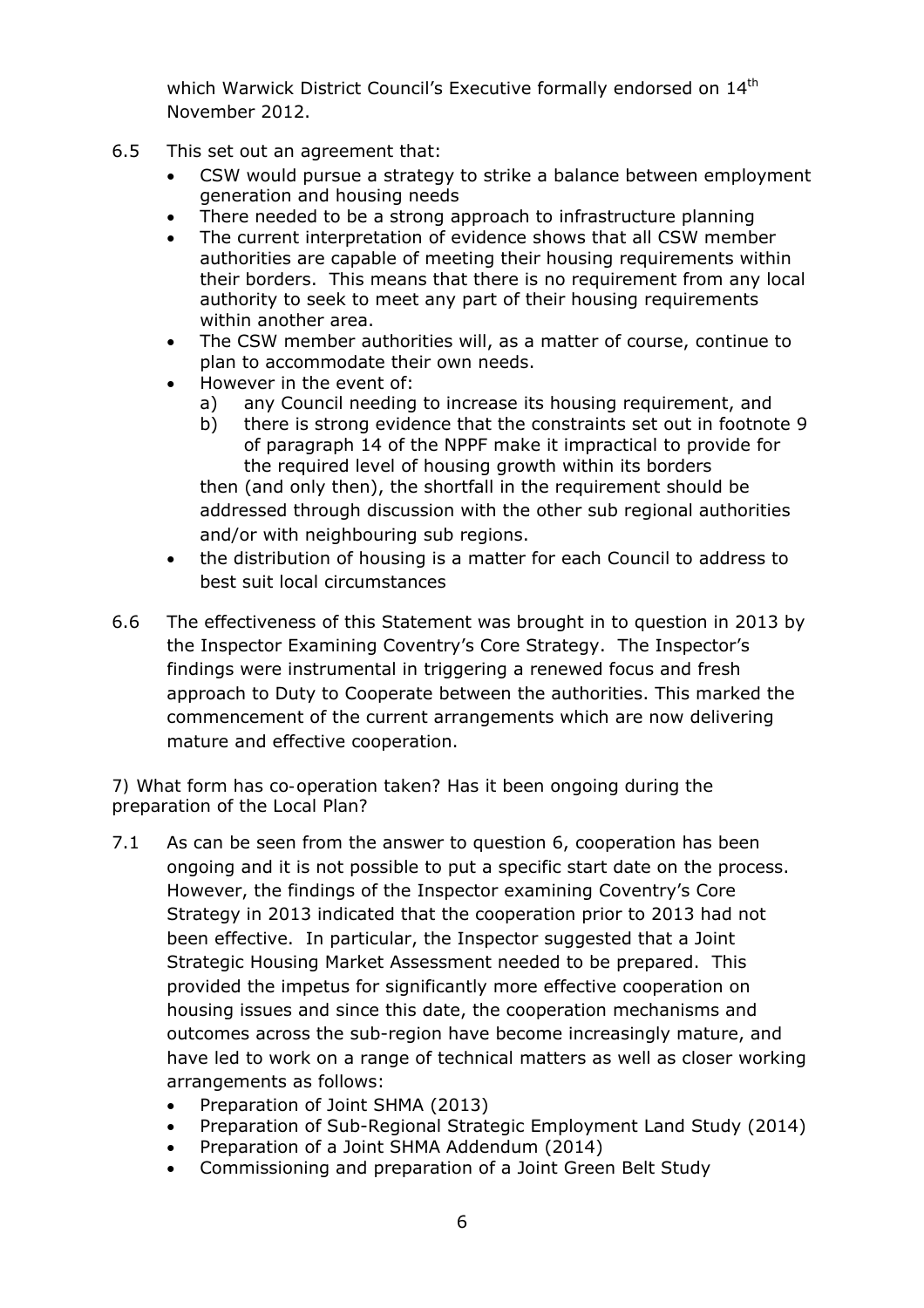which Warwick District Council's Executive formally endorsed on 14th November 2012.

6.5 This set out an agreement that:

- CSW would pursue a strategy to strike a balance between employment generation and housing needs
- There needed to be a strong approach to infrastructure planning
- The current interpretation of evidence shows that all CSW member authorities are capable of meeting their housing requirements within their borders. This means that there is no requirement from any local authority to seek to meet any part of their housing requirements within another area.
- The CSW member authorities will, as a matter of course, continue to plan to accommodate their own needs.
- However in the event of:
  a) any Council needing to increase its housing requirement, and
  b) there is strong evidence that the constraints set out in footnote 9 of paragraph 14 of the NPPF make it impractical to provide for the required level of housing growth within its borders

  then (and only then), the shortfall in the requirement should be addressed through discussion with the other sub regional authorities and/or with neighbouring sub regions.
- the distribution of housing is a matter for each Council to address to best suit local circumstances

6.6 The effectiveness of this Statement was brought in to question in 2013 by the Inspector Examining Coventry's Core Strategy. The Inspector's findings were instrumental in triggering a renewed focus and fresh approach to Duty to Cooperate between the authorities. This marked the commencement of the current arrangements which are now delivering mature and effective cooperation.

7) What form has co-operation taken? Has it been ongoing during the preparation of the Local Plan?

7.1 As can be seen from the answer to question 6, cooperation has been ongoing and it is not possible to put a specific start date on the process. However, the findings of the Inspector examining Coventry's Core Strategy in 2013 indicated that the cooperation prior to 2013 had not been effective. In particular, the Inspector suggested that a Joint Strategic Housing Market Assessment needed to be prepared. This provided the impetus for significantly more effective cooperation on housing issues and since this date, the cooperation mechanisms and outcomes across the sub-region have become increasingly mature, and have led to work on a range of technical matters as well as closer working arrangements as follows:

- Preparation of Joint SHMA (2013)
- Preparation of Sub-Regional Strategic Employment Land Study (2014)
- Preparation of a Joint SHMA Addendum (2014)
- Commissioning and preparation of a Joint Green Belt Study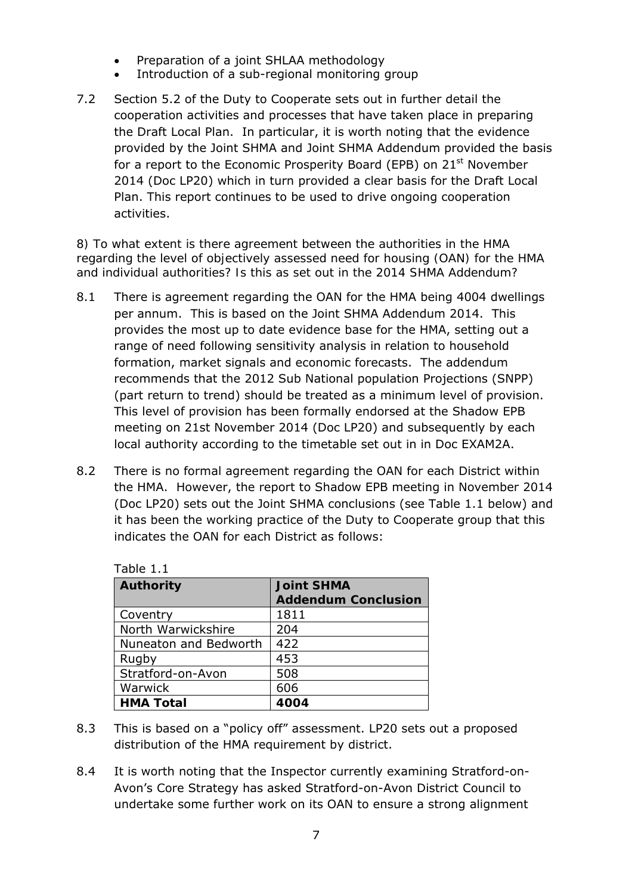- Preparation of a joint SHLAA methodology
- Introduction of a sub-regional monitoring group

7.2 Section 5.2 of the Duty to Cooperate sets out in further detail the cooperation activities and processes that have taken place in preparing the Draft Local Plan. In particular, it is worth noting that the evidence provided by the Joint SHMA and Joint SHMA Addendum provided the basis for a report to the Economic Prosperity Board (EPB) on 21st November 2014 (Doc LP20) which in turn provided a clear basis for the Draft Local Plan. This report continues to be used to drive ongoing cooperation activities.

8) To what extent is there agreement between the authorities in the HMA regarding the level of objectively assessed need for housing (OAN) for the HMA and individual authorities? Is this as set out in the 2014 SHMA Addendum?

8.1 There is agreement regarding the OAN for the HMA being 4004 dwellings per annum. This is based on the Joint SHMA Addendum 2014. This provides the most up to date evidence base for the HMA, setting out a range of need following sensitivity analysis in relation to household formation, market signals and economic forecasts. The addendum recommends that the 2012 Sub National population Projections (SNPP) (part return to trend) should be treated as a minimum level of provision. This level of provision has been formally endorsed at the Shadow EPB meeting on 21st November 2014 (Doc LP20) and subsequently by each local authority according to the timetable set out in in Doc EXAM2A.

8.2 There is no formal agreement regarding the OAN for each District within the HMA. However, the report to Shadow EPB meeting in November 2014 (Doc LP20) sets out the Joint SHMA conclusions (see Table 1.1 below) and it has been the working practice of the Duty to Cooperate group that this indicates the OAN for each District as follows:

Table 1.1

| Authority | Joint SHMA Addendum Conclusion |
|---|---|
| Coventry | 1811 |
| North Warwickshire | 204 |
| Nuneaton and Bedworth | 422 |
| Rugby | 453 |
| Stratford-on-Avon | 508 |
| Warwick | 606 |
| **HMA Total** | **4004** |

8.3 This is based on a "policy off" assessment. LP20 sets out a proposed distribution of the HMA requirement by district.

8.4 It is worth noting that the Inspector currently examining Stratford-on-Avon's Core Strategy has asked Stratford-on-Avon District Council to undertake some further work on its OAN to ensure a strong alignment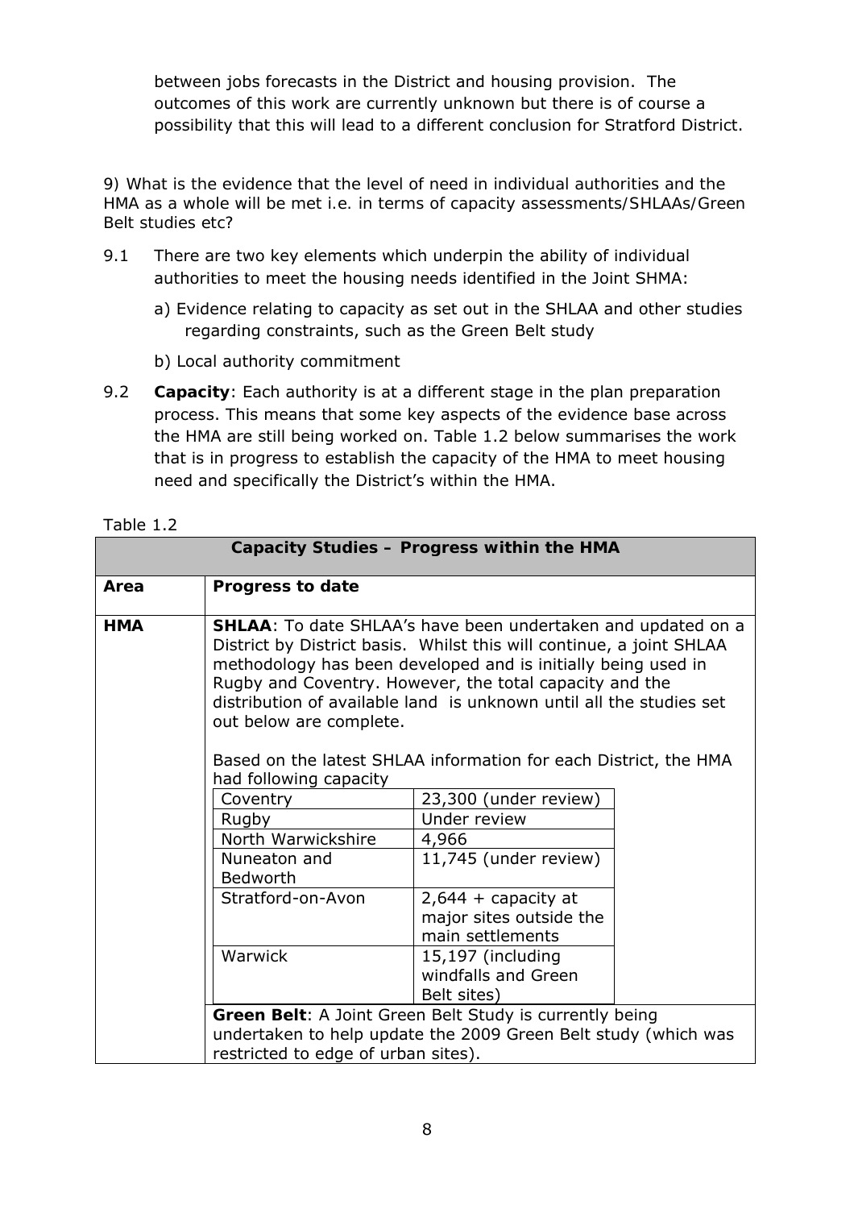between jobs forecasts in the District and housing provision. The outcomes of this work are currently unknown but there is of course a possibility that this will lead to a different conclusion for Stratford District.

9) What is the evidence that the level of need in individual authorities and the HMA as a whole will be met i.e. in terms of capacity assessments/SHLAAs/Green Belt studies etc?

9.1 There are two key elements which underpin the ability of individual authorities to meet the housing needs identified in the Joint SHMA:

a) Evidence relating to capacity as set out in the SHLAA and other studies regarding constraints, such as the Green Belt study

b) Local authority commitment

9.2 **Capacity**: Each authority is at a different stage in the plan preparation process. This means that some key aspects of the evidence base across the HMA are still being worked on. Table 1.2 below summarises the work that is in progress to establish the capacity of the HMA to meet housing need and specifically the District's within the HMA.

Table 1.2

| Capacity Studies – Progress within the HMA | |
|---|---|
| **Area** | **Progress to date** |
| **HMA** | **SHLAA**: To date SHLAA's have been undertaken and updated on a District by District basis. Whilst this will continue, a joint SHLAA methodology has been developed and is initially being used in Rugby and Coventry. However, the total capacity and the distribution of available land is unknown until all the studies set out below are complete.<br><br>Based on the latest SHLAA information for each District, the HMA had following capacity<br>Coventry: 23,300 (under review)<br>Rugby: Under review<br>North Warwickshire: 4,966<br>Nuneaton and Bedworth: 11,745 (under review)<br>Stratford-on-Avon: 2,644 + capacity at major sites outside the main settlements<br>Warwick: 15,197 (including windfalls and Green Belt sites) |
| | **Green Belt**: A Joint Green Belt Study is currently being undertaken to help update the 2009 Green Belt study (which was restricted to edge of urban sites). |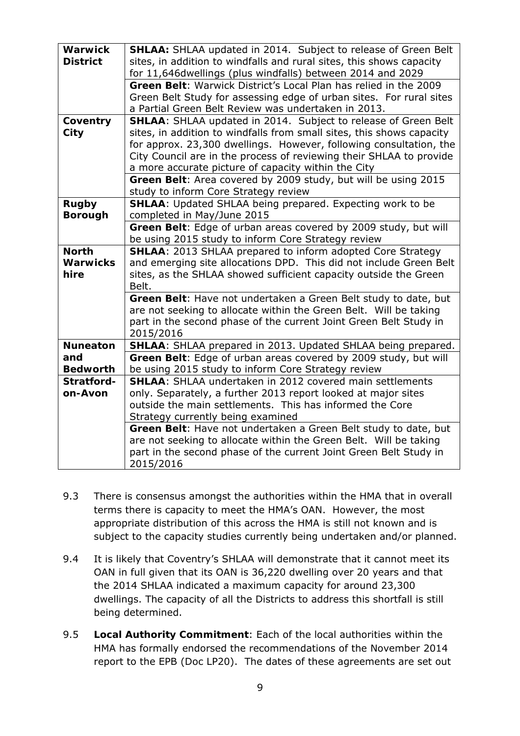| | |
|---|---|
| **Warwick District** | **SHLAA:** SHLAA updated in 2014. Subject to release of Green Belt sites, in addition to windfalls and rural sites, this shows capacity for 11,646dwellings (plus windfalls) between 2014 and 2029 |
| | **Green Belt**: Warwick District's Local Plan has relied in the 2009 Green Belt Study for assessing edge of urban sites. For rural sites a Partial Green Belt Review was undertaken in 2013. |
| **Coventry City** | **SHLAA**: SHLAA updated in 2014. Subject to release of Green Belt sites, in addition to windfalls from small sites, this shows capacity for approx. 23,300 dwellings. However, following consultation, the City Council are in the process of reviewing their SHLAA to provide a more accurate picture of capacity within the City |
| | **Green Belt**: Area covered by 2009 study, but will be using 2015 study to inform Core Strategy review |
| **Rugby Borough** | **SHLAA**: Updated SHLAA being prepared. Expecting work to be completed in May/June 2015 |
| | **Green Belt**: Edge of urban areas covered by 2009 study, but will be using 2015 study to inform Core Strategy review |
| **North Warwickshire** | **SHLAA**: 2013 SHLAA prepared to inform adopted Core Strategy and emerging site allocations DPD. This did not include Green Belt sites, as the SHLAA showed sufficient capacity outside the Green Belt. |
| | **Green Belt**: Have not undertaken a Green Belt study to date, but are not seeking to allocate within the Green Belt. Will be taking part in the second phase of the current Joint Green Belt Study in 2015/2016 |
| **Nuneaton and Bedworth** | **SHLAA**: SHLAA prepared in 2013. Updated SHLAA being prepared. |
| | **Green Belt**: Edge of urban areas covered by 2009 study, but will be using 2015 study to inform Core Strategy review |
| **Stratford-on-Avon** | **SHLAA**: SHLAA undertaken in 2012 covered main settlements only. Separately, a further 2013 report looked at major sites outside the main settlements. This has informed the Core Strategy currently being examined |
| | **Green Belt**: Have not undertaken a Green Belt study to date, but are not seeking to allocate within the Green Belt. Will be taking part in the second phase of the current Joint Green Belt Study in 2015/2016 |

9.3 There is consensus amongst the authorities within the HMA that in overall terms there is capacity to meet the HMA's OAN. However, the most appropriate distribution of this across the HMA is still not known and is subject to the capacity studies currently being undertaken and/or planned.

9.4 It is likely that Coventry's SHLAA will demonstrate that it cannot meet its OAN in full given that its OAN is 36,220 dwelling over 20 years and that the 2014 SHLAA indicated a maximum capacity for around 23,300 dwellings. The capacity of all the Districts to address this shortfall is still being determined.

9.5 **Local Authority Commitment**: Each of the local authorities within the HMA has formally endorsed the recommendations of the November 2014 report to the EPB (Doc LP20). The dates of these agreements are set out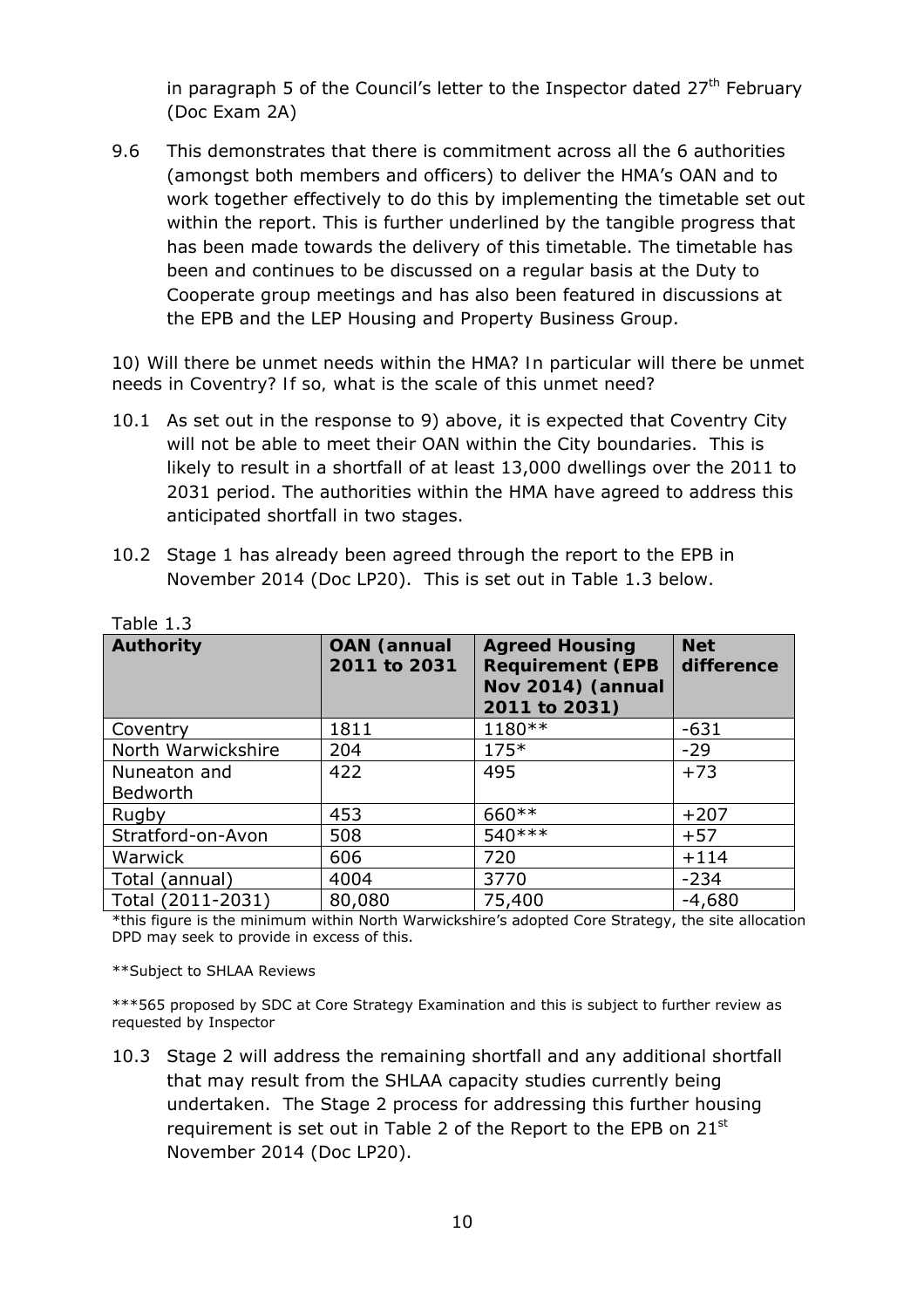in paragraph 5 of the Council's letter to the Inspector dated 27th February (Doc Exam 2A)

9.6 This demonstrates that there is commitment across all the 6 authorities (amongst both members and officers) to deliver the HMA's OAN and to work together effectively to do this by implementing the timetable set out within the report. This is further underlined by the tangible progress that has been made towards the delivery of this timetable. The timetable has been and continues to be discussed on a regular basis at the Duty to Cooperate group meetings and has also been featured in discussions at the EPB and the LEP Housing and Property Business Group.

10) Will there be unmet needs within the HMA? In particular will there be unmet needs in Coventry? If so, what is the scale of this unmet need?

10.1 As set out in the response to 9) above, it is expected that Coventry City will not be able to meet their OAN within the City boundaries. This is likely to result in a shortfall of at least 13,000 dwellings over the 2011 to 2031 period. The authorities within the HMA have agreed to address this anticipated shortfall in two stages.

10.2 Stage 1 has already been agreed through the report to the EPB in November 2014 (Doc LP20). This is set out in Table 1.3 below.

Table 1.3

| Authority | OAN (annual 2011 to 2031 | Agreed Housing Requirement (EPB Nov 2014) (annual 2011 to 2031) | Net difference |
|---|---|---|---|
| Coventry | 1811 | 1180** | -631 |
| North Warwickshire | 204 | 175* | -29 |
| Nuneaton and Bedworth | 422 | 495 | +73 |
| Rugby | 453 | 660** | +207 |
| Stratford-on-Avon | 508 | 540*** | +57 |
| Warwick | 606 | 720 | +114 |
| Total (annual) | 4004 | 3770 | -234 |
| Total (2011-2031) | 80,080 | 75,400 | -4,680 |

*this figure is the minimum within North Warwickshire's adopted Core Strategy, the site allocation DPD may seek to provide in excess of this.

**Subject to SHLAA Reviews

***565 proposed by SDC at Core Strategy Examination and this is subject to further review as requested by Inspector

10.3 Stage 2 will address the remaining shortfall and any additional shortfall that may result from the SHLAA capacity studies currently being undertaken. The Stage 2 process for addressing this further housing requirement is set out in Table 2 of the Report to the EPB on 21st November 2014 (Doc LP20).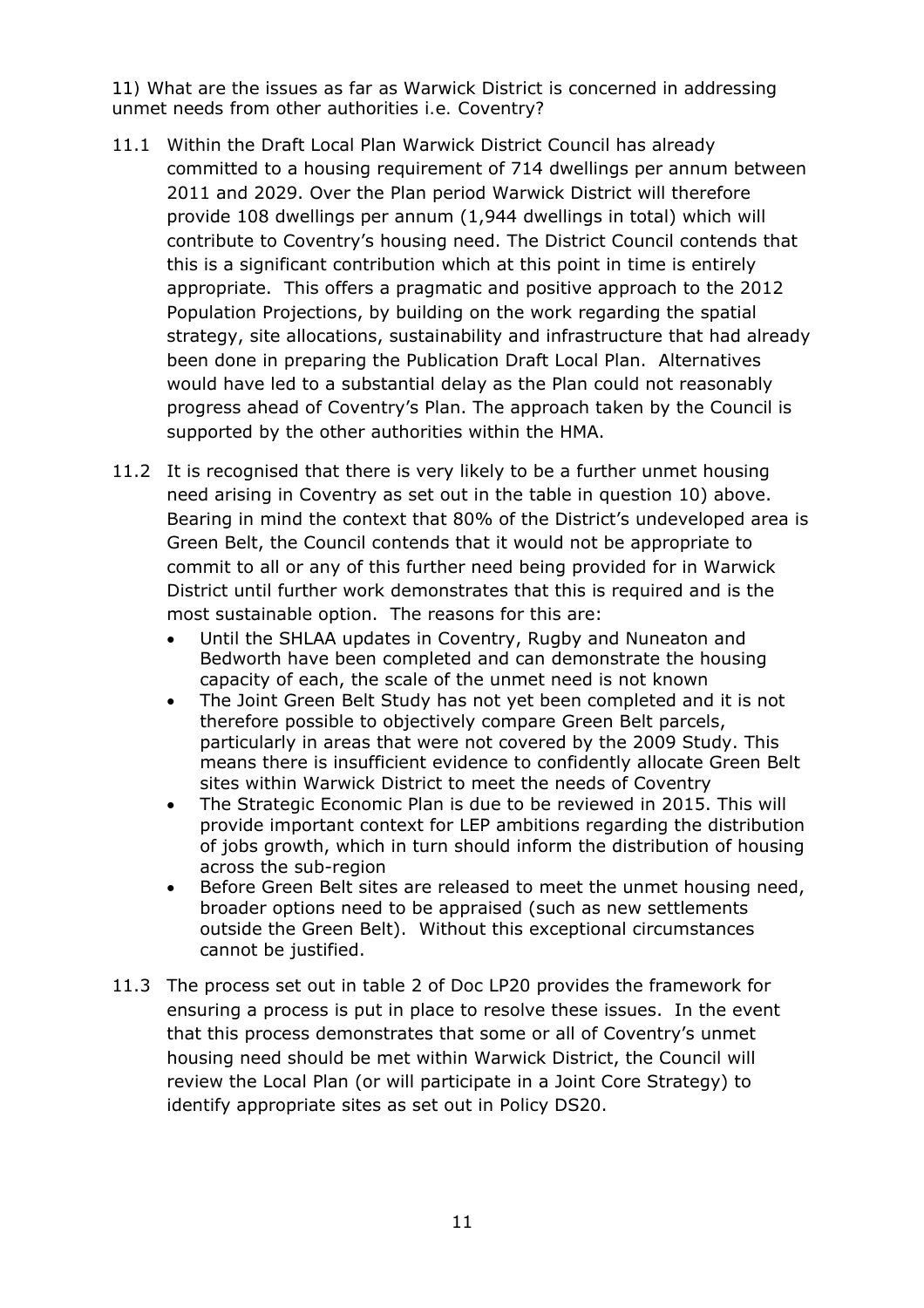11) What are the issues as far as Warwick District is concerned in addressing unmet needs from other authorities i.e. Coventry?

11.1 Within the Draft Local Plan Warwick District Council has already committed to a housing requirement of 714 dwellings per annum between 2011 and 2029. Over the Plan period Warwick District will therefore provide 108 dwellings per annum (1,944 dwellings in total) which will contribute to Coventry's housing need. The District Council contends that this is a significant contribution which at this point in time is entirely appropriate. This offers a pragmatic and positive approach to the 2012 Population Projections, by building on the work regarding the spatial strategy, site allocations, sustainability and infrastructure that had already been done in preparing the Publication Draft Local Plan. Alternatives would have led to a substantial delay as the Plan could not reasonably progress ahead of Coventry's Plan. The approach taken by the Council is supported by the other authorities within the HMA.

11.2 It is recognised that there is very likely to be a further unmet housing need arising in Coventry as set out in the table in question 10) above. Bearing in mind the context that 80% of the District's undeveloped area is Green Belt, the Council contends that it would not be appropriate to commit to all or any of this further need being provided for in Warwick District until further work demonstrates that this is required and is the most sustainable option. The reasons for this are:

- Until the SHLAA updates in Coventry, Rugby and Nuneaton and Bedworth have been completed and can demonstrate the housing capacity of each, the scale of the unmet need is not known
- The Joint Green Belt Study has not yet been completed and it is not therefore possible to objectively compare Green Belt parcels, particularly in areas that were not covered by the 2009 Study. This means there is insufficient evidence to confidently allocate Green Belt sites within Warwick District to meet the needs of Coventry
- The Strategic Economic Plan is due to be reviewed in 2015. This will provide important context for LEP ambitions regarding the distribution of jobs growth, which in turn should inform the distribution of housing across the sub-region
- Before Green Belt sites are released to meet the unmet housing need, broader options need to be appraised (such as new settlements outside the Green Belt). Without this exceptional circumstances cannot be justified.

11.3 The process set out in table 2 of Doc LP20 provides the framework for ensuring a process is put in place to resolve these issues. In the event that this process demonstrates that some or all of Coventry's unmet housing need should be met within Warwick District, the Council will review the Local Plan (or will participate in a Joint Core Strategy) to identify appropriate sites as set out in Policy DS20.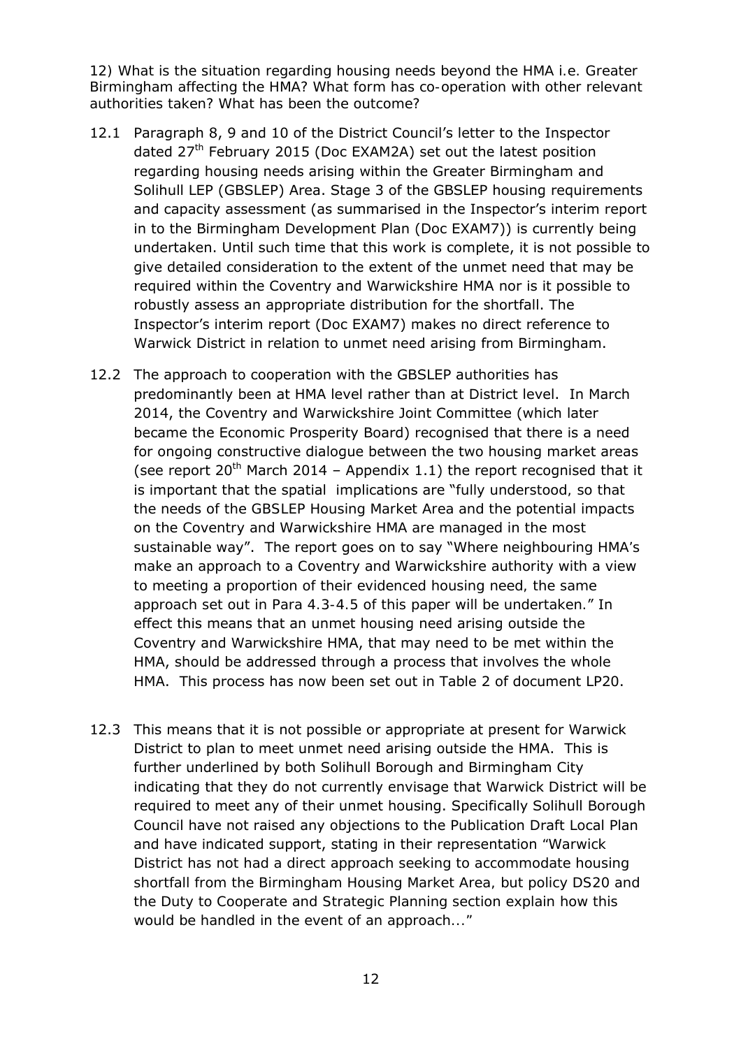12) What is the situation regarding housing needs beyond the HMA i.e. Greater Birmingham affecting the HMA? What form has co-operation with other relevant authorities taken? What has been the outcome?

12.1 Paragraph 8, 9 and 10 of the District Council's letter to the Inspector dated 27th February 2015 (Doc EXAM2A) set out the latest position regarding housing needs arising within the Greater Birmingham and Solihull LEP (GBSLEP) Area. Stage 3 of the GBSLEP housing requirements and capacity assessment (as summarised in the Inspector's interim report in to the Birmingham Development Plan (Doc EXAM7)) is currently being undertaken. Until such time that this work is complete, it is not possible to give detailed consideration to the extent of the unmet need that may be required within the Coventry and Warwickshire HMA nor is it possible to robustly assess an appropriate distribution for the shortfall. The Inspector's interim report (Doc EXAM7) makes no direct reference to Warwick District in relation to unmet need arising from Birmingham.

12.2 The approach to cooperation with the GBSLEP authorities has predominantly been at HMA level rather than at District level. In March 2014, the Coventry and Warwickshire Joint Committee (which later became the Economic Prosperity Board) recognised that there is a need for ongoing constructive dialogue between the two housing market areas (see report 20th March 2014 – Appendix 1.1) the report recognised that it is important that the spatial implications are "fully understood, so that the needs of the GBSLEP Housing Market Area and the potential impacts on the Coventry and Warwickshire HMA are managed in the most sustainable way". The report goes on to say "Where neighbouring HMA's make an approach to a Coventry and Warwickshire authority with a view to meeting a proportion of their evidenced housing need, the same approach set out in Para 4.3-4.5 of this paper will be undertaken." In effect this means that an unmet housing need arising outside the Coventry and Warwickshire HMA, that may need to be met within the HMA, should be addressed through a process that involves the whole HMA. This process has now been set out in Table 2 of document LP20.

12.3 This means that it is not possible or appropriate at present for Warwick District to plan to meet unmet need arising outside the HMA. This is further underlined by both Solihull Borough and Birmingham City indicating that they do not currently envisage that Warwick District will be required to meet any of their unmet housing. Specifically Solihull Borough Council have not raised any objections to the Publication Draft Local Plan and have indicated support, stating in their representation "Warwick District has not had a direct approach seeking to accommodate housing shortfall from the Birmingham Housing Market Area, but policy DS20 and the Duty to Cooperate and Strategic Planning section explain how this would be handled in the event of an approach..."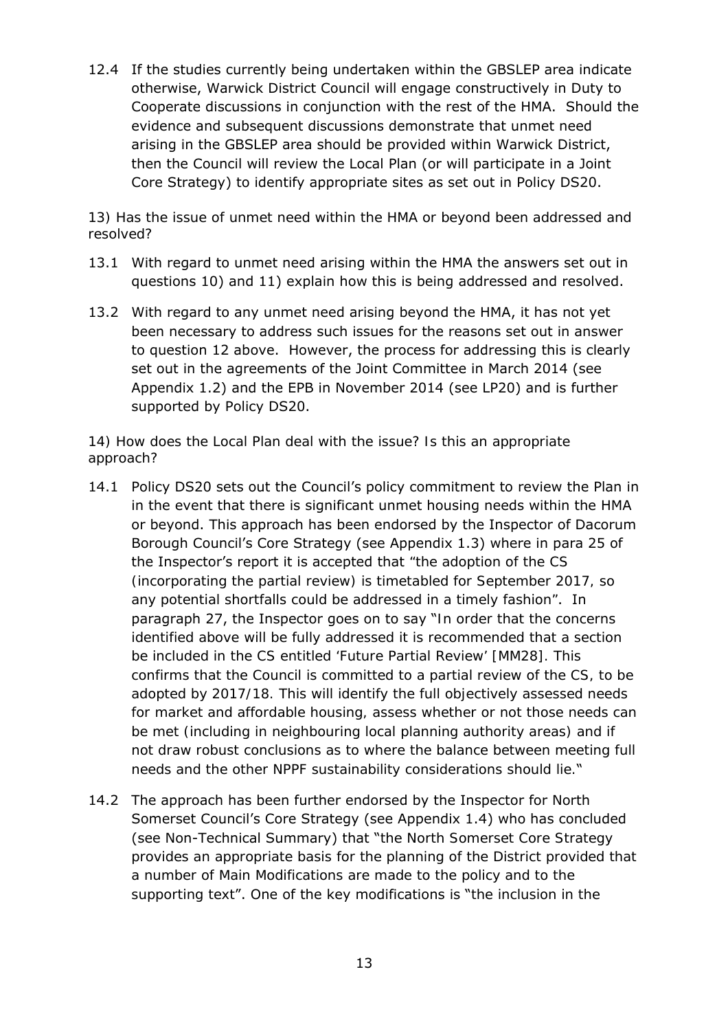12.4 If the studies currently being undertaken within the GBSLEP area indicate otherwise, Warwick District Council will engage constructively in Duty to Cooperate discussions in conjunction with the rest of the HMA. Should the evidence and subsequent discussions demonstrate that unmet need arising in the GBSLEP area should be provided within Warwick District, then the Council will review the Local Plan (or will participate in a Joint Core Strategy) to identify appropriate sites as set out in Policy DS20.

*13) Has the issue of unmet need within the HMA or beyond been addressed and resolved?*

13.1 With regard to unmet need arising within the HMA the answers set out in questions 10) and 11) explain how this is being addressed and resolved.

13.2 With regard to any unmet need arising beyond the HMA, it has not yet been necessary to address such issues for the reasons set out in answer to question 12 above. However, the process for addressing this is clearly set out in the agreements of the Joint Committee in March 2014 (see Appendix 1.2) and the EPB in November 2014 (see LP20) and is further supported by Policy DS20.

*14) How does the Local Plan deal with the issue? Is this an appropriate approach?*

14.1 Policy DS20 sets out the Council's policy commitment to review the Plan in in the event that there is significant unmet housing needs within the HMA or beyond. This approach has been endorsed by the Inspector of Dacorum Borough Council's Core Strategy (see Appendix 1.3) where in para 25 of the Inspector's report it is accepted that "the adoption of the CS (incorporating the partial review) is timetabled for September 2017, so any potential shortfalls could be addressed in a timely fashion". In paragraph 27, the Inspector goes on to say "In order that the concerns identified above will be fully addressed it is recommended that a section be included in the CS entitled 'Future Partial Review' [MM28]. This confirms that the Council is committed to a partial review of the CS, to be adopted by 2017/18. This will identify the full objectively assessed needs for market and affordable housing, assess whether or not those needs can be met (including in neighbouring local planning authority areas) and if not draw robust conclusions as to where the balance between meeting full needs and the other NPPF sustainability considerations should lie."

14.2 The approach has been further endorsed by the Inspector for North Somerset Council's Core Strategy (see Appendix 1.4) who has concluded (see Non-Technical Summary) that "the North Somerset Core Strategy provides an appropriate basis for the planning of the District provided that a number of Main Modifications are made to the policy and to the supporting text". One of the key modifications is "the inclusion in the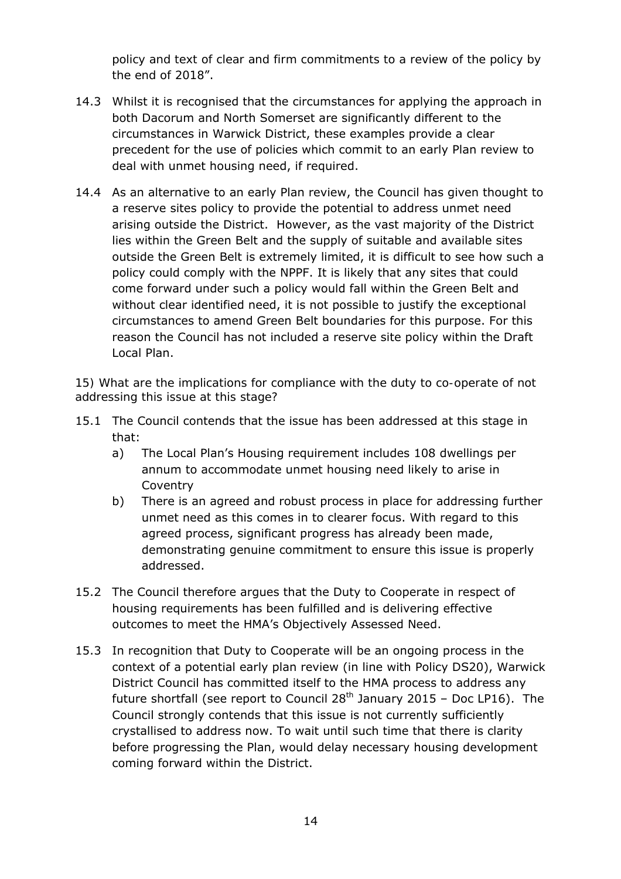policy and text of clear and firm commitments to a review of the policy by the end of 2018".

14.3 Whilst it is recognised that the circumstances for applying the approach in both Dacorum and North Somerset are significantly different to the circumstances in Warwick District, these examples provide a clear precedent for the use of policies which commit to an early Plan review to deal with unmet housing need, if required.

14.4 As an alternative to an early Plan review, the Council has given thought to a reserve sites policy to provide the potential to address unmet need arising outside the District. However, as the vast majority of the District lies within the Green Belt and the supply of suitable and available sites outside the Green Belt is extremely limited, it is difficult to see how such a policy could comply with the NPPF. It is likely that any sites that could come forward under such a policy would fall within the Green Belt and without clear identified need, it is not possible to justify the exceptional circumstances to amend Green Belt boundaries for this purpose. For this reason the Council has not included a reserve site policy within the Draft Local Plan.

15) What are the implications for compliance with the duty to co-operate of not addressing this issue at this stage?

15.1 The Council contends that the issue has been addressed at this stage in that:

   a) The Local Plan's Housing requirement includes 108 dwellings per annum to accommodate unmet housing need likely to arise in Coventry
   b) There is an agreed and robust process in place for addressing further unmet need as this comes in to clearer focus. With regard to this agreed process, significant progress has already been made, demonstrating genuine commitment to ensure this issue is properly addressed.

15.2 The Council therefore argues that the Duty to Cooperate in respect of housing requirements has been fulfilled and is delivering effective outcomes to meet the HMA's Objectively Assessed Need.

15.3 In recognition that Duty to Cooperate will be an ongoing process in the context of a potential early plan review (in line with Policy DS20), Warwick District Council has committed itself to the HMA process to address any future shortfall (see report to Council 28th January 2015 – Doc LP16). The Council strongly contends that this issue is not currently sufficiently crystallised to address now. To wait until such time that there is clarity before progressing the Plan, would delay necessary housing development coming forward within the District.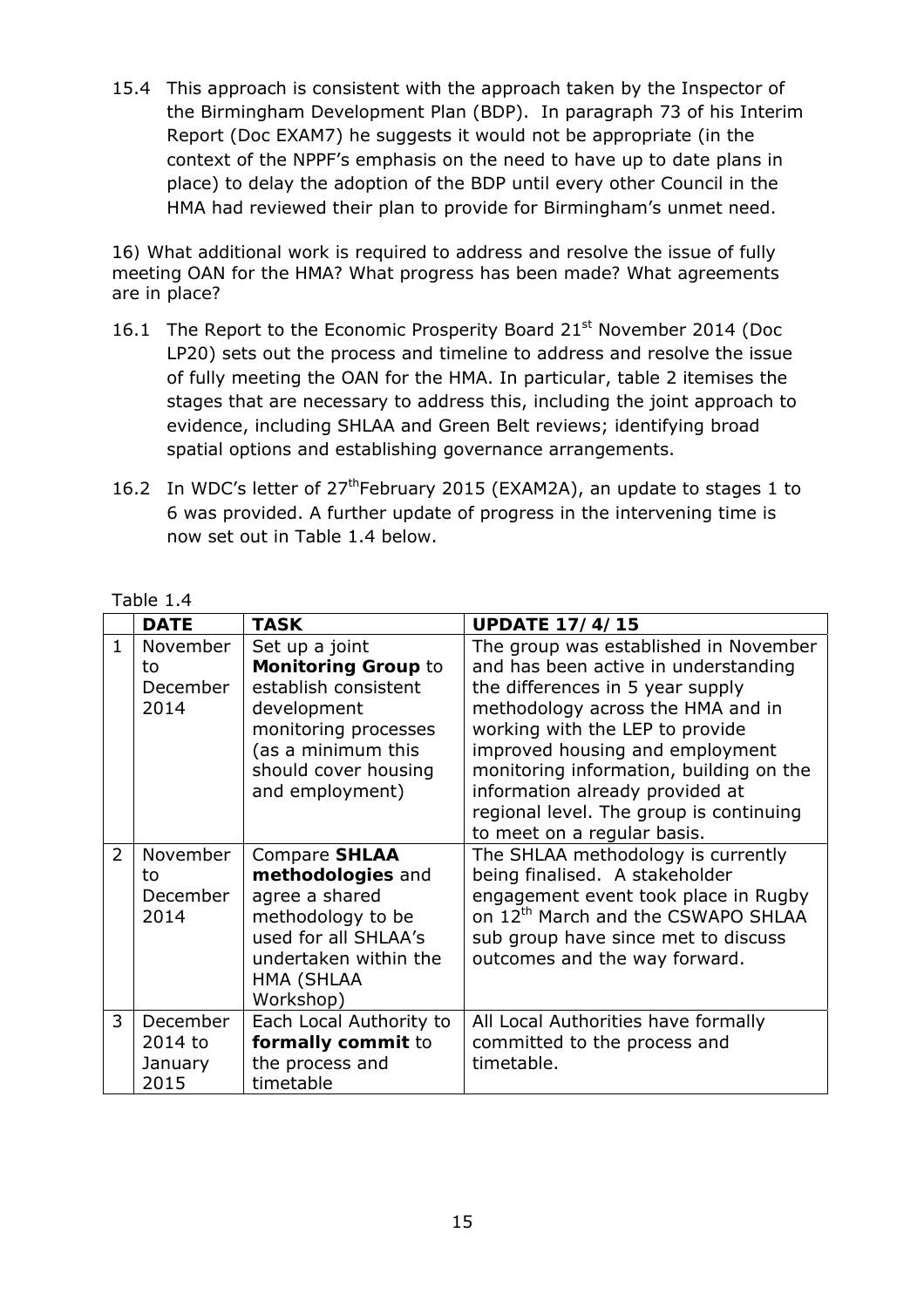15.4 This approach is consistent with the approach taken by the Inspector of the Birmingham Development Plan (BDP). In paragraph 73 of his Interim Report (Doc EXAM7) he suggests it would not be appropriate (in the context of the NPPF's emphasis on the need to have up to date plans in place) to delay the adoption of the BDP until every other Council in the HMA had reviewed their plan to provide for Birmingham's unmet need.

16) What additional work is required to address and resolve the issue of fully meeting OAN for the HMA? What progress has been made? What agreements are in place?

16.1 The Report to the Economic Prosperity Board 21st November 2014 (Doc LP20) sets out the process and timeline to address and resolve the issue of fully meeting the OAN for the HMA. In particular, table 2 itemises the stages that are necessary to address this, including the joint approach to evidence, including SHLAA and Green Belt reviews; identifying broad spatial options and establishing governance arrangements.

16.2 In WDC's letter of 27th February 2015 (EXAM2A), an update to stages 1 to 6 was provided. A further update of progress in the intervening time is now set out in Table 1.4 below.

Table 1.4

| | DATE | TASK | UPDATE 17/4/15 |
|---|---|---|---|
| 1 | November to December 2014 | Set up a joint **Monitoring Group** to establish consistent development monitoring processes (as a minimum this should cover housing and employment) | The group was established in November and has been active in understanding the differences in 5 year supply methodology across the HMA and in working with the LEP to provide improved housing and employment monitoring information, building on the information already provided at regional level. The group is continuing to meet on a regular basis. |
| 2 | November to December 2014 | Compare **SHLAA methodologies** and agree a shared methodology to be used for all SHLAA's undertaken within the HMA (SHLAA Workshop) | The SHLAA methodology is currently being finalised. A stakeholder engagement event took place in Rugby on 12th March and the CSWAPO SHLAA sub group have since met to discuss outcomes and the way forward. |
| 3 | December 2014 to January 2015 | Each Local Authority to **formally commit** to the process and timetable | All Local Authorities have formally committed to the process and timetable. |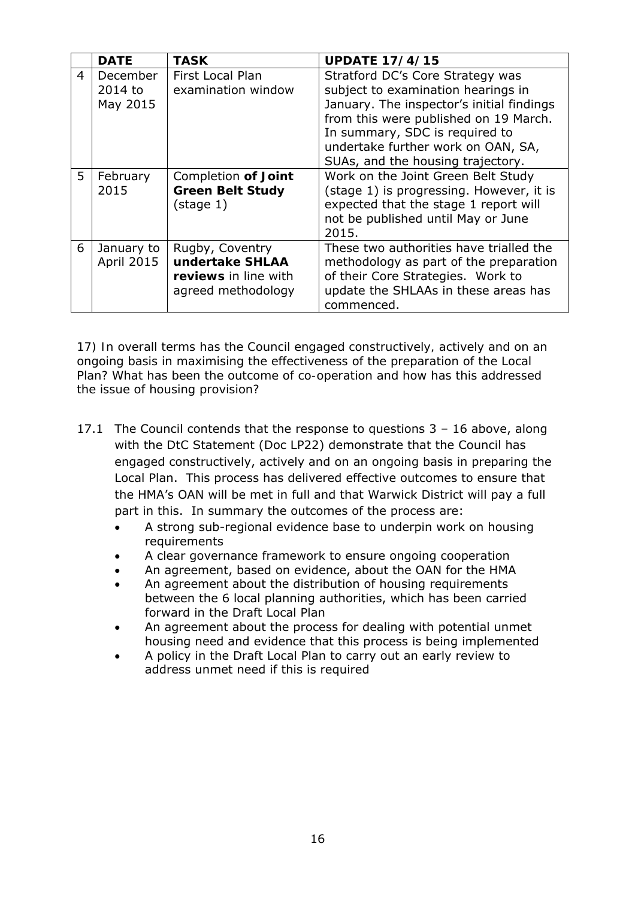| | DATE | TASK | UPDATE 17/4/15 |
|---|---|---|---|
| 4 | December 2014 to May 2015 | First Local Plan examination window | Stratford DC's Core Strategy was subject to examination hearings in January. The inspector's initial findings from this were published on 19 March. In summary, SDC is required to undertake further work on OAN, SA, SUAs, and the housing trajectory. |
| 5 | February 2015 | Completion **of Joint Green Belt Study** (stage 1) | Work on the Joint Green Belt Study (stage 1) is progressing. However, it is expected that the stage 1 report will not be published until May or June 2015. |
| 6 | January to April 2015 | Rugby, Coventry **undertake SHLAA reviews** in line with agreed methodology | These two authorities have trialled the methodology as part of the preparation of their Core Strategies. Work to update the SHLAAs in these areas has commenced. |

17) In overall terms has the Council engaged constructively, actively and on an ongoing basis in maximising the effectiveness of the preparation of the Local Plan? What has been the outcome of co-operation and how has this addressed the issue of housing provision?

17.1 The Council contends that the response to questions 3 – 16 above, along with the DtC Statement (Doc LP22) demonstrate that the Council has engaged constructively, actively and on an ongoing basis in preparing the Local Plan. This process has delivered effective outcomes to ensure that the HMA's OAN will be met in full and that Warwick District will pay a full part in this. In summary the outcomes of the process are:

- A strong sub-regional evidence base to underpin work on housing requirements
- A clear governance framework to ensure ongoing cooperation
- An agreement, based on evidence, about the OAN for the HMA
- An agreement about the distribution of housing requirements between the 6 local planning authorities, which has been carried forward in the Draft Local Plan
- An agreement about the process for dealing with potential unmet housing need and evidence that this process is being implemented
- A policy in the Draft Local Plan to carry out an early review to address unmet need if this is required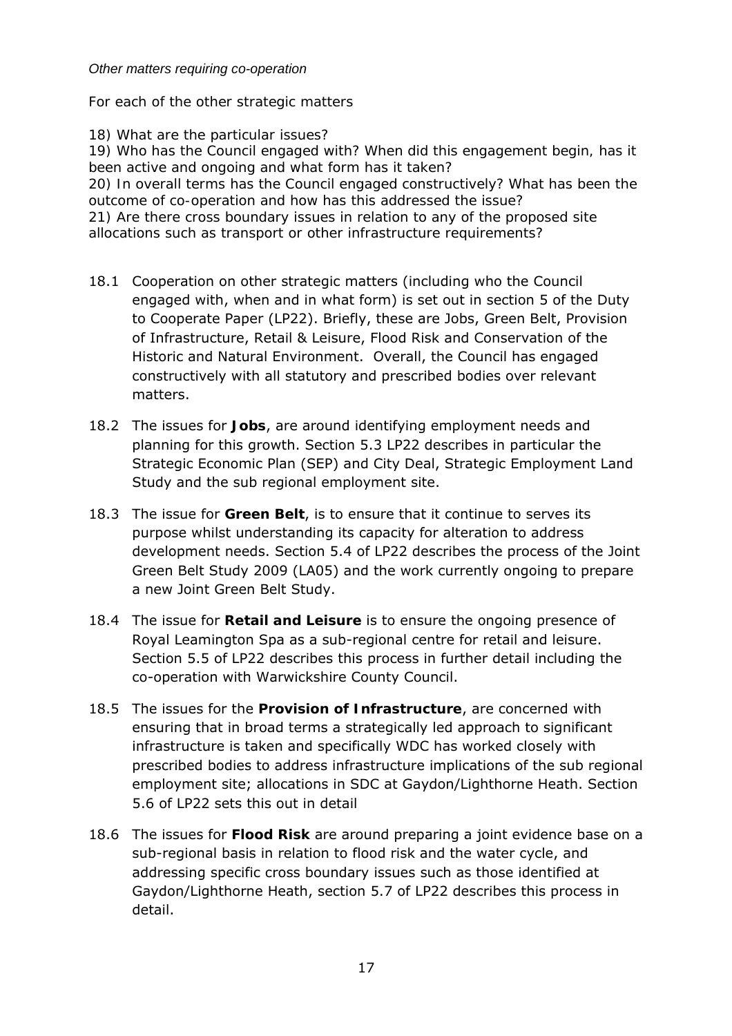*Other matters requiring co-operation*

For each of the other strategic matters

18) What are the particular issues?
19) Who has the Council engaged with? When did this engagement begin, has it been active and ongoing and what form has it taken?
20) In overall terms has the Council engaged constructively? What has been the outcome of co-operation and how has this addressed the issue?
21) Are there cross boundary issues in relation to any of the proposed site allocations such as transport or other infrastructure requirements?

18.1 Cooperation on other strategic matters (including who the Council engaged with, when and in what form) is set out in section 5 of the Duty to Cooperate Paper (LP22). Briefly, these are Jobs, Green Belt, Provision of Infrastructure, Retail & Leisure, Flood Risk and Conservation of the Historic and Natural Environment. Overall, the Council has engaged constructively with all statutory and prescribed bodies over relevant matters.

18.2 The issues for **Jobs**, are around identifying employment needs and planning for this growth. Section 5.3 LP22 describes in particular the Strategic Economic Plan (SEP) and City Deal, Strategic Employment Land Study and the sub regional employment site.

18.3 The issue for **Green Belt**, is to ensure that it continue to serves its purpose whilst understanding its capacity for alteration to address development needs. Section 5.4 of LP22 describes the process of the Joint Green Belt Study 2009 (LA05) and the work currently ongoing to prepare a new Joint Green Belt Study.

18.4 The issue for **Retail and Leisure** is to ensure the ongoing presence of Royal Leamington Spa as a sub-regional centre for retail and leisure. Section 5.5 of LP22 describes this process in further detail including the co-operation with Warwickshire County Council.

18.5 The issues for the **Provision of Infrastructure**, are concerned with ensuring that in broad terms a strategically led approach to significant infrastructure is taken and specifically WDC has worked closely with prescribed bodies to address infrastructure implications of the sub regional employment site; allocations in SDC at Gaydon/Lighthorne Heath. Section 5.6 of LP22 sets this out in detail

18.6 The issues for **Flood Risk** are around preparing a joint evidence base on a sub-regional basis in relation to flood risk and the water cycle, and addressing specific cross boundary issues such as those identified at Gaydon/Lighthorne Heath, section 5.7 of LP22 describes this process in detail.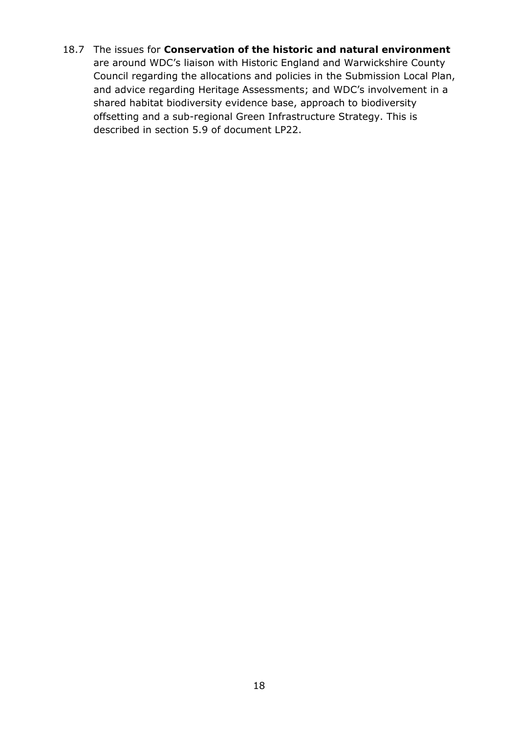18.7 The issues for **Conservation of the historic and natural environment** are around WDC's liaison with Historic England and Warwickshire County Council regarding the allocations and policies in the Submission Local Plan, and advice regarding Heritage Assessments; and WDC's involvement in a shared habitat biodiversity evidence base, approach to biodiversity offsetting and a sub-regional Green Infrastructure Strategy. This is described in section 5.9 of document LP22.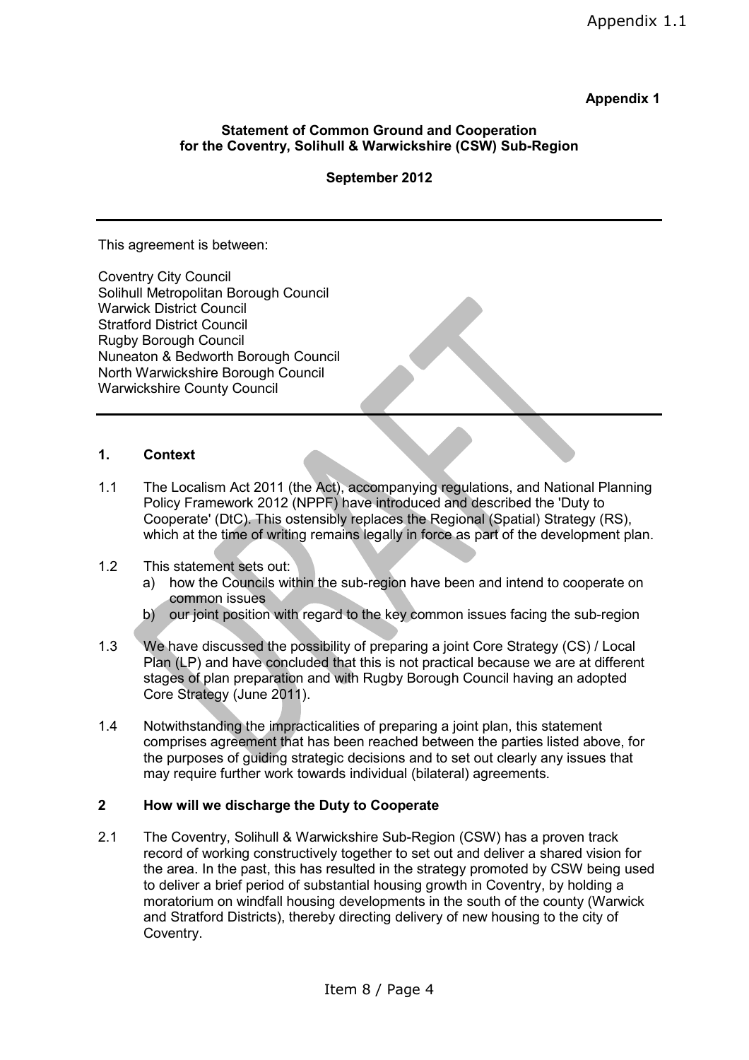**Appendix 1**

**Statement of Common Ground and Cooperation for the Coventry, Solihull & Warwickshire (CSW) Sub-Region**

**September 2012**

---

This agreement is between:

Coventry City Council
Solihull Metropolitan Borough Council
Warwick District Council
Stratford District Council
Rugby Borough Council
Nuneaton & Bedworth Borough Council
North Warwickshire Borough Council
Warwickshire County Council

---

DRAFT

## 1. Context

1.1 The Localism Act 2011 (the Act), accompanying regulations, and National Planning Policy Framework 2012 (NPPF) have introduced and described the 'Duty to Cooperate' (DtC). This ostensibly replaces the Regional (Spatial) Strategy (RS), which at the time of writing remains legally in force as part of the development plan.

1.2 This statement sets out:

a) how the Councils within the sub-region have been and intend to cooperate on common issues
b) our joint position with regard to the key common issues facing the sub-region

1.3 We have discussed the possibility of preparing a joint Core Strategy (CS) / Local Plan (LP) and have concluded that this is not practical because we are at different stages of plan preparation and with Rugby Borough Council having an adopted Core Strategy (June 2011).

1.4 Notwithstanding the impracticalities of preparing a joint plan, this statement comprises agreement that has been reached between the parties listed above, for the purposes of guiding strategic decisions and to set out clearly any issues that may require further work towards individual (bilateral) agreements.

## 2 How will we discharge the Duty to Cooperate

2.1 The Coventry, Solihull & Warwickshire Sub-Region (CSW) has a proven track record of working constructively together to set out and deliver a shared vision for the area. In the past, this has resulted in the strategy promoted by CSW being used to deliver a brief period of substantial housing growth in Coventry, by holding a moratorium on windfall housing developments in the south of the county (Warwick and Stratford Districts), thereby directing delivery of new housing to the city of Coventry.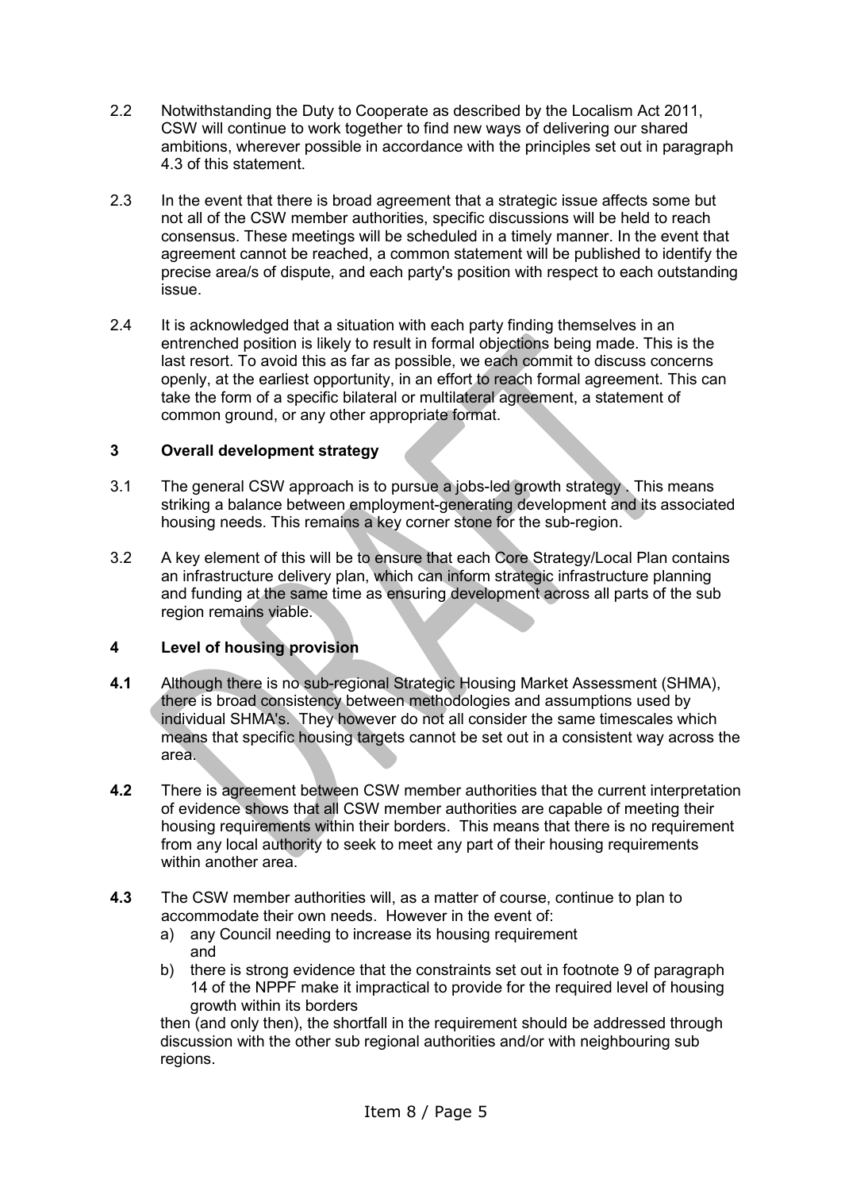2.2 Notwithstanding the Duty to Cooperate as described by the Localism Act 2011, CSW will continue to work together to find new ways of delivering our shared ambitions, wherever possible in accordance with the principles set out in paragraph 4.3 of this statement.

2.3 In the event that there is broad agreement that a strategic issue affects some but not all of the CSW member authorities, specific discussions will be held to reach consensus. These meetings will be scheduled in a timely manner. In the event that agreement cannot be reached, a common statement will be published to identify the precise area/s of dispute, and each party's position with respect to each outstanding issue.

2.4 It is acknowledged that a situation with each party finding themselves in an entrenched position is likely to result in formal objections being made. This is the last resort. To avoid this as far as possible, we each commit to discuss concerns openly, at the earliest opportunity, in an effort to reach formal agreement. This can take the form of a specific bilateral or multilateral agreement, a statement of common ground, or any other appropriate format.

### 3 Overall development strategy

3.1 The general CSW approach is to pursue a jobs-led growth strategy . This means striking a balance between employment-generating development and its associated housing needs. This remains a key corner stone for the sub-region.

3.2 A key element of this will be to ensure that each Core Strategy/Local Plan contains an infrastructure delivery plan, which can inform strategic infrastructure planning and funding at the same time as ensuring development across all parts of the sub region remains viable.

### 4 Level of housing provision

**4.1** Although there is no sub-regional Strategic Housing Market Assessment (SHMA), there is broad consistency between methodologies and assumptions used by individual SHMA's. They however do not all consider the same timescales which means that specific housing targets cannot be set out in a consistent way across the area.

**4.2** There is agreement between CSW member authorities that the current interpretation of evidence shows that all CSW member authorities are capable of meeting their housing requirements within their borders. This means that there is no requirement from any local authority to seek to meet any part of their housing requirements within another area.

**4.3** The CSW member authorities will, as a matter of course, continue to plan to accommodate their own needs. However in the event of:

a) any Council needing to increase its housing requirement
   and
b) there is strong evidence that the constraints set out in footnote 9 of paragraph 14 of the NPPF make it impractical to provide for the required level of housing growth within its borders

then (and only then), the shortfall in the requirement should be addressed through discussion with the other sub regional authorities and/or with neighbouring sub regions.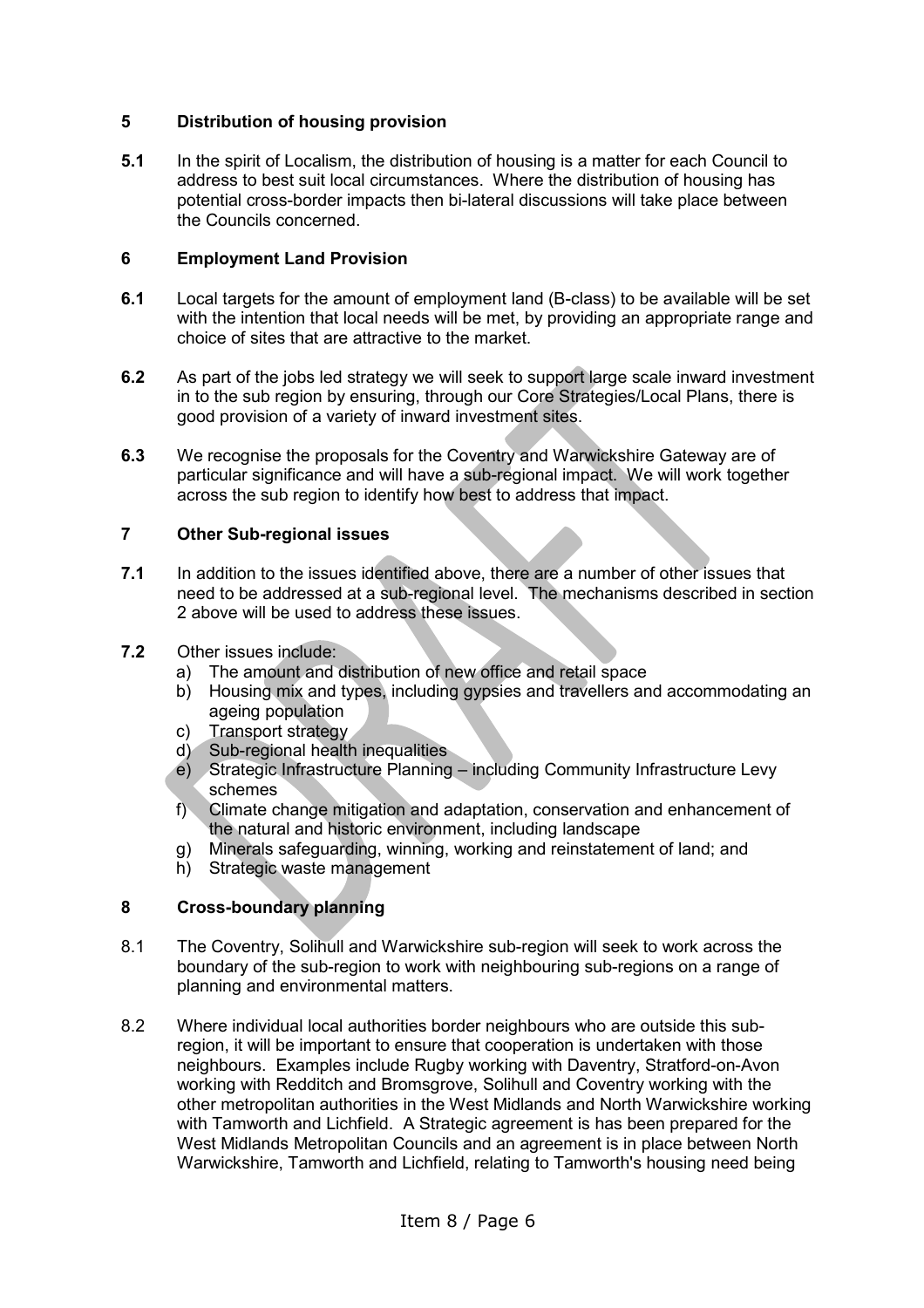## 5 Distribution of housing provision

**5.1** In the spirit of Localism, the distribution of housing is a matter for each Council to address to best suit local circumstances. Where the distribution of housing has potential cross-border impacts then bi-lateral discussions will take place between the Councils concerned.

## 6 Employment Land Provision

**6.1** Local targets for the amount of employment land (B-class) to be available will be set with the intention that local needs will be met, by providing an appropriate range and choice of sites that are attractive to the market.

**6.2** As part of the jobs led strategy we will seek to support large scale inward investment in to the sub region by ensuring, through our Core Strategies/Local Plans, there is good provision of a variety of inward investment sites.

**6.3** We recognise the proposals for the Coventry and Warwickshire Gateway are of particular significance and will have a sub-regional impact. We will work together across the sub region to identify how best to address that impact.

## 7 Other Sub-regional issues

**7.1** In addition to the issues identified above, there are a number of other issues that need to be addressed at a sub-regional level. The mechanisms described in section 2 above will be used to address these issues.

**7.2** Other issues include:

a) The amount and distribution of new office and retail space
b) Housing mix and types, including gypsies and travellers and accommodating an ageing population
c) Transport strategy
d) Sub-regional health inequalities
e) Strategic Infrastructure Planning – including Community Infrastructure Levy schemes
f) Climate change mitigation and adaptation, conservation and enhancement of the natural and historic environment, including landscape
g) Minerals safeguarding, winning, working and reinstatement of land; and
h) Strategic waste management

## 8 Cross-boundary planning

8.1 The Coventry, Solihull and Warwickshire sub-region will seek to work across the boundary of the sub-region to work with neighbouring sub-regions on a range of planning and environmental matters.

8.2 Where individual local authorities border neighbours who are outside this sub-region, it will be important to ensure that cooperation is undertaken with those neighbours. Examples include Rugby working with Daventry, Stratford-on-Avon working with Redditch and Bromsgrove, Solihull and Coventry working with the other metropolitan authorities in the West Midlands and North Warwickshire working with Tamworth and Lichfield. A Strategic agreement is has been prepared for the West Midlands Metropolitan Councils and an agreement is in place between North Warwickshire, Tamworth and Lichfield, relating to Tamworth's housing need being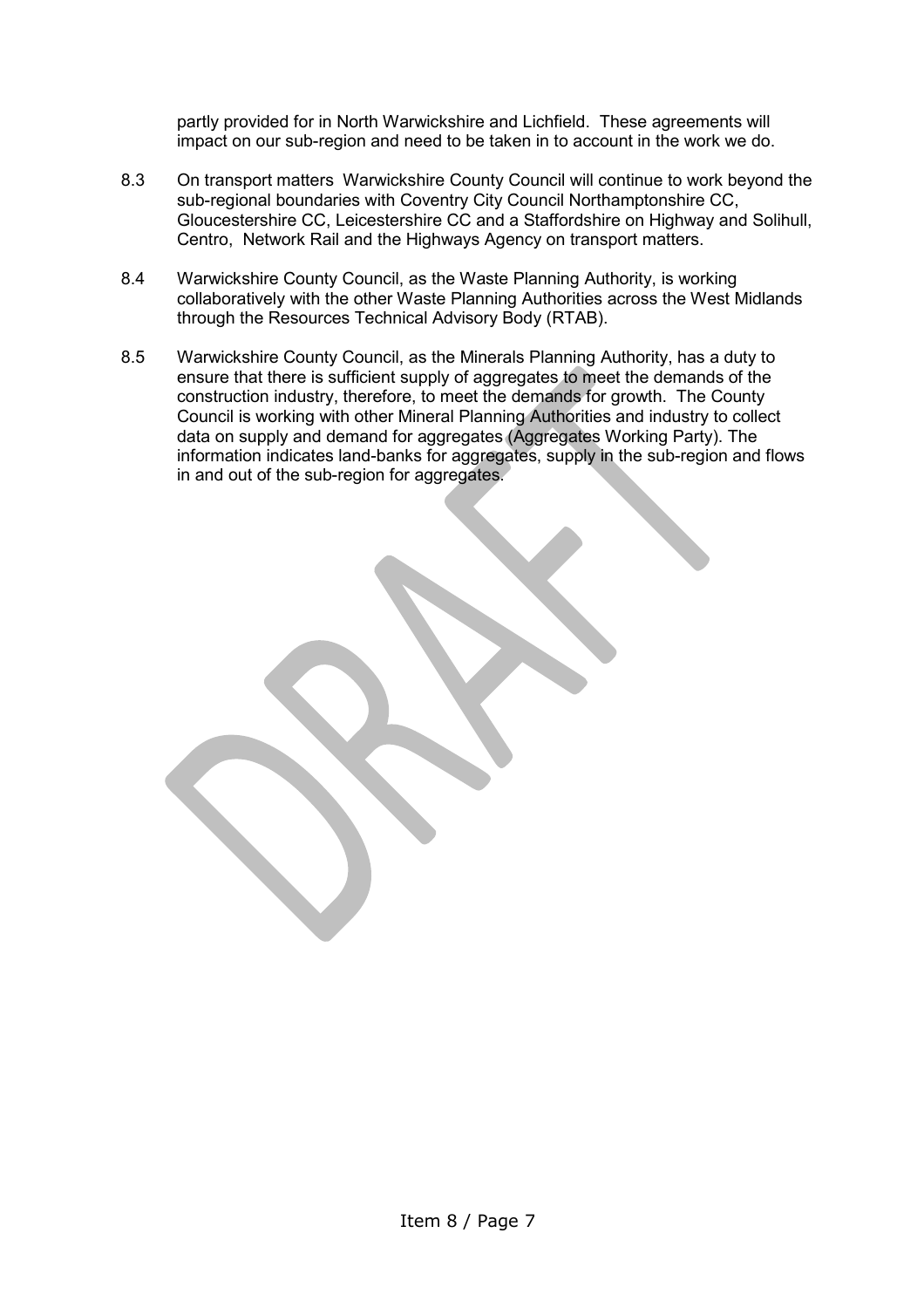partly provided for in North Warwickshire and Lichfield. These agreements will impact on our sub-region and need to be taken in to account in the work we do.

8.3 On transport matters Warwickshire County Council will continue to work beyond the sub-regional boundaries with Coventry City Council Northamptonshire CC, Gloucestershire CC, Leicestershire CC and a Staffordshire on Highway and Solihull, Centro, Network Rail and the Highways Agency on transport matters.

8.4 Warwickshire County Council, as the Waste Planning Authority, is working collaboratively with the other Waste Planning Authorities across the West Midlands through the Resources Technical Advisory Body (RTAB).

8.5 Warwickshire County Council, as the Minerals Planning Authority, has a duty to ensure that there is sufficient supply of aggregates to meet the demands of the construction industry, therefore, to meet the demands for growth. The County Council is working with other Mineral Planning Authorities and industry to collect data on supply and demand for aggregates (Aggregates Working Party). The information indicates land-banks for aggregates, supply in the sub-region and flows in and out of the sub-region for aggregates.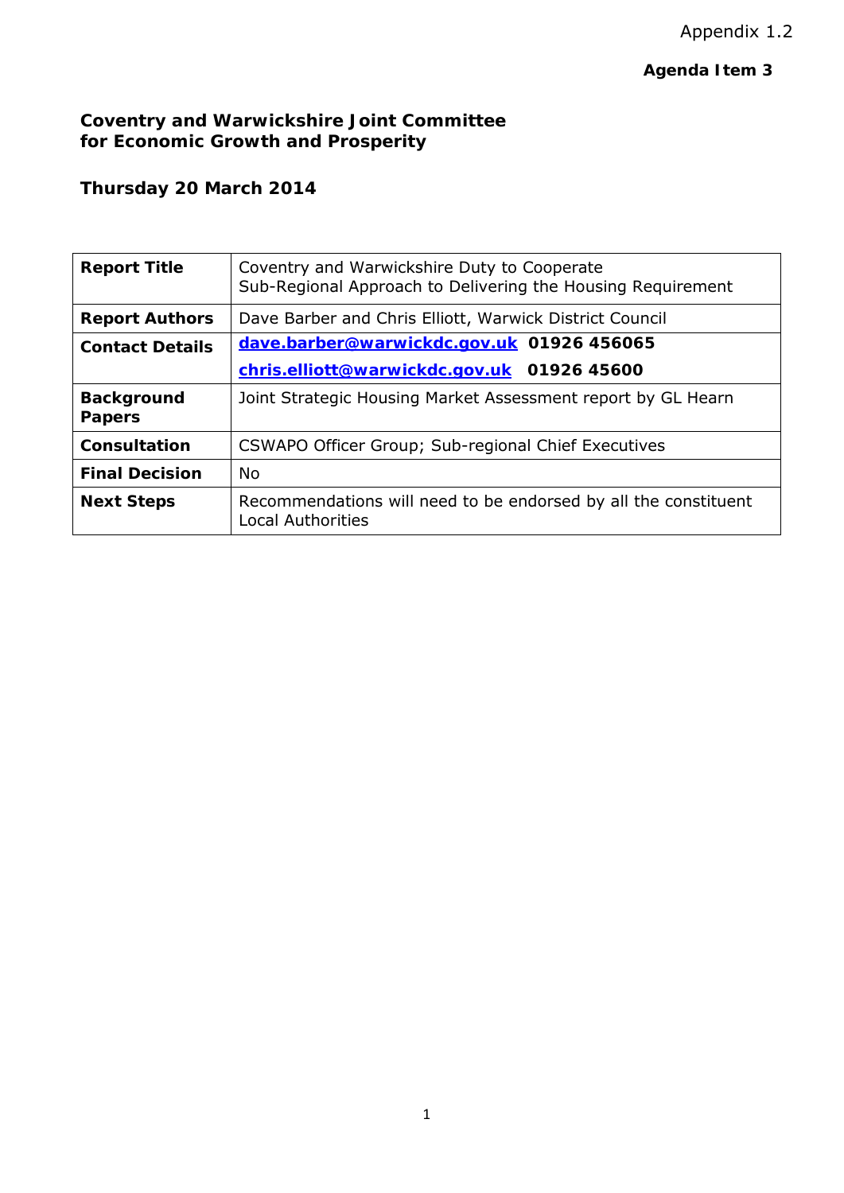Appendix 1.2

**Agenda Item 3**

**Coventry and Warwickshire Joint Committee for Economic Growth and Prosperity**

**Thursday 20 March 2014**

| | |
|---|---|
| **Report Title** | Coventry and Warwickshire Duty to Cooperate<br>Sub-Regional Approach to Delivering the Housing Requirement |
| **Report Authors** | Dave Barber and Chris Elliott, Warwick District Council |
| **Contact Details** | **dave.barber@warwickdc.gov.uk 01926 456065**<br>**chris.elliott@warwickdc.gov.uk 01926 45600** |
| **Background Papers** | Joint Strategic Housing Market Assessment report by GL Hearn |
| **Consultation** | CSWAPO Officer Group; Sub-regional Chief Executives |
| **Final Decision** | No |
| **Next Steps** | Recommendations will need to be endorsed by all the constituent Local Authorities |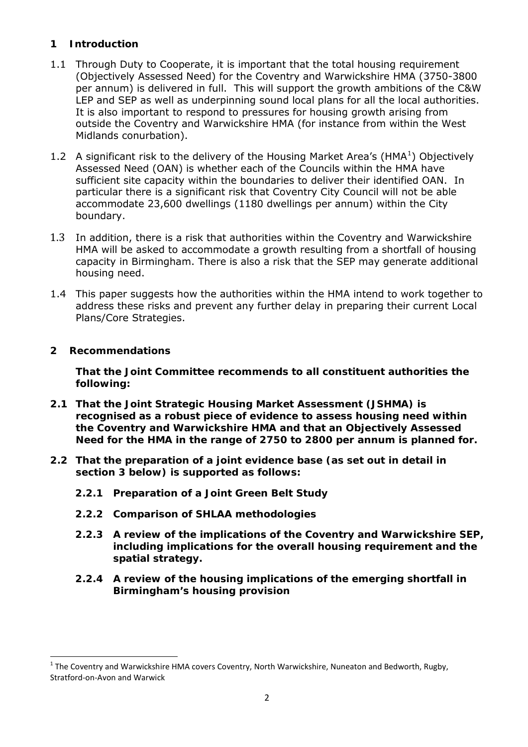## 1 Introduction

1.1 Through Duty to Cooperate, it is important that the total housing requirement (Objectively Assessed Need) for the Coventry and Warwickshire HMA (3750-3800 per annum) is delivered in full. This will support the growth ambitions of the C&W LEP and SEP as well as underpinning sound local plans for all the local authorities. It is also important to respond to pressures for housing growth arising from outside the Coventry and Warwickshire HMA (for instance from within the West Midlands conurbation).

1.2 A significant risk to the delivery of the Housing Market Area's (HMA[1]) Objectively Assessed Need (OAN) is whether each of the Councils within the HMA have sufficient site capacity within the boundaries to deliver their identified OAN. In particular there is a significant risk that Coventry City Council will not be able accommodate 23,600 dwellings (1180 dwellings per annum) within the City boundary.

1.3 In addition, there is a risk that authorities within the Coventry and Warwickshire HMA will be asked to accommodate a growth resulting from a shortfall of housing capacity in Birmingham. There is also a risk that the SEP may generate additional housing need.

1.4 This paper suggests how the authorities within the HMA intend to work together to address these risks and prevent any further delay in preparing their current Local Plans/Core Strategies.

## 2 Recommendations

**That the Joint Committee recommends to all constituent authorities the following:**

**2.1 That the Joint Strategic Housing Market Assessment (JSHMA) is recognised as a robust piece of evidence to assess housing need within the Coventry and Warwickshire HMA and that an Objectively Assessed Need for the HMA in the range of 2750 to 2800 per annum is planned for.**

**2.2 That the preparation of a joint evidence base (as set out in detail in section 3 below) is supported as follows:**

**2.2.1 Preparation of a Joint Green Belt Study**

**2.2.2 Comparison of SHLAA methodologies**

**2.2.3 A review of the implications of the Coventry and Warwickshire SEP, including implications for the overall housing requirement and the spatial strategy.**

**2.2.4 A review of the housing implications of the emerging shortfall in Birmingham's housing provision**

[1] The Coventry and Warwickshire HMA covers Coventry, North Warwickshire, Nuneaton and Bedworth, Rugby, Stratford-on-Avon and Warwick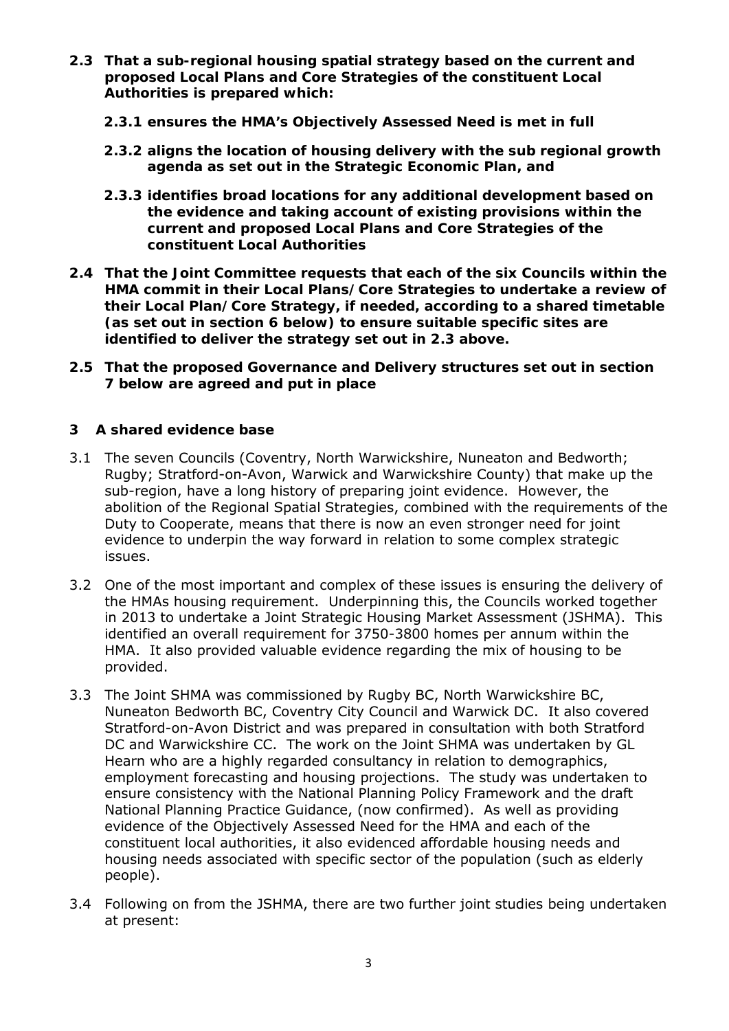**2.3 That a sub-regional housing spatial strategy based on the current and proposed Local Plans and Core Strategies of the constituent Local Authorities is prepared which:**

**2.3.1 ensures the HMA's Objectively Assessed Need is met in full**

**2.3.2 aligns the location of housing delivery with the sub regional growth agenda as set out in the Strategic Economic Plan, and**

**2.3.3 identifies broad locations for any additional development based on the evidence and taking account of existing provisions within the current and proposed Local Plans and Core Strategies of the constituent Local Authorities**

**2.4 That the Joint Committee requests that each of the six Councils within the HMA commit in their Local Plans/Core Strategies to undertake a review of their Local Plan/Core Strategy, if needed, according to a shared timetable (as set out in section 6 below) to ensure suitable specific sites are identified to deliver the strategy set out in 2.3 above.**

**2.5 That the proposed Governance and Delivery structures set out in section 7 below are agreed and put in place**

## 3 A shared evidence base

3.1 The seven Councils (Coventry, North Warwickshire, Nuneaton and Bedworth; Rugby; Stratford-on-Avon, Warwick and Warwickshire County) that make up the sub-region, have a long history of preparing joint evidence. However, the abolition of the Regional Spatial Strategies, combined with the requirements of the Duty to Cooperate, means that there is now an even stronger need for joint evidence to underpin the way forward in relation to some complex strategic issues.

3.2 One of the most important and complex of these issues is ensuring the delivery of the HMAs housing requirement. Underpinning this, the Councils worked together in 2013 to undertake a Joint Strategic Housing Market Assessment (JSHMA). This identified an overall requirement for 3750-3800 homes per annum within the HMA. It also provided valuable evidence regarding the mix of housing to be provided.

3.3 The Joint SHMA was commissioned by Rugby BC, North Warwickshire BC, Nuneaton Bedworth BC, Coventry City Council and Warwick DC. It also covered Stratford-on-Avon District and was prepared in consultation with both Stratford DC and Warwickshire CC. The work on the Joint SHMA was undertaken by GL Hearn who are a highly regarded consultancy in relation to demographics, employment forecasting and housing projections. The study was undertaken to ensure consistency with the National Planning Policy Framework and the draft National Planning Practice Guidance, (now confirmed). As well as providing evidence of the Objectively Assessed Need for the HMA and each of the constituent local authorities, it also evidenced affordable housing needs and housing needs associated with specific sector of the population (such as elderly people).

3.4 Following on from the JSHMA, there are two further joint studies being undertaken at present: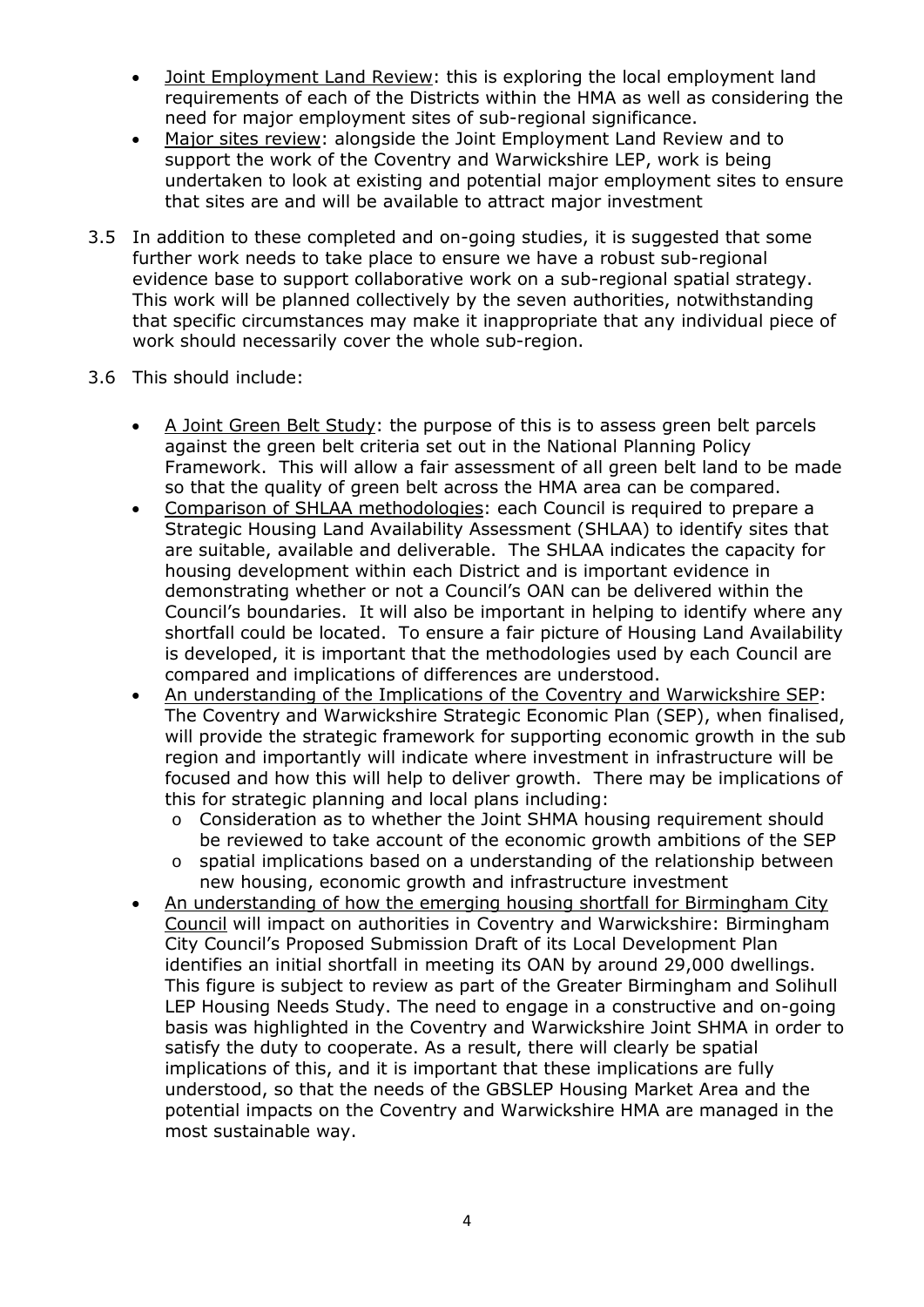- Joint Employment Land Review: this is exploring the local employment land requirements of each of the Districts within the HMA as well as considering the need for major employment sites of sub-regional significance.
- Major sites review: alongside the Joint Employment Land Review and to support the work of the Coventry and Warwickshire LEP, work is being undertaken to look at existing and potential major employment sites to ensure that sites are and will be available to attract major investment

3.5 In addition to these completed and on-going studies, it is suggested that some further work needs to take place to ensure we have a robust sub-regional evidence base to support collaborative work on a sub-regional spatial strategy. This work will be planned collectively by the seven authorities, notwithstanding that specific circumstances may make it inappropriate that any individual piece of work should necessarily cover the whole sub-region.

3.6 This should include:

- A Joint Green Belt Study: the purpose of this is to assess green belt parcels against the green belt criteria set out in the National Planning Policy Framework. This will allow a fair assessment of all green belt land to be made so that the quality of green belt across the HMA area can be compared.
- Comparison of SHLAA methodologies: each Council is required to prepare a Strategic Housing Land Availability Assessment (SHLAA) to identify sites that are suitable, available and deliverable. The SHLAA indicates the capacity for housing development within each District and is important evidence in demonstrating whether or not a Council's OAN can be delivered within the Council's boundaries. It will also be important in helping to identify where any shortfall could be located. To ensure a fair picture of Housing Land Availability is developed, it is important that the methodologies used by each Council are compared and implications of differences are understood.
- An understanding of the Implications of the Coventry and Warwickshire SEP: The Coventry and Warwickshire Strategic Economic Plan (SEP), when finalised, will provide the strategic framework for supporting economic growth in the sub region and importantly will indicate where investment in infrastructure will be focused and how this will help to deliver growth. There may be implications of this for strategic planning and local plans including:
  - Consideration as to whether the Joint SHMA housing requirement should be reviewed to take account of the economic growth ambitions of the SEP
  - spatial implications based on a understanding of the relationship between new housing, economic growth and infrastructure investment
- An understanding of how the emerging housing shortfall for Birmingham City Council will impact on authorities in Coventry and Warwickshire: Birmingham City Council's Proposed Submission Draft of its Local Development Plan identifies an initial shortfall in meeting its OAN by around 29,000 dwellings. This figure is subject to review as part of the Greater Birmingham and Solihull LEP Housing Needs Study. The need to engage in a constructive and on-going basis was highlighted in the Coventry and Warwickshire Joint SHMA in order to satisfy the duty to cooperate. As a result, there will clearly be spatial implications of this, and it is important that these implications are fully understood, so that the needs of the GBSLEP Housing Market Area and the potential impacts on the Coventry and Warwickshire HMA are managed in the most sustainable way.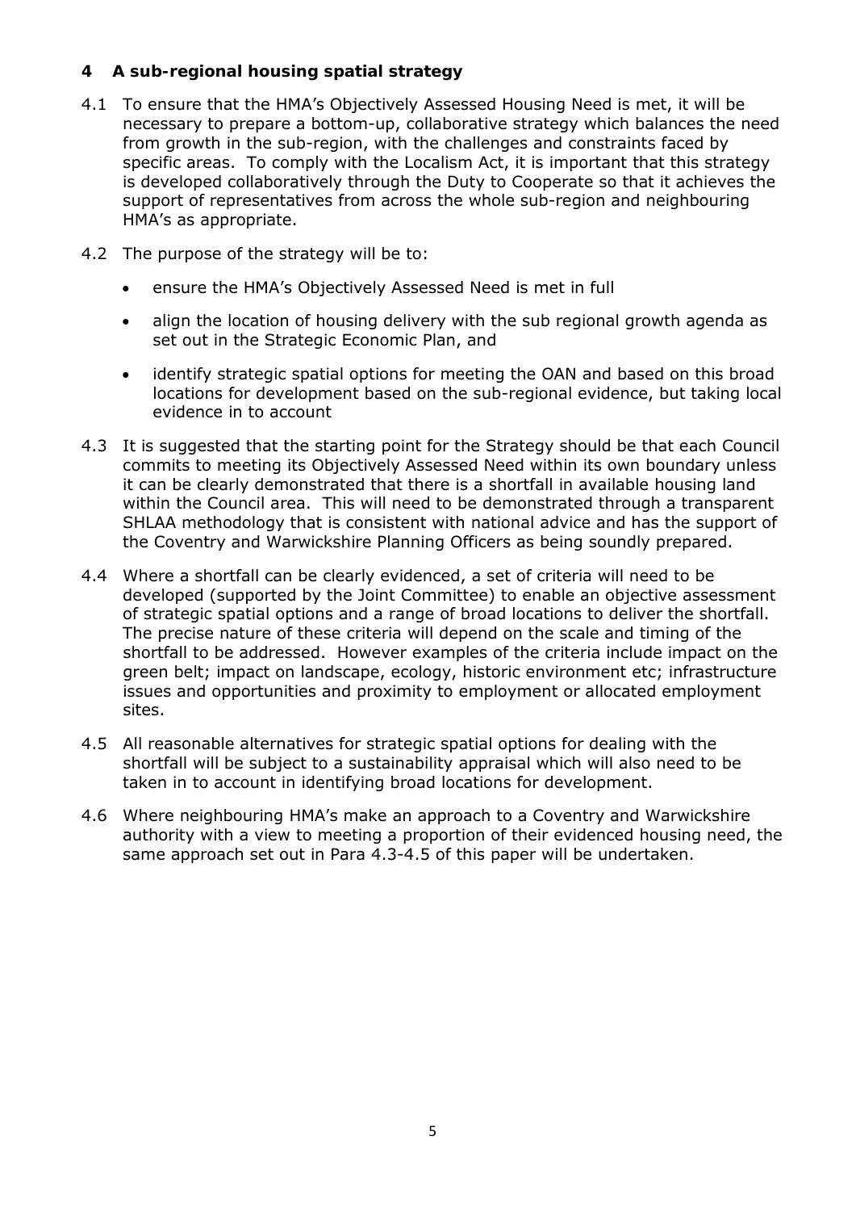## 4 A sub-regional housing spatial strategy

4.1 To ensure that the HMA's Objectively Assessed Housing Need is met, it will be necessary to prepare a bottom-up, collaborative strategy which balances the need from growth in the sub-region, with the challenges and constraints faced by specific areas. To comply with the Localism Act, it is important that this strategy is developed collaboratively through the Duty to Cooperate so that it achieves the support of representatives from across the whole sub-region and neighbouring HMA's as appropriate.

4.2 The purpose of the strategy will be to:

- ensure the HMA's Objectively Assessed Need is met in full
- align the location of housing delivery with the sub regional growth agenda as set out in the Strategic Economic Plan, and
- identify strategic spatial options for meeting the OAN and based on this broad locations for development based on the sub-regional evidence, but taking local evidence in to account

4.3 It is suggested that the starting point for the Strategy should be that each Council commits to meeting its Objectively Assessed Need within its own boundary unless it can be clearly demonstrated that there is a shortfall in available housing land within the Council area. This will need to be demonstrated through a transparent SHLAA methodology that is consistent with national advice and has the support of the Coventry and Warwickshire Planning Officers as being soundly prepared.

4.4 Where a shortfall can be clearly evidenced, a set of criteria will need to be developed (supported by the Joint Committee) to enable an objective assessment of strategic spatial options and a range of broad locations to deliver the shortfall. The precise nature of these criteria will depend on the scale and timing of the shortfall to be addressed. However examples of the criteria include impact on the green belt; impact on landscape, ecology, historic environment etc; infrastructure issues and opportunities and proximity to employment or allocated employment sites.

4.5 All reasonable alternatives for strategic spatial options for dealing with the shortfall will be subject to a sustainability appraisal which will also need to be taken in to account in identifying broad locations for development.

4.6 Where neighbouring HMA's make an approach to a Coventry and Warwickshire authority with a view to meeting a proportion of their evidenced housing need, the same approach set out in Para 4.3-4.5 of this paper will be undertaken.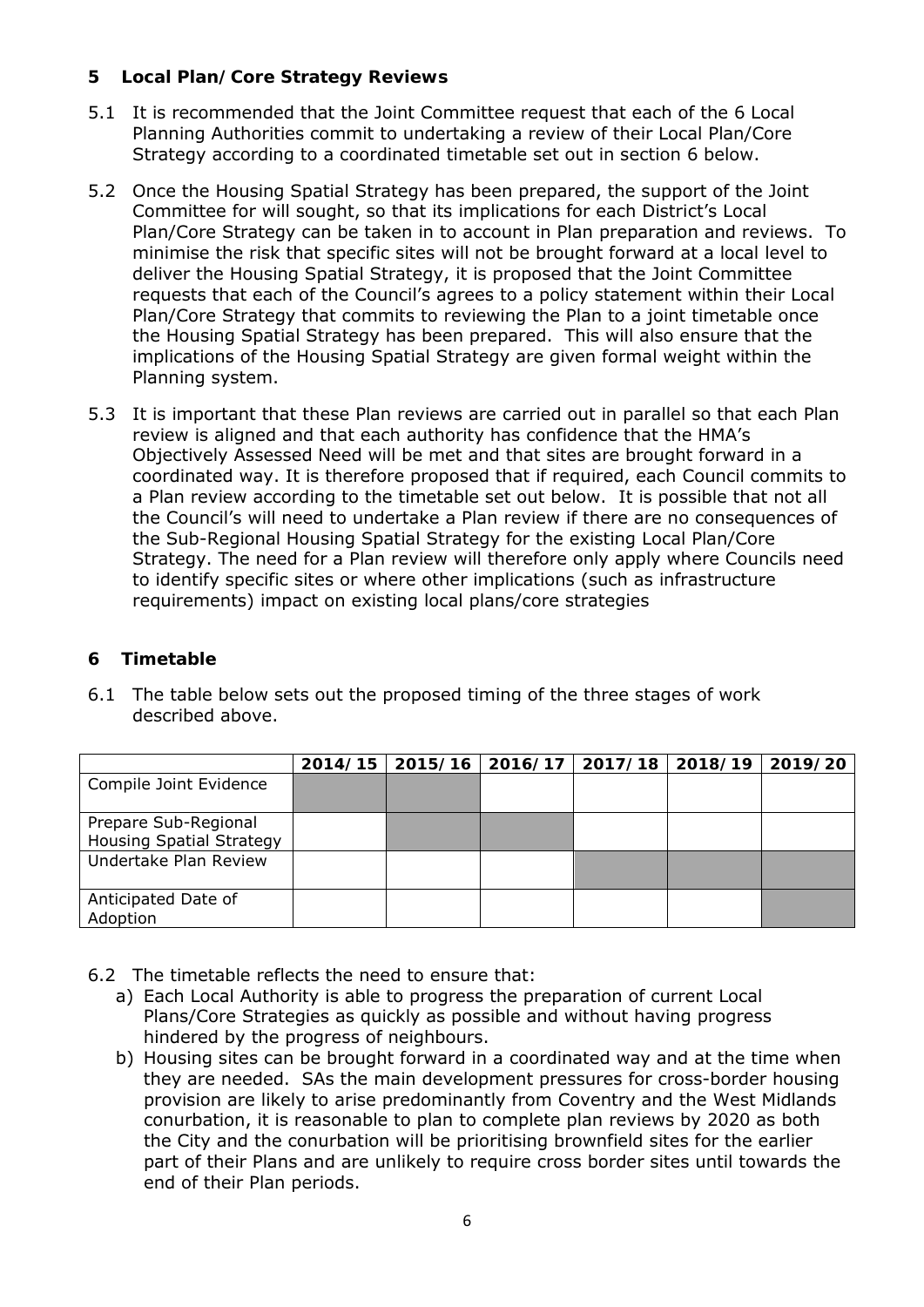**5 Local Plan/Core Strategy Reviews**

5.1 It is recommended that the Joint Committee request that each of the 6 Local Planning Authorities commit to undertaking a review of their Local Plan/Core Strategy according to a coordinated timetable set out in section 6 below.

5.2 Once the Housing Spatial Strategy has been prepared, the support of the Joint Committee for will sought, so that its implications for each District's Local Plan/Core Strategy can be taken in to account in Plan preparation and reviews. To minimise the risk that specific sites will not be brought forward at a local level to deliver the Housing Spatial Strategy, it is proposed that the Joint Committee requests that each of the Council's agrees to a policy statement within their Local Plan/Core Strategy that commits to reviewing the Plan to a joint timetable once the Housing Spatial Strategy has been prepared. This will also ensure that the implications of the Housing Spatial Strategy are given formal weight within the Planning system.

5.3 It is important that these Plan reviews are carried out in parallel so that each Plan review is aligned and that each authority has confidence that the HMA's Objectively Assessed Need will be met and that sites are brought forward in a coordinated way. It is therefore proposed that if required, each Council commits to a Plan review according to the timetable set out below. It is possible that not all the Council's will need to undertake a Plan review if there are no consequences of the Sub-Regional Housing Spatial Strategy for the existing Local Plan/Core Strategy. The need for a Plan review will therefore only apply where Councils need to identify specific sites or where other implications (such as infrastructure requirements) impact on existing local plans/core strategies

**6 Timetable**

6.1 The table below sets out the proposed timing of the three stages of work described above.

| | 2014/15 | 2015/16 | 2016/17 | 2017/18 | 2018/19 | 2019/20 |
|---|---|---|---|---|---|---|
| Compile Joint Evidence | ■ | ■ | | | | |
| Prepare Sub-Regional Housing Spatial Strategy | | ■ | ■ | | | |
| Undertake Plan Review | | | | ■ | ■ | ■ |
| Anticipated Date of Adoption | | | | | | ■ |

6.2 The timetable reflects the need to ensure that:

a) Each Local Authority is able to progress the preparation of current Local Plans/Core Strategies as quickly as possible and without having progress hindered by the progress of neighbours.

b) Housing sites can be brought forward in a coordinated way and at the time when they are needed. SAs the main development pressures for cross-border housing provision are likely to arise predominantly from Coventry and the West Midlands conurbation, it is reasonable to plan to complete plan reviews by 2020 as both the City and the conurbation will be prioritising brownfield sites for the earlier part of their Plans and are unlikely to require cross border sites until towards the end of their Plan periods.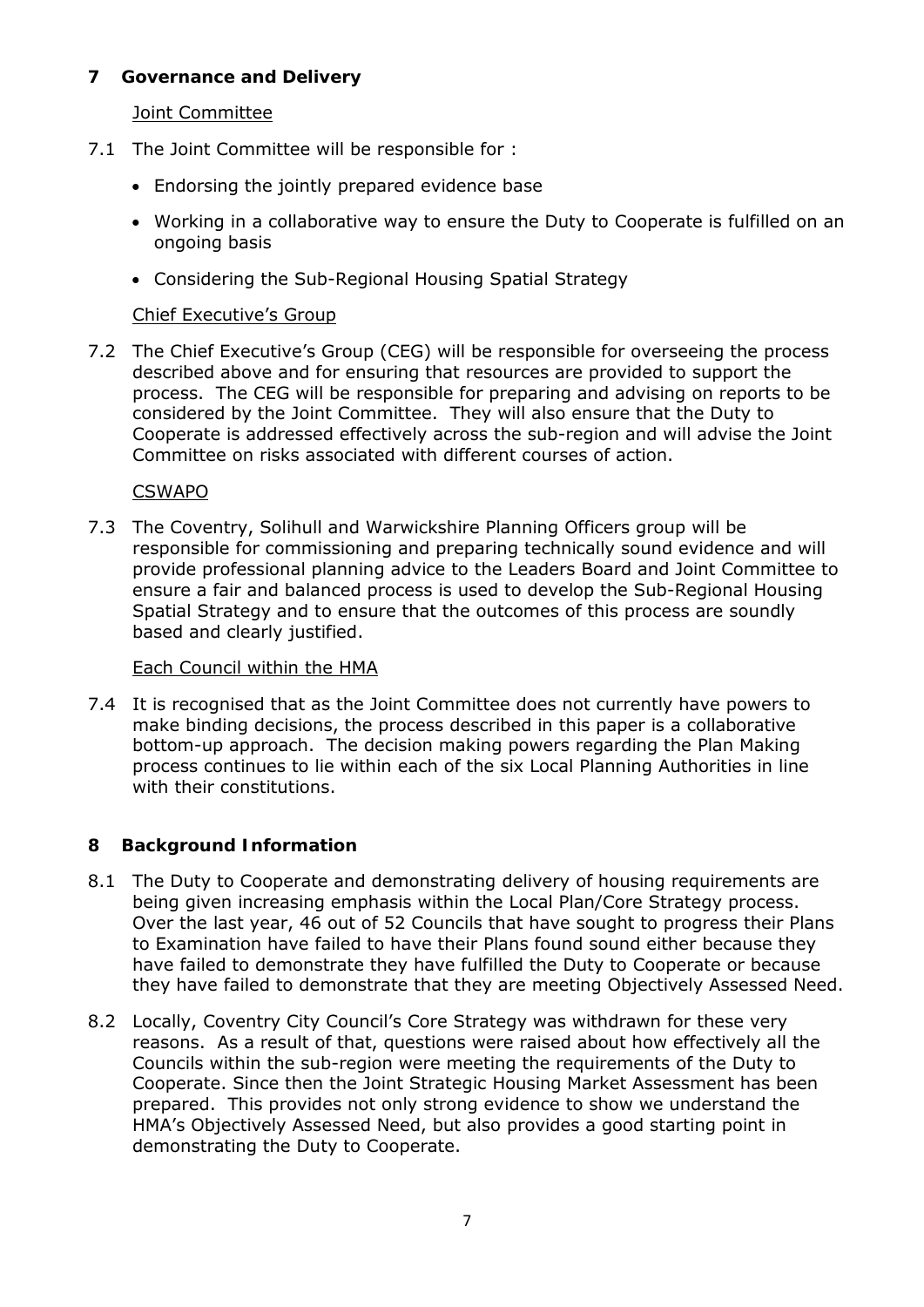## 7 Governance and Delivery

Joint Committee

7.1 The Joint Committee will be responsible for :

- Endorsing the jointly prepared evidence base
- Working in a collaborative way to ensure the Duty to Cooperate is fulfilled on an ongoing basis
- Considering the Sub-Regional Housing Spatial Strategy

Chief Executive's Group

7.2 The Chief Executive's Group (CEG) will be responsible for overseeing the process described above and for ensuring that resources are provided to support the process. The CEG will be responsible for preparing and advising on reports to be considered by the Joint Committee. They will also ensure that the Duty to Cooperate is addressed effectively across the sub-region and will advise the Joint Committee on risks associated with different courses of action.

CSWAPO

7.3 The Coventry, Solihull and Warwickshire Planning Officers group will be responsible for commissioning and preparing technically sound evidence and will provide professional planning advice to the Leaders Board and Joint Committee to ensure a fair and balanced process is used to develop the Sub-Regional Housing Spatial Strategy and to ensure that the outcomes of this process are soundly based and clearly justified.

Each Council within the HMA

7.4 It is recognised that as the Joint Committee does not currently have powers to make binding decisions, the process described in this paper is a collaborative bottom-up approach. The decision making powers regarding the Plan Making process continues to lie within each of the six Local Planning Authorities in line with their constitutions.

## 8 Background Information

8.1 The Duty to Cooperate and demonstrating delivery of housing requirements are being given increasing emphasis within the Local Plan/Core Strategy process. Over the last year, 46 out of 52 Councils that have sought to progress their Plans to Examination have failed to have their Plans found sound either because they have failed to demonstrate they have fulfilled the Duty to Cooperate or because they have failed to demonstrate that they are meeting Objectively Assessed Need.

8.2 Locally, Coventry City Council's Core Strategy was withdrawn for these very reasons. As a result of that, questions were raised about how effectively all the Councils within the sub-region were meeting the requirements of the Duty to Cooperate. Since then the Joint Strategic Housing Market Assessment has been prepared. This provides not only strong evidence to show we understand the HMA's Objectively Assessed Need, but also provides a good starting point in demonstrating the Duty to Cooperate.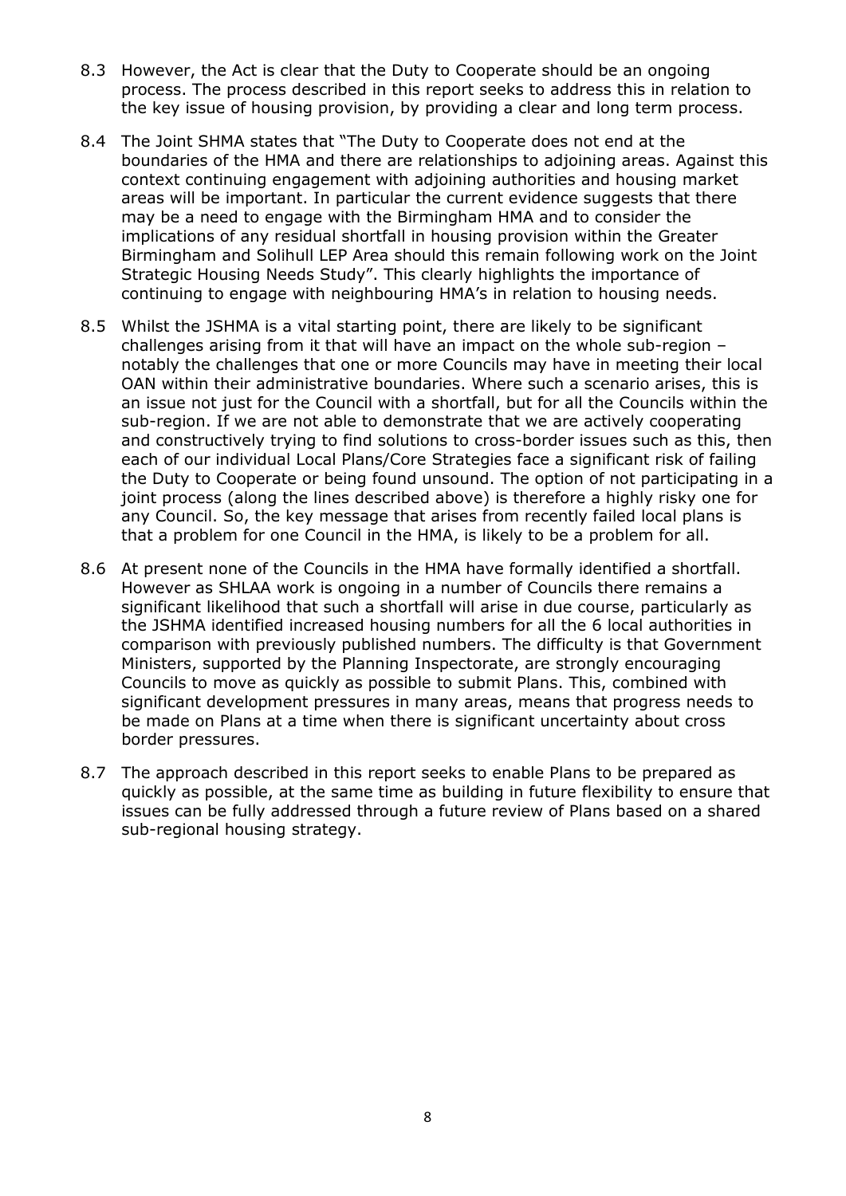8.3 However, the Act is clear that the Duty to Cooperate should be an ongoing process. The process described in this report seeks to address this in relation to the key issue of housing provision, by providing a clear and long term process.

8.4 The Joint SHMA states that "The Duty to Cooperate does not end at the boundaries of the HMA and there are relationships to adjoining areas. Against this context continuing engagement with adjoining authorities and housing market areas will be important. In particular the current evidence suggests that there may be a need to engage with the Birmingham HMA and to consider the implications of any residual shortfall in housing provision within the Greater Birmingham and Solihull LEP Area should this remain following work on the Joint Strategic Housing Needs Study". This clearly highlights the importance of continuing to engage with neighbouring HMA's in relation to housing needs.

8.5 Whilst the JSHMA is a vital starting point, there are likely to be significant challenges arising from it that will have an impact on the whole sub-region – notably the challenges that one or more Councils may have in meeting their local OAN within their administrative boundaries. Where such a scenario arises, this is an issue not just for the Council with a shortfall, but for all the Councils within the sub-region. If we are not able to demonstrate that we are actively cooperating and constructively trying to find solutions to cross-border issues such as this, then each of our individual Local Plans/Core Strategies face a significant risk of failing the Duty to Cooperate or being found unsound. The option of not participating in a joint process (along the lines described above) is therefore a highly risky one for any Council. So, the key message that arises from recently failed local plans is that a problem for one Council in the HMA, is likely to be a problem for all.

8.6 At present none of the Councils in the HMA have formally identified a shortfall. However as SHLAA work is ongoing in a number of Councils there remains a significant likelihood that such a shortfall will arise in due course, particularly as the JSHMA identified increased housing numbers for all the 6 local authorities in comparison with previously published numbers. The difficulty is that Government Ministers, supported by the Planning Inspectorate, are strongly encouraging Councils to move as quickly as possible to submit Plans. This, combined with significant development pressures in many areas, means that progress needs to be made on Plans at a time when there is significant uncertainty about cross border pressures.

8.7 The approach described in this report seeks to enable Plans to be prepared as quickly as possible, at the same time as building in future flexibility to ensure that issues can be fully addressed through a future review of Plans based on a shared sub-regional housing strategy.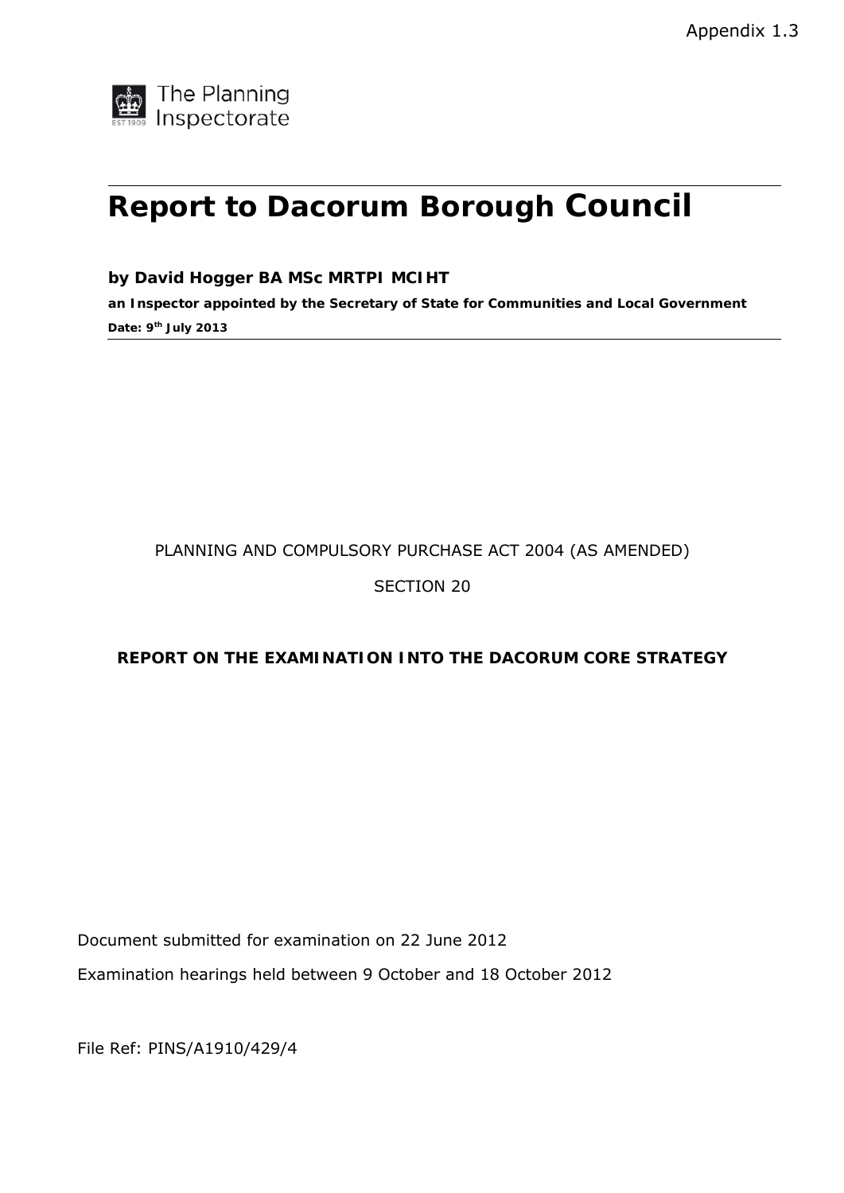Appendix 1.3

The Planning Inspectorate

# Report to Dacorum Borough Council

**by David Hogger BA MSc MRTPI MCIHT**

**an Inspector appointed by the Secretary of State for Communities and Local Government**

**Date: 9th July 2013**

PLANNING AND COMPULSORY PURCHASE ACT 2004 (AS AMENDED)

SECTION 20

**REPORT ON THE EXAMINATION INTO THE DACORUM CORE STRATEGY**

Document submitted for examination on 22 June 2012

Examination hearings held between 9 October and 18 October 2012

File Ref: PINS/A1910/429/4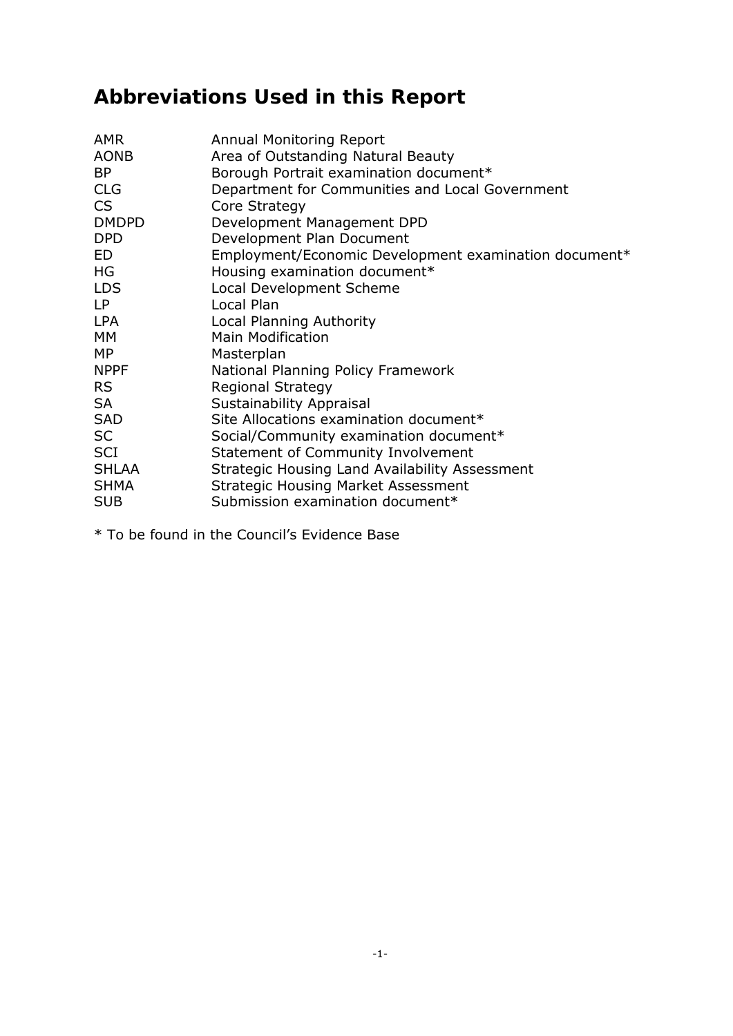# Abbreviations Used in this Report

| | |
|---|---|
| AMR | Annual Monitoring Report |
| AONB | Area of Outstanding Natural Beauty |
| BP | Borough Portrait examination document* |
| CLG | Department for Communities and Local Government |
| CS | Core Strategy |
| DMDPD | Development Management DPD |
| DPD | Development Plan Document |
| ED | Employment/Economic Development examination document* |
| HG | Housing examination document* |
| LDS | Local Development Scheme |
| LP | Local Plan |
| LPA | Local Planning Authority |
| MM | Main Modification |
| MP | Masterplan |
| NPPF | National Planning Policy Framework |
| RS | Regional Strategy |
| SA | Sustainability Appraisal |
| SAD | Site Allocations examination document* |
| SC | Social/Community examination document* |
| SCI | Statement of Community Involvement |
| SHLAA | Strategic Housing Land Availability Assessment |
| SHMA | Strategic Housing Market Assessment |
| SUB | Submission examination document* |

* To be found in the Council's Evidence Base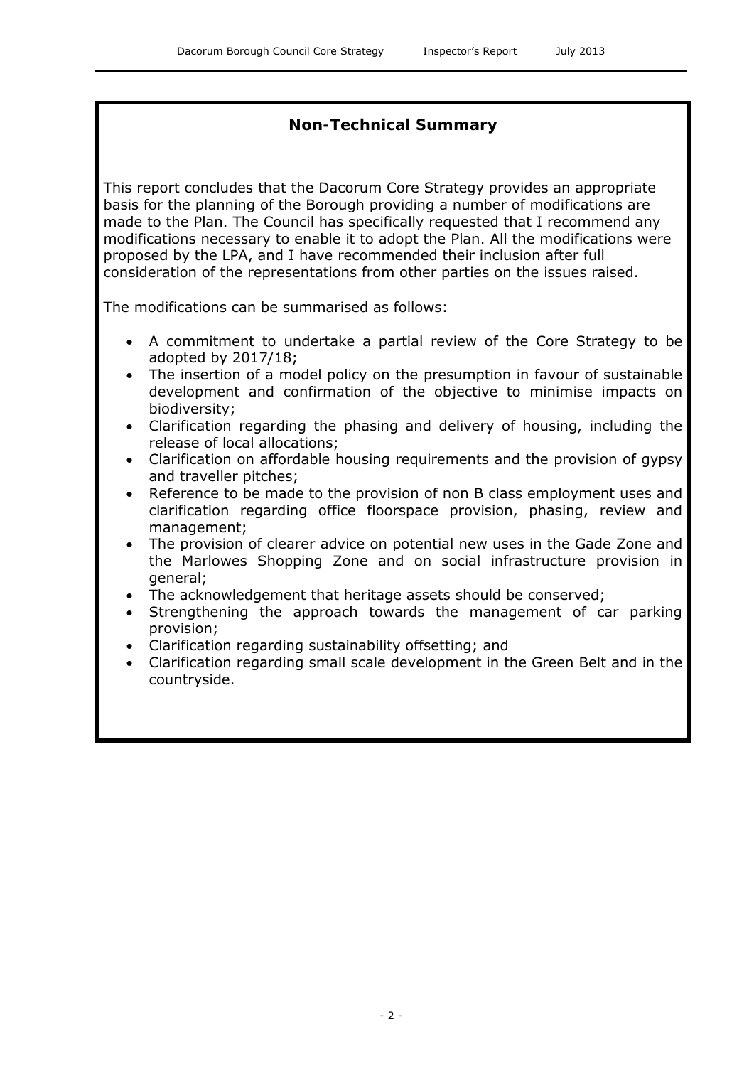## Non-Technical Summary

This report concludes that the Dacorum Core Strategy provides an appropriate basis for the planning of the Borough providing a number of modifications are made to the Plan. The Council has specifically requested that I recommend any modifications necessary to enable it to adopt the Plan. All the modifications were proposed by the LPA, and I have recommended their inclusion after full consideration of the representations from other parties on the issues raised.

The modifications can be summarised as follows:

- A commitment to undertake a partial review of the Core Strategy to be adopted by 2017/18;
- The insertion of a model policy on the presumption in favour of sustainable development and confirmation of the objective to minimise impacts on biodiversity;
- Clarification regarding the phasing and delivery of housing, including the release of local allocations;
- Clarification on affordable housing requirements and the provision of gypsy and traveller pitches;
- Reference to be made to the provision of non B class employment uses and clarification regarding office floorspace provision, phasing, review and management;
- The provision of clearer advice on potential new uses in the Gade Zone and the Marlowes Shopping Zone and on social infrastructure provision in general;
- The acknowledgement that heritage assets should be conserved;
- Strengthening the approach towards the management of car parking provision;
- Clarification regarding sustainability offsetting; and
- Clarification regarding small scale development in the Green Belt and in the countryside.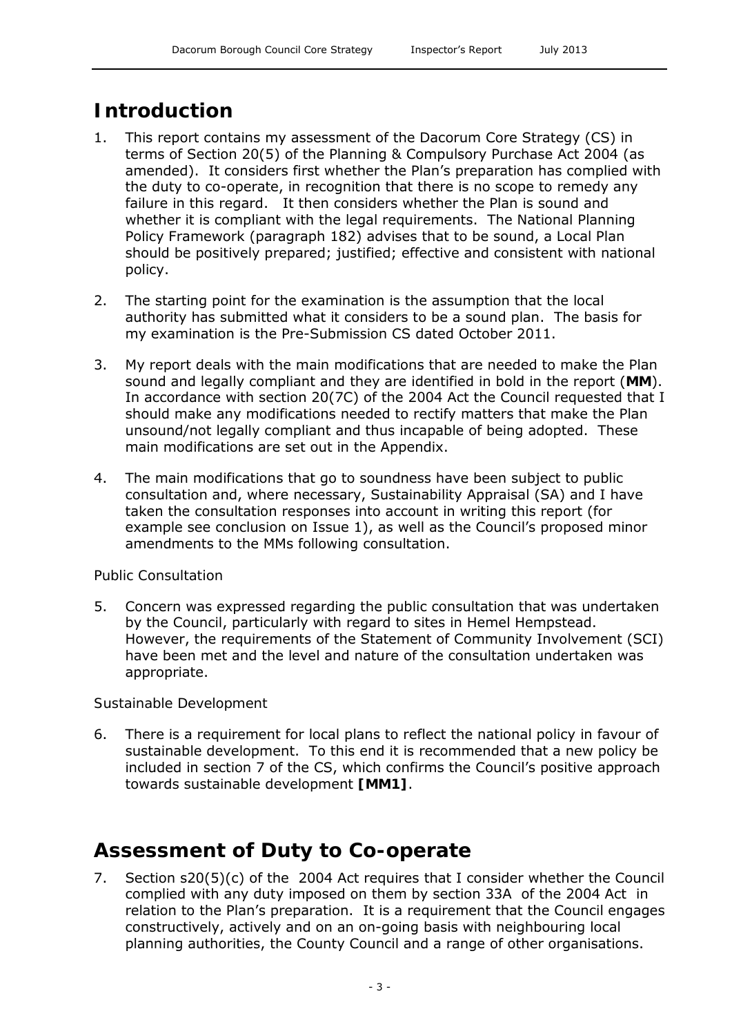# Introduction

1. This report contains my assessment of the Dacorum Core Strategy (CS) in terms of Section 20(5) of the Planning & Compulsory Purchase Act 2004 (as amended). It considers first whether the Plan's preparation has complied with the duty to co-operate, in recognition that there is no scope to remedy any failure in this regard. It then considers whether the Plan is sound and whether it is compliant with the legal requirements. The National Planning Policy Framework (paragraph 182) advises that to be sound, a Local Plan should be positively prepared; justified; effective and consistent with national policy.

2. The starting point for the examination is the assumption that the local authority has submitted what it considers to be a sound plan. The basis for my examination is the Pre-Submission CS dated October 2011.

3. My report deals with the main modifications that are needed to make the Plan sound and legally compliant and they are identified in bold in the report (**MM**). In accordance with section 20(7C) of the 2004 Act the Council requested that I should make any modifications needed to rectify matters that make the Plan unsound/not legally compliant and thus incapable of being adopted. These main modifications are set out in the Appendix.

4. The main modifications that go to soundness have been subject to public consultation and, where necessary, Sustainability Appraisal (SA) and I have taken the consultation responses into account in writing this report (for example see conclusion on Issue 1), as well as the Council's proposed minor amendments to the MMs following consultation.

Public Consultation

5. Concern was expressed regarding the public consultation that was undertaken by the Council, particularly with regard to sites in Hemel Hempstead. However, the requirements of the Statement of Community Involvement (SCI) have been met and the level and nature of the consultation undertaken was appropriate.

Sustainable Development

6. There is a requirement for local plans to reflect the national policy in favour of sustainable development. To this end it is recommended that a new policy be included in section 7 of the CS, which confirms the Council's positive approach towards sustainable development **[MM1]**.

# Assessment of Duty to Co-operate

7. Section s20(5)(c) of the 2004 Act requires that I consider whether the Council complied with any duty imposed on them by section 33A of the 2004 Act in relation to the Plan's preparation. It is a requirement that the Council engages constructively, actively and on an on-going basis with neighbouring local planning authorities, the County Council and a range of other organisations.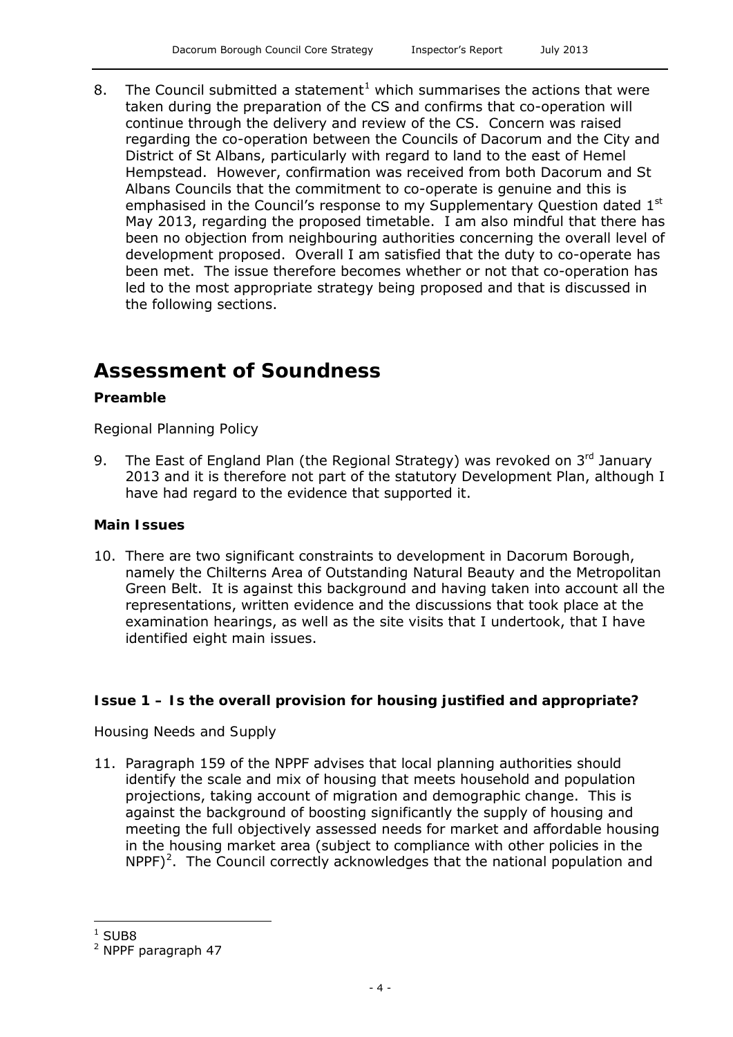8. The Council submitted a statement[1] which summarises the actions that were taken during the preparation of the CS and confirms that co-operation will continue through the delivery and review of the CS. Concern was raised regarding the co-operation between the Councils of Dacorum and the City and District of St Albans, particularly with regard to land to the east of Hemel Hempstead. However, confirmation was received from both Dacorum and St Albans Councils that the commitment to co-operate is genuine and this is emphasised in the Council's response to my Supplementary Question dated 1st May 2013, regarding the proposed timetable. I am also mindful that there has been no objection from neighbouring authorities concerning the overall level of development proposed. Overall I am satisfied that the duty to co-operate has been met. The issue therefore becomes whether or not that co-operation has led to the most appropriate strategy being proposed and that is discussed in the following sections.

# Assessment of Soundness

### Preamble

*Regional Planning Policy*

9. The East of England Plan (the Regional Strategy) was revoked on 3rd January 2013 and it is therefore not part of the statutory Development Plan, although I have had regard to the evidence that supported it.

### Main Issues

10. There are two significant constraints to development in Dacorum Borough, namely the Chilterns Area of Outstanding Natural Beauty and the Metropolitan Green Belt. It is against this background and having taken into account all the representations, written evidence and the discussions that took place at the examination hearings, as well as the site visits that I undertook, that I have identified eight main issues.

### Issue 1 – Is the overall provision for housing justified and appropriate?

*Housing Needs and Supply*

11. Paragraph 159 of the NPPF advises that local planning authorities should identify the scale and mix of housing that meets household and population projections, taking account of migration and demographic change. This is against the background of boosting significantly the supply of housing and meeting the full objectively assessed needs for market and affordable housing in the housing market area (subject to compliance with other policies in the NPPF)[2]. The Council correctly acknowledges that the national population and

---

[1] SUB8

[2] NPPF paragraph 47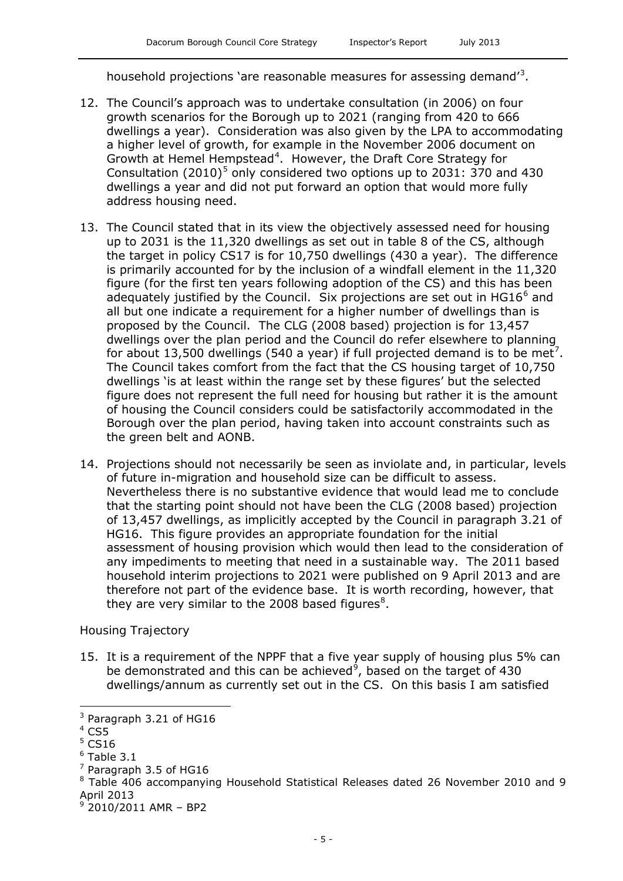household projections 'are reasonable measures for assessing demand'[3].

12. The Council's approach was to undertake consultation (in 2006) on four growth scenarios for the Borough up to 2021 (ranging from 420 to 666 dwellings a year). Consideration was also given by the LPA to accommodating a higher level of growth, for example in the November 2006 document on Growth at Hemel Hempstead[4]. However, the Draft Core Strategy for Consultation (2010)[5] only considered two options up to 2031: 370 and 430 dwellings a year and did not put forward an option that would more fully address housing need.

13. The Council stated that in its view the objectively assessed need for housing up to 2031 is the 11,320 dwellings as set out in table 8 of the CS, although the target in policy CS17 is for 10,750 dwellings (430 a year). The difference is primarily accounted for by the inclusion of a windfall element in the 11,320 figure (for the first ten years following adoption of the CS) and this has been adequately justified by the Council. Six projections are set out in HG16[6] and all but one indicate a requirement for a higher number of dwellings than is proposed by the Council. The CLG (2008 based) projection is for 13,457 dwellings over the plan period and the Council do refer elsewhere to planning for about 13,500 dwellings (540 a year) if full projected demand is to be met[7]. The Council takes comfort from the fact that the CS housing target of 10,750 dwellings 'is at least within the range set by these figures' but the selected figure does not represent the full need for housing but rather it is the amount of housing the Council considers could be satisfactorily accommodated in the Borough over the plan period, having taken into account constraints such as the green belt and AONB.

14. Projections should not necessarily be seen as inviolate and, in particular, levels of future in-migration and household size can be difficult to assess. Nevertheless there is no substantive evidence that would lead me to conclude that the starting point should not have been the CLG (2008 based) projection of 13,457 dwellings, as implicitly accepted by the Council in paragraph 3.21 of HG16. This figure provides an appropriate foundation for the initial assessment of housing provision which would then lead to the consideration of any impediments to meeting that need in a sustainable way. The 2011 based household interim projections to 2021 were published on 9 April 2013 and are therefore not part of the evidence base. It is worth recording, however, that they are very similar to the 2008 based figures[8].

Housing Trajectory

15. It is a requirement of the NPPF that a five year supply of housing plus 5% can be demonstrated and this can be achieved[9], based on the target of 430 dwellings/annum as currently set out in the CS. On this basis I am satisfied

---

[3] Paragraph 3.21 of HG16
[4] CS5
[5] CS16
[6] Table 3.1
[7] Paragraph 3.5 of HG16
[8] Table 406 accompanying Household Statistical Releases dated 26 November 2010 and 9 April 2013
[9] 2010/2011 AMR – BP2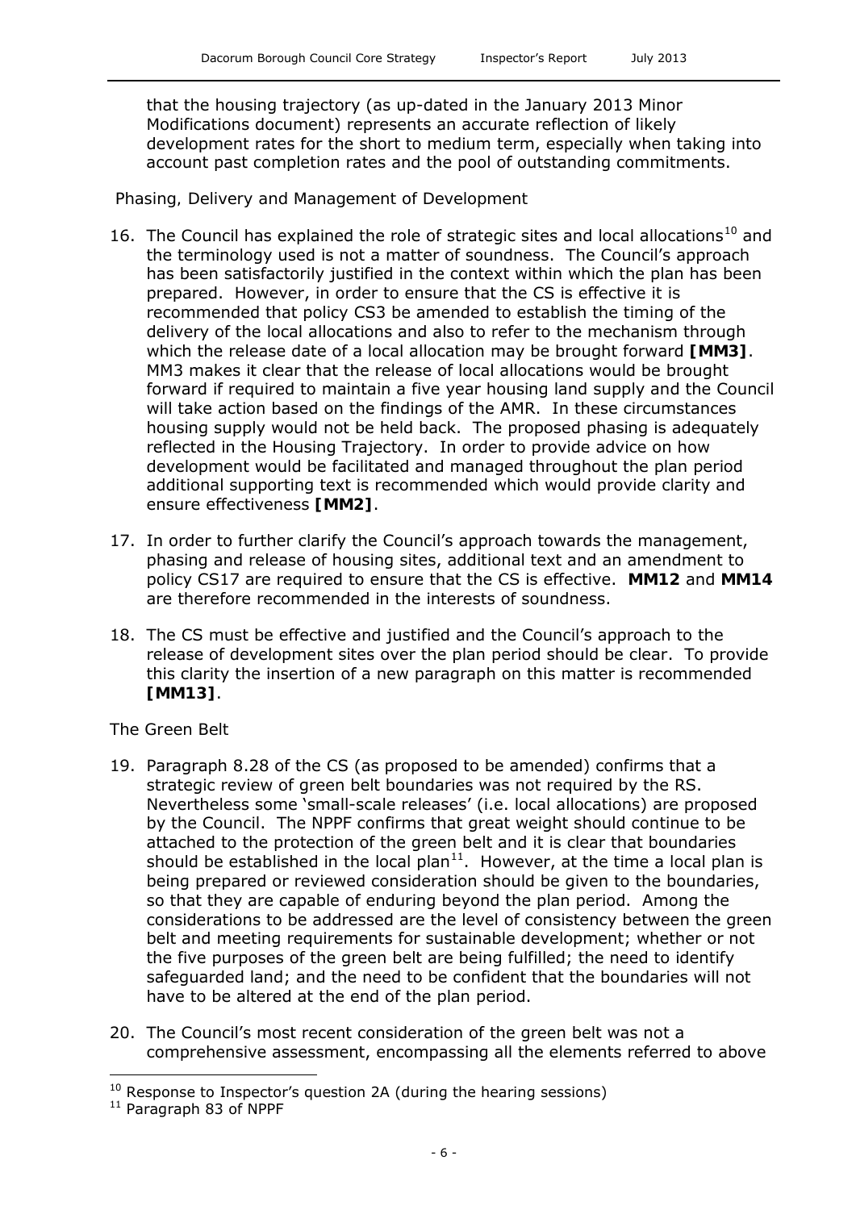that the housing trajectory (as up-dated in the January 2013 Minor Modifications document) represents an accurate reflection of likely development rates for the short to medium term, especially when taking into account past completion rates and the pool of outstanding commitments.

Phasing, Delivery and Management of Development

16. The Council has explained the role of strategic sites and local allocations[10] and the terminology used is not a matter of soundness. The Council's approach has been satisfactorily justified in the context within which the plan has been prepared. However, in order to ensure that the CS is effective it is recommended that policy CS3 be amended to establish the timing of the delivery of the local allocations and also to refer to the mechanism through which the release date of a local allocation may be brought forward **[MM3]**. MM3 makes it clear that the release of local allocations would be brought forward if required to maintain a five year housing land supply and the Council will take action based on the findings of the AMR. In these circumstances housing supply would not be held back. The proposed phasing is adequately reflected in the Housing Trajectory. In order to provide advice on how development would be facilitated and managed throughout the plan period additional supporting text is recommended which would provide clarity and ensure effectiveness **[MM2]**.

17. In order to further clarify the Council's approach towards the management, phasing and release of housing sites, additional text and an amendment to policy CS17 are required to ensure that the CS is effective. **MM12** and **MM14** are therefore recommended in the interests of soundness.

18. The CS must be effective and justified and the Council's approach to the release of development sites over the plan period should be clear. To provide this clarity the insertion of a new paragraph on this matter is recommended **[MM13]**.

The Green Belt

19. Paragraph 8.28 of the CS (as proposed to be amended) confirms that a strategic review of green belt boundaries was not required by the RS. Nevertheless some 'small-scale releases' (i.e. local allocations) are proposed by the Council. The NPPF confirms that great weight should continue to be attached to the protection of the green belt and it is clear that boundaries should be established in the local plan[11]. However, at the time a local plan is being prepared or reviewed consideration should be given to the boundaries, so that they are capable of enduring beyond the plan period. Among the considerations to be addressed are the level of consistency between the green belt and meeting requirements for sustainable development; whether or not the five purposes of the green belt are being fulfilled; the need to identify safeguarded land; and the need to be confident that the boundaries will not have to be altered at the end of the plan period.

20. The Council's most recent consideration of the green belt was not a comprehensive assessment, encompassing all the elements referred to above

[10] Response to Inspector's question 2A (during the hearing sessions)

[11] Paragraph 83 of NPPF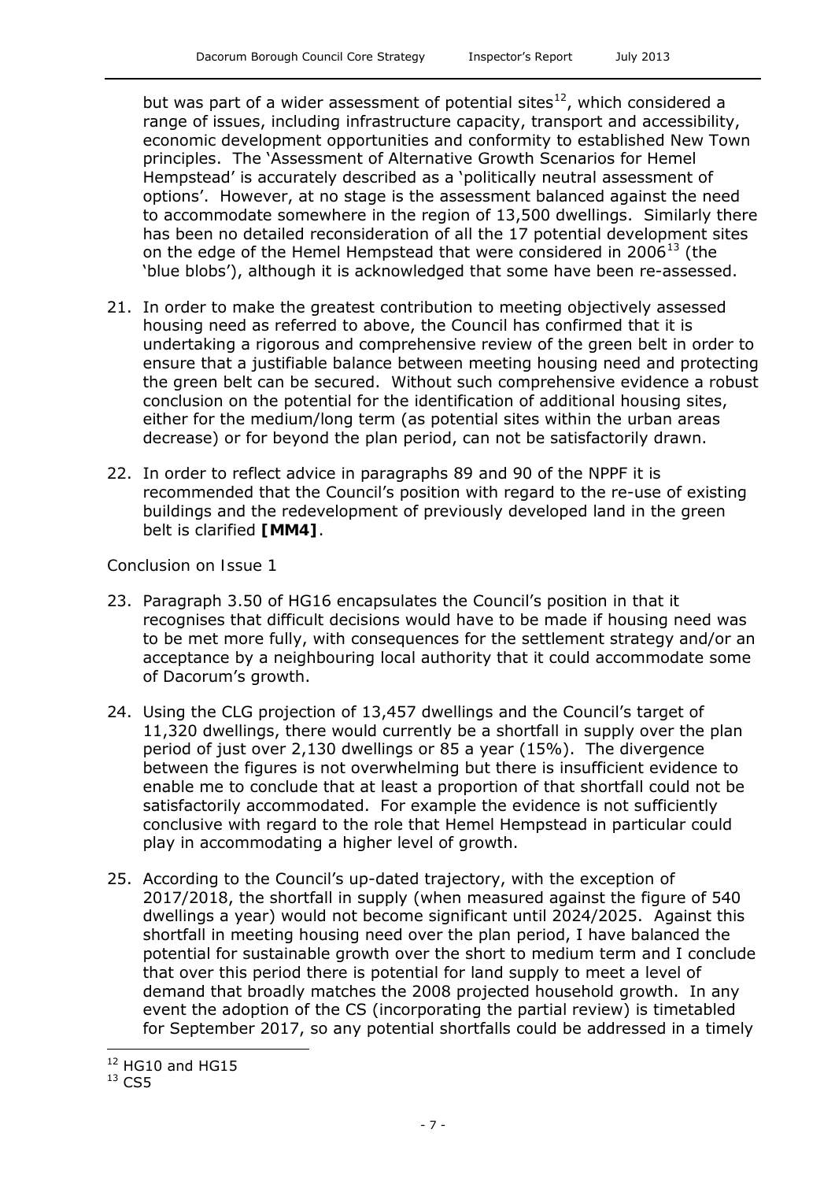but was part of a wider assessment of potential sites[12], which considered a range of issues, including infrastructure capacity, transport and accessibility, economic development opportunities and conformity to established New Town principles. The 'Assessment of Alternative Growth Scenarios for Hemel Hempstead' is accurately described as a 'politically neutral assessment of options'. However, at no stage is the assessment balanced against the need to accommodate somewhere in the region of 13,500 dwellings. Similarly there has been no detailed reconsideration of all the 17 potential development sites on the edge of the Hemel Hempstead that were considered in 2006[13] (the 'blue blobs'), although it is acknowledged that some have been re-assessed.

21. In order to make the greatest contribution to meeting objectively assessed housing need as referred to above, the Council has confirmed that it is undertaking a rigorous and comprehensive review of the green belt in order to ensure that a justifiable balance between meeting housing need and protecting the green belt can be secured. Without such comprehensive evidence a robust conclusion on the potential for the identification of additional housing sites, either for the medium/long term (as potential sites within the urban areas decrease) or for beyond the plan period, can not be satisfactorily drawn.

22. In order to reflect advice in paragraphs 89 and 90 of the NPPF it is recommended that the Council's position with regard to the re-use of existing buildings and the redevelopment of previously developed land in the green belt is clarified **[MM4]**.

Conclusion on Issue 1

23. Paragraph 3.50 of HG16 encapsulates the Council's position in that it recognises that difficult decisions would have to be made if housing need was to be met more fully, with consequences for the settlement strategy and/or an acceptance by a neighbouring local authority that it could accommodate some of Dacorum's growth.

24. Using the CLG projection of 13,457 dwellings and the Council's target of 11,320 dwellings, there would currently be a shortfall in supply over the plan period of just over 2,130 dwellings or 85 a year (15%). The divergence between the figures is not overwhelming but there is insufficient evidence to enable me to conclude that at least a proportion of that shortfall could not be satisfactorily accommodated. For example the evidence is not sufficiently conclusive with regard to the role that Hemel Hempstead in particular could play in accommodating a higher level of growth.

25. According to the Council's up-dated trajectory, with the exception of 2017/2018, the shortfall in supply (when measured against the figure of 540 dwellings a year) would not become significant until 2024/2025. Against this shortfall in meeting housing need over the plan period, I have balanced the potential for sustainable growth over the short to medium term and I conclude that over this period there is potential for land supply to meet a level of demand that broadly matches the 2008 projected household growth. In any event the adoption of the CS (incorporating the partial review) is timetabled for September 2017, so any potential shortfalls could be addressed in a timely

[12] HG10 and HG15

[13] CS5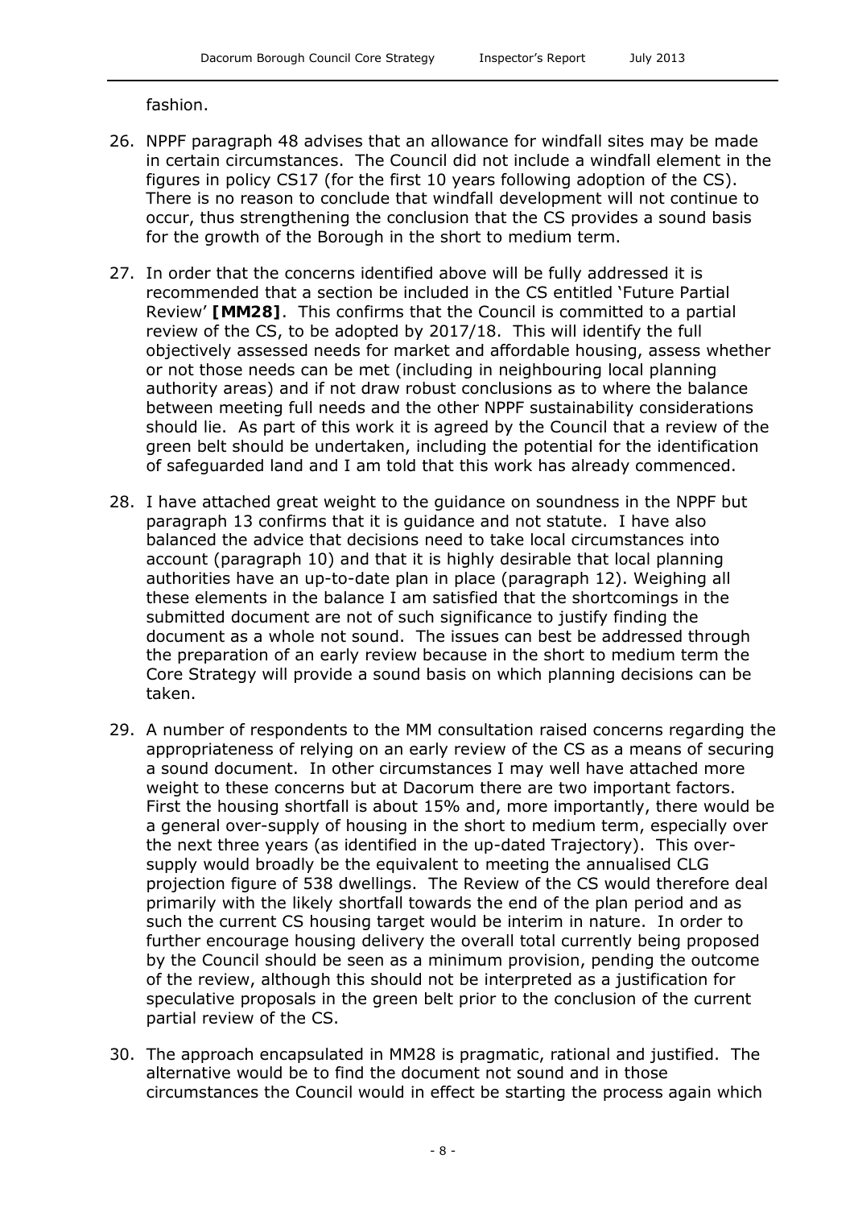fashion.

26. NPPF paragraph 48 advises that an allowance for windfall sites may be made in certain circumstances. The Council did not include a windfall element in the figures in policy CS17 (for the first 10 years following adoption of the CS). There is no reason to conclude that windfall development will not continue to occur, thus strengthening the conclusion that the CS provides a sound basis for the growth of the Borough in the short to medium term.

27. In order that the concerns identified above will be fully addressed it is recommended that a section be included in the CS entitled 'Future Partial Review' **[MM28]**. This confirms that the Council is committed to a partial review of the CS, to be adopted by 2017/18. This will identify the full objectively assessed needs for market and affordable housing, assess whether or not those needs can be met (including in neighbouring local planning authority areas) and if not draw robust conclusions as to where the balance between meeting full needs and the other NPPF sustainability considerations should lie. As part of this work it is agreed by the Council that a review of the green belt should be undertaken, including the potential for the identification of safeguarded land and I am told that this work has already commenced.

28. I have attached great weight to the guidance on soundness in the NPPF but paragraph 13 confirms that it is guidance and not statute. I have also balanced the advice that decisions need to take local circumstances into account (paragraph 10) and that it is highly desirable that local planning authorities have an up-to-date plan in place (paragraph 12). Weighing all these elements in the balance I am satisfied that the shortcomings in the submitted document are not of such significance to justify finding the document as a whole not sound. The issues can best be addressed through the preparation of an early review because in the short to medium term the Core Strategy will provide a sound basis on which planning decisions can be taken.

29. A number of respondents to the MM consultation raised concerns regarding the appropriateness of relying on an early review of the CS as a means of securing a sound document. In other circumstances I may well have attached more weight to these concerns but at Dacorum there are two important factors. First the housing shortfall is about 15% and, more importantly, there would be a general over-supply of housing in the short to medium term, especially over the next three years (as identified in the up-dated Trajectory). This over-supply would broadly be the equivalent to meeting the annualised CLG projection figure of 538 dwellings. The Review of the CS would therefore deal primarily with the likely shortfall towards the end of the plan period and as such the current CS housing target would be interim in nature. In order to further encourage housing delivery the overall total currently being proposed by the Council should be seen as a minimum provision, pending the outcome of the review, although this should not be interpreted as a justification for speculative proposals in the green belt prior to the conclusion of the current partial review of the CS.

30. The approach encapsulated in MM28 is pragmatic, rational and justified. The alternative would be to find the document not sound and in those circumstances the Council would in effect be starting the process again which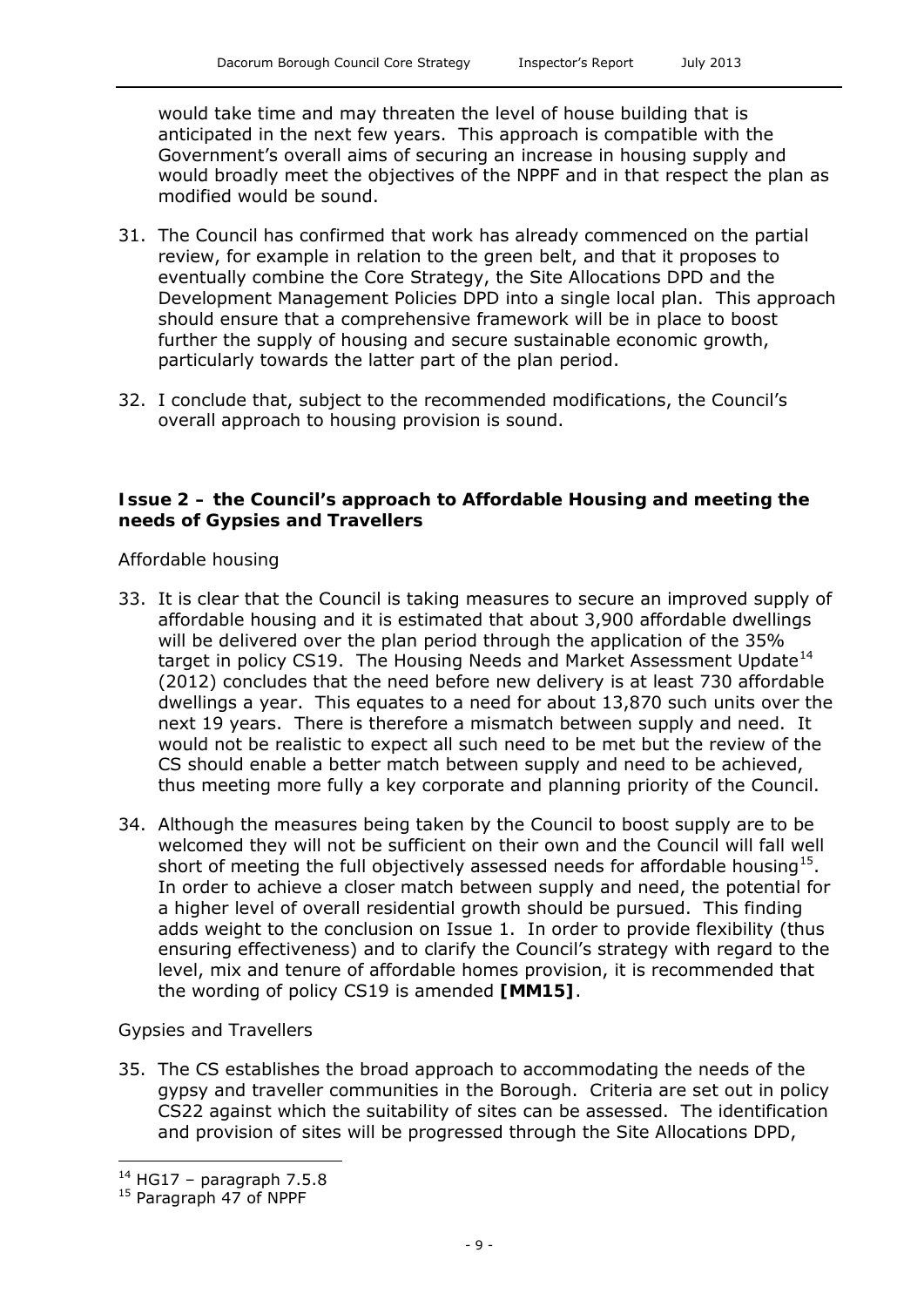would take time and may threaten the level of house building that is anticipated in the next few years. This approach is compatible with the Government's overall aims of securing an increase in housing supply and would broadly meet the objectives of the NPPF and in that respect the plan as modified would be sound.

31. The Council has confirmed that work has already commenced on the partial review, for example in relation to the green belt, and that it proposes to eventually combine the Core Strategy, the Site Allocations DPD and the Development Management Policies DPD into a single local plan. This approach should ensure that a comprehensive framework will be in place to boost further the supply of housing and secure sustainable economic growth, particularly towards the latter part of the plan period.

32. I conclude that, subject to the recommended modifications, the Council's overall approach to housing provision is sound.

### Issue 2 – the Council's approach to Affordable Housing and meeting the needs of Gypsies and Travellers

Affordable housing

33. It is clear that the Council is taking measures to secure an improved supply of affordable housing and it is estimated that about 3,900 affordable dwellings will be delivered over the plan period through the application of the 35% target in policy CS19. The Housing Needs and Market Assessment Update[14] (2012) concludes that the need before new delivery is at least 730 affordable dwellings a year. This equates to a need for about 13,870 such units over the next 19 years. There is therefore a mismatch between supply and need. It would not be realistic to expect all such need to be met but the review of the CS should enable a better match between supply and need to be achieved, thus meeting more fully a key corporate and planning priority of the Council.

34. Although the measures being taken by the Council to boost supply are to be welcomed they will not be sufficient on their own and the Council will fall well short of meeting the full objectively assessed needs for affordable housing[15]. In order to achieve a closer match between supply and need, the potential for a higher level of overall residential growth should be pursued. This finding adds weight to the conclusion on Issue 1. In order to provide flexibility (thus ensuring effectiveness) and to clarify the Council's strategy with regard to the level, mix and tenure of affordable homes provision, it is recommended that the wording of policy CS19 is amended **[MM15]**.

Gypsies and Travellers

35. The CS establishes the broad approach to accommodating the needs of the gypsy and traveller communities in the Borough. Criteria are set out in policy CS22 against which the suitability of sites can be assessed. The identification and provision of sites will be progressed through the Site Allocations DPD,

[14] HG17 – paragraph 7.5.8

[15] Paragraph 47 of NPPF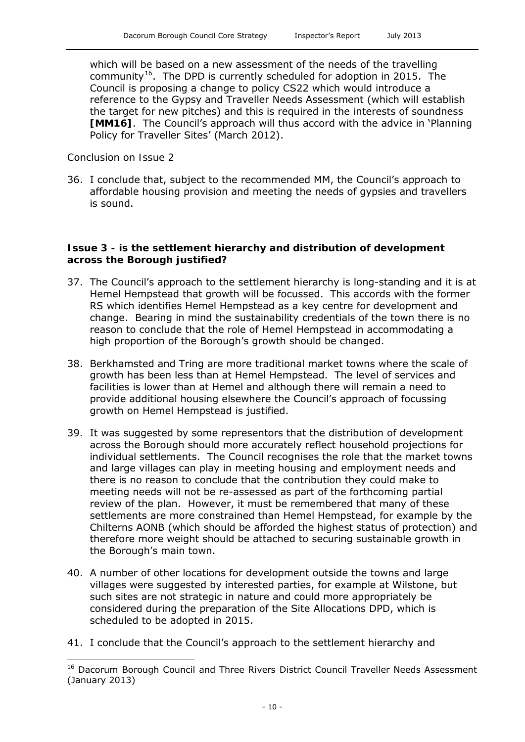which will be based on a new assessment of the needs of the travelling community[16]. The DPD is currently scheduled for adoption in 2015. The Council is proposing a change to policy CS22 which would introduce a reference to the Gypsy and Traveller Needs Assessment (which will establish the target for new pitches) and this is required in the interests of soundness **[MM16]**. The Council's approach will thus accord with the advice in 'Planning Policy for Traveller Sites' (March 2012).

Conclusion on Issue 2

36. I conclude that, subject to the recommended MM, the Council's approach to affordable housing provision and meeting the needs of gypsies and travellers is sound.

### Issue 3 - is the settlement hierarchy and distribution of development across the Borough justified?

37. The Council's approach to the settlement hierarchy is long-standing and it is at Hemel Hempstead that growth will be focussed. This accords with the former RS which identifies Hemel Hempstead as a key centre for development and change. Bearing in mind the sustainability credentials of the town there is no reason to conclude that the role of Hemel Hempstead in accommodating a high proportion of the Borough's growth should be changed.

38. Berkhamsted and Tring are more traditional market towns where the scale of growth has been less than at Hemel Hempstead. The level of services and facilities is lower than at Hemel and although there will remain a need to provide additional housing elsewhere the Council's approach of focussing growth on Hemel Hempstead is justified.

39. It was suggested by some representors that the distribution of development across the Borough should more accurately reflect household projections for individual settlements. The Council recognises the role that the market towns and large villages can play in meeting housing and employment needs and there is no reason to conclude that the contribution they could make to meeting needs will not be re-assessed as part of the forthcoming partial review of the plan. However, it must be remembered that many of these settlements are more constrained than Hemel Hempstead, for example by the Chilterns AONB (which should be afforded the highest status of protection) and therefore more weight should be attached to securing sustainable growth in the Borough's main town.

40. A number of other locations for development outside the towns and large villages were suggested by interested parties, for example at Wilstone, but such sites are not strategic in nature and could more appropriately be considered during the preparation of the Site Allocations DPD, which is scheduled to be adopted in 2015.

41. I conclude that the Council's approach to the settlement hierarchy and

[16] Dacorum Borough Council and Three Rivers District Council Traveller Needs Assessment (January 2013)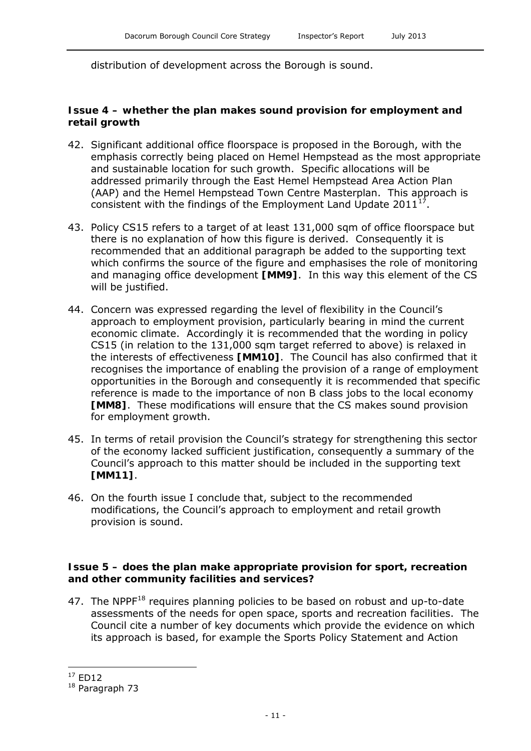distribution of development across the Borough is sound.

**Issue 4 – whether the plan makes sound provision for employment and retail growth**

42. Significant additional office floorspace is proposed in the Borough, with the emphasis correctly being placed on Hemel Hempstead as the most appropriate and sustainable location for such growth. Specific allocations will be addressed primarily through the East Hemel Hempstead Area Action Plan (AAP) and the Hemel Hempstead Town Centre Masterplan. This approach is consistent with the findings of the Employment Land Update 2011[17].

43. Policy CS15 refers to a target of at least 131,000 sqm of office floorspace but there is no explanation of how this figure is derived. Consequently it is recommended that an additional paragraph be added to the supporting text which confirms the source of the figure and emphasises the role of monitoring and managing office development **[MM9]**. In this way this element of the CS will be justified.

44. Concern was expressed regarding the level of flexibility in the Council's approach to employment provision, particularly bearing in mind the current economic climate. Accordingly it is recommended that the wording in policy CS15 (in relation to the 131,000 sqm target referred to above) is relaxed in the interests of effectiveness **[MM10]**. The Council has also confirmed that it recognises the importance of enabling the provision of a range of employment opportunities in the Borough and consequently it is recommended that specific reference is made to the importance of non B class jobs to the local economy **[MM8]**. These modifications will ensure that the CS makes sound provision for employment growth.

45. In terms of retail provision the Council's strategy for strengthening this sector of the economy lacked sufficient justification, consequently a summary of the Council's approach to this matter should be included in the supporting text **[MM11]**.

46. On the fourth issue I conclude that, subject to the recommended modifications, the Council's approach to employment and retail growth provision is sound.

**Issue 5 – does the plan make appropriate provision for sport, recreation and other community facilities and services?**

47. The NPPF[18] requires planning policies to be based on robust and up-to-date assessments of the needs for open space, sports and recreation facilities. The Council cite a number of key documents which provide the evidence on which its approach is based, for example the Sports Policy Statement and Action

---

[17] ED12

[18] Paragraph 73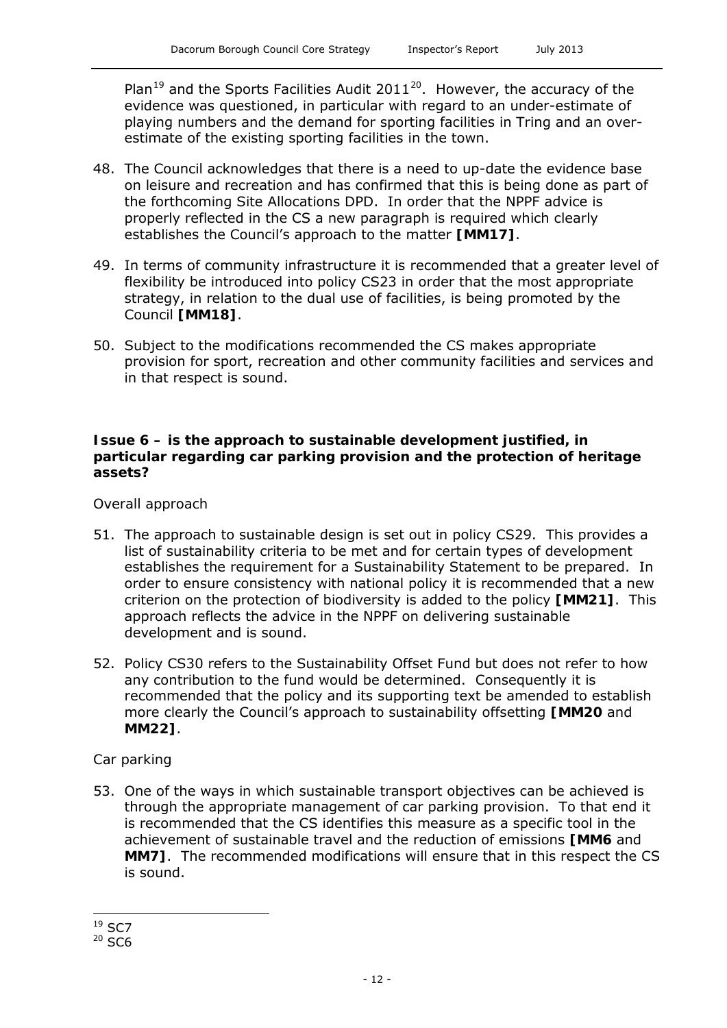Plan[19] and the Sports Facilities Audit 2011[20]. However, the accuracy of the evidence was questioned, in particular with regard to an under-estimate of playing numbers and the demand for sporting facilities in Tring and an over-estimate of the existing sporting facilities in the town.

48. The Council acknowledges that there is a need to up-date the evidence base on leisure and recreation and has confirmed that this is being done as part of the forthcoming Site Allocations DPD. In order that the NPPF advice is properly reflected in the CS a new paragraph is required which clearly establishes the Council's approach to the matter **[MM17]**.

49. In terms of community infrastructure it is recommended that a greater level of flexibility be introduced into policy CS23 in order that the most appropriate strategy, in relation to the dual use of facilities, is being promoted by the Council **[MM18]**.

50. Subject to the modifications recommended the CS makes appropriate provision for sport, recreation and other community facilities and services and in that respect is sound.

**Issue 6 – is the approach to sustainable development justified, in particular regarding car parking provision and the protection of heritage assets?**

*Overall approach*

51. The approach to sustainable design is set out in policy CS29. This provides a list of sustainability criteria to be met and for certain types of development establishes the requirement for a Sustainability Statement to be prepared. In order to ensure consistency with national policy it is recommended that a new criterion on the protection of biodiversity is added to the policy **[MM21]**. This approach reflects the advice in the NPPF on delivering sustainable development and is sound.

52. Policy CS30 refers to the Sustainability Offset Fund but does not refer to how any contribution to the fund would be determined. Consequently it is recommended that the policy and its supporting text be amended to establish more clearly the Council's approach to sustainability offsetting **[MM20** and **MM22]**.

*Car parking*

53. One of the ways in which sustainable transport objectives can be achieved is through the appropriate management of car parking provision. To that end it is recommended that the CS identifies this measure as a specific tool in the achievement of sustainable travel and the reduction of emissions **[MM6** and **MM7]**. The recommended modifications will ensure that in this respect the CS is sound.

---

[19] SC7
[20] SC6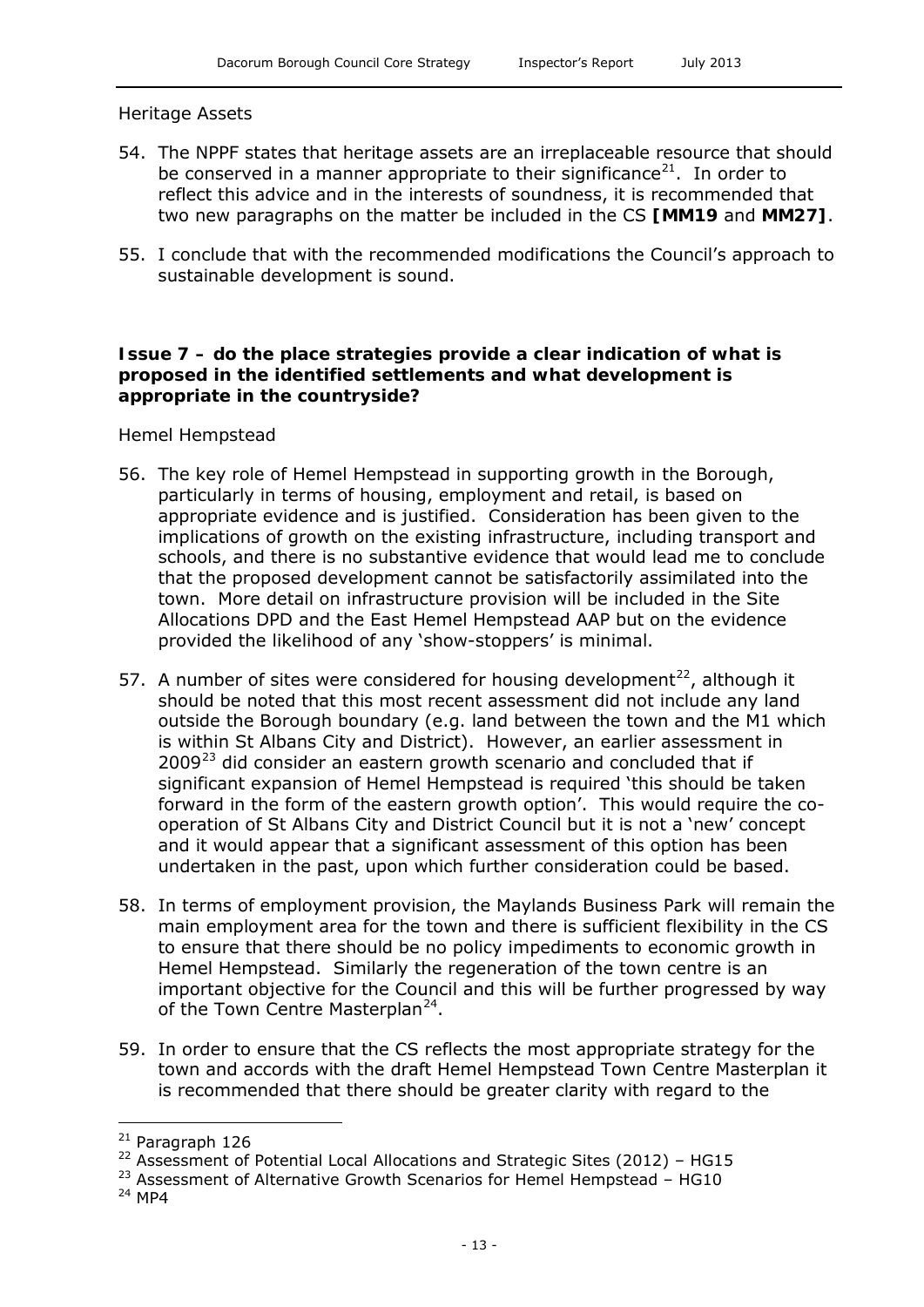Heritage Assets

54. The NPPF states that heritage assets are an irreplaceable resource that should be conserved in a manner appropriate to their significance[21]. In order to reflect this advice and in the interests of soundness, it is recommended that two new paragraphs on the matter be included in the CS **[MM19** and **MM27]**.

55. I conclude that with the recommended modifications the Council's approach to sustainable development is sound.

**Issue 7 – do the place strategies provide a clear indication of what is proposed in the identified settlements and what development is appropriate in the countryside?**

Hemel Hempstead

56. The key role of Hemel Hempstead in supporting growth in the Borough, particularly in terms of housing, employment and retail, is based on appropriate evidence and is justified. Consideration has been given to the implications of growth on the existing infrastructure, including transport and schools, and there is no substantive evidence that would lead me to conclude that the proposed development cannot be satisfactorily assimilated into the town. More detail on infrastructure provision will be included in the Site Allocations DPD and the East Hemel Hempstead AAP but on the evidence provided the likelihood of any 'show-stoppers' is minimal.

57. A number of sites were considered for housing development[22], although it should be noted that this most recent assessment did not include any land outside the Borough boundary (e.g. land between the town and the M1 which is within St Albans City and District). However, an earlier assessment in 2009[23] did consider an eastern growth scenario and concluded that if significant expansion of Hemel Hempstead is required 'this should be taken forward in the form of the eastern growth option'. This would require the co-operation of St Albans City and District Council but it is not a 'new' concept and it would appear that a significant assessment of this option has been undertaken in the past, upon which further consideration could be based.

58. In terms of employment provision, the Maylands Business Park will remain the main employment area for the town and there is sufficient flexibility in the CS to ensure that there should be no policy impediments to economic growth in Hemel Hempstead. Similarly the regeneration of the town centre is an important objective for the Council and this will be further progressed by way of the Town Centre Masterplan[24].

59. In order to ensure that the CS reflects the most appropriate strategy for the town and accords with the draft Hemel Hempstead Town Centre Masterplan it is recommended that there should be greater clarity with regard to the

[21] Paragraph 126
[22] Assessment of Potential Local Allocations and Strategic Sites (2012) – HG15
[23] Assessment of Alternative Growth Scenarios for Hemel Hempstead – HG10
[24] MP4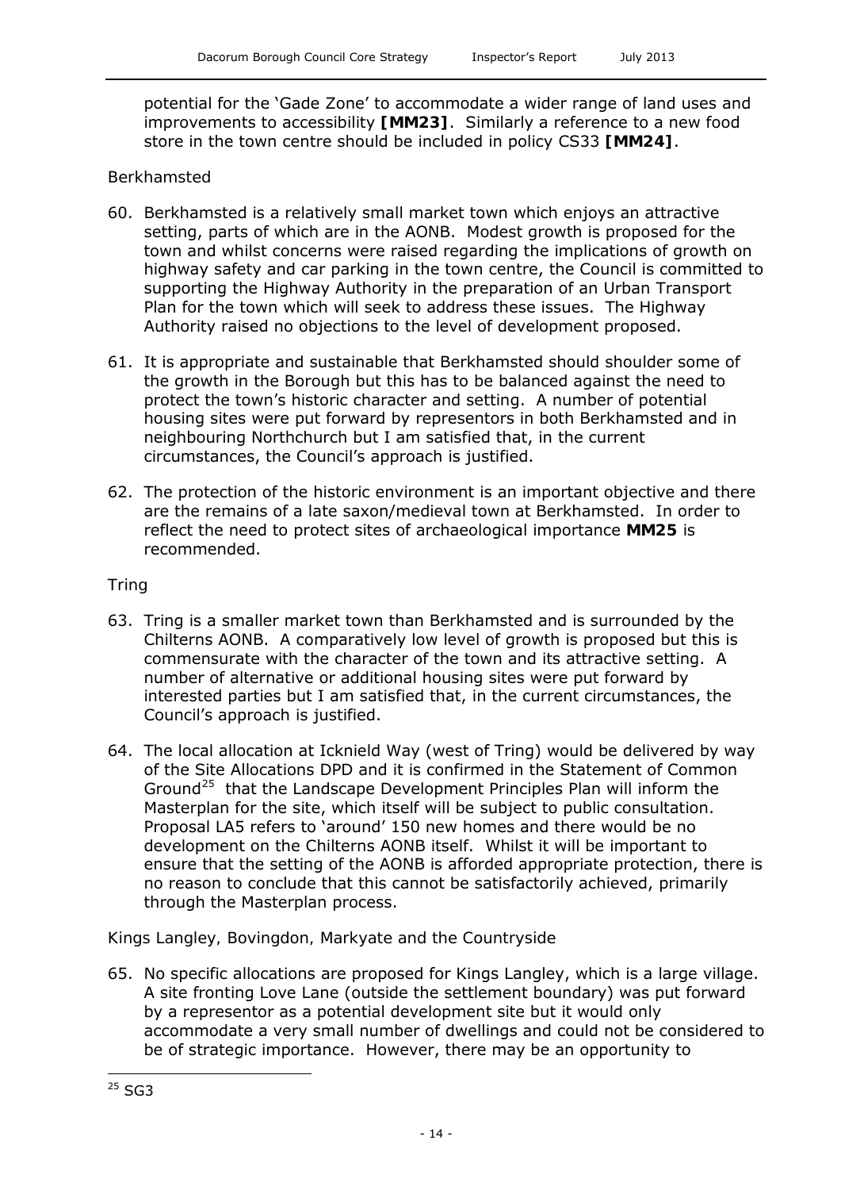potential for the 'Gade Zone' to accommodate a wider range of land uses and improvements to accessibility **[MM23]**. Similarly a reference to a new food store in the town centre should be included in policy CS33 **[MM24]**.

Berkhamsted

60. Berkhamsted is a relatively small market town which enjoys an attractive setting, parts of which are in the AONB. Modest growth is proposed for the town and whilst concerns were raised regarding the implications of growth on highway safety and car parking in the town centre, the Council is committed to supporting the Highway Authority in the preparation of an Urban Transport Plan for the town which will seek to address these issues. The Highway Authority raised no objections to the level of development proposed.

61. It is appropriate and sustainable that Berkhamsted should shoulder some of the growth in the Borough but this has to be balanced against the need to protect the town's historic character and setting. A number of potential housing sites were put forward by representors in both Berkhamsted and in neighbouring Northchurch but I am satisfied that, in the current circumstances, the Council's approach is justified.

62. The protection of the historic environment is an important objective and there are the remains of a late saxon/medieval town at Berkhamsted. In order to reflect the need to protect sites of archaeological importance **MM25** is recommended.

Tring

63. Tring is a smaller market town than Berkhamsted and is surrounded by the Chilterns AONB. A comparatively low level of growth is proposed but this is commensurate with the character of the town and its attractive setting. A number of alternative or additional housing sites were put forward by interested parties but I am satisfied that, in the current circumstances, the Council's approach is justified.

64. The local allocation at Icknield Way (west of Tring) would be delivered by way of the Site Allocations DPD and it is confirmed in the Statement of Common Ground[25] that the Landscape Development Principles Plan will inform the Masterplan for the site, which itself will be subject to public consultation. Proposal LA5 refers to 'around' 150 new homes and there would be no development on the Chilterns AONB itself. Whilst it will be important to ensure that the setting of the AONB is afforded appropriate protection, there is no reason to conclude that this cannot be satisfactorily achieved, primarily through the Masterplan process.

Kings Langley, Bovingdon, Markyate and the Countryside

65. No specific allocations are proposed for Kings Langley, which is a large village. A site fronting Love Lane (outside the settlement boundary) was put forward by a representor as a potential development site but it would only accommodate a very small number of dwellings and could not be considered to be of strategic importance. However, there may be an opportunity to

[25] SG3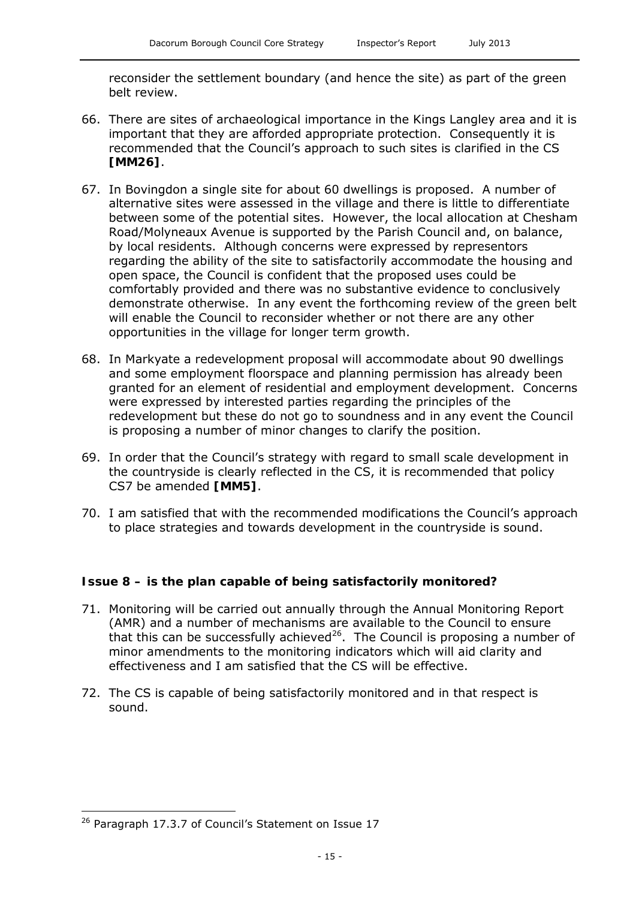reconsider the settlement boundary (and hence the site) as part of the green belt review.

66. There are sites of archaeological importance in the Kings Langley area and it is important that they are afforded appropriate protection. Consequently it is recommended that the Council's approach to such sites is clarified in the CS **[MM26]**.

67. In Bovingdon a single site for about 60 dwellings is proposed. A number of alternative sites were assessed in the village and there is little to differentiate between some of the potential sites. However, the local allocation at Chesham Road/Molyneaux Avenue is supported by the Parish Council and, on balance, by local residents. Although concerns were expressed by representors regarding the ability of the site to satisfactorily accommodate the housing and open space, the Council is confident that the proposed uses could be comfortably provided and there was no substantive evidence to conclusively demonstrate otherwise. In any event the forthcoming review of the green belt will enable the Council to reconsider whether or not there are any other opportunities in the village for longer term growth.

68. In Markyate a redevelopment proposal will accommodate about 90 dwellings and some employment floorspace and planning permission has already been granted for an element of residential and employment development. Concerns were expressed by interested parties regarding the principles of the redevelopment but these do not go to soundness and in any event the Council is proposing a number of minor changes to clarify the position.

69. In order that the Council's strategy with regard to small scale development in the countryside is clearly reflected in the CS, it is recommended that policy CS7 be amended **[MM5]**.

70. I am satisfied that with the recommended modifications the Council's approach to place strategies and towards development in the countryside is sound.

### *Issue 8 – is the plan capable of being satisfactorily monitored?*

71. Monitoring will be carried out annually through the Annual Monitoring Report (AMR) and a number of mechanisms are available to the Council to ensure that this can be successfully achieved[26]. The Council is proposing a number of minor amendments to the monitoring indicators which will aid clarity and effectiveness and I am satisfied that the CS will be effective.

72. The CS is capable of being satisfactorily monitored and in that respect is sound.

[26] Paragraph 17.3.7 of Council's Statement on Issue 17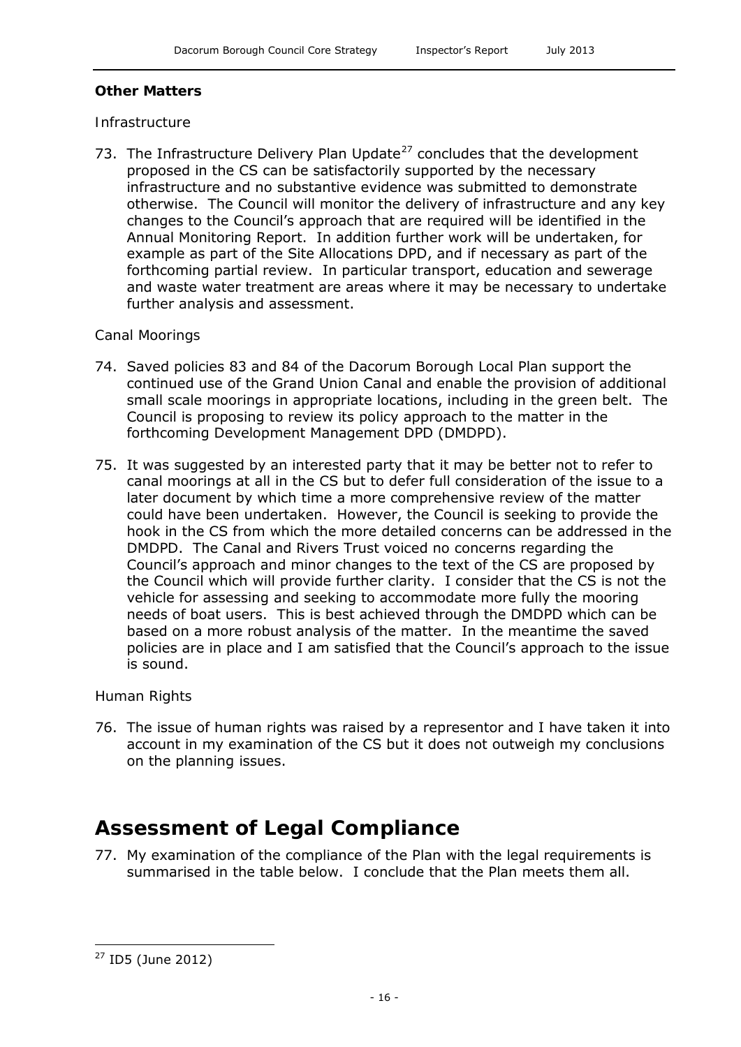**Other Matters**

Infrastructure

73. The Infrastructure Delivery Plan Update[27] concludes that the development proposed in the CS can be satisfactorily supported by the necessary infrastructure and no substantive evidence was submitted to demonstrate otherwise. The Council will monitor the delivery of infrastructure and any key changes to the Council's approach that are required will be identified in the Annual Monitoring Report. In addition further work will be undertaken, for example as part of the Site Allocations DPD, and if necessary as part of the forthcoming partial review. In particular transport, education and sewerage and waste water treatment are areas where it may be necessary to undertake further analysis and assessment.

Canal Moorings

74. Saved policies 83 and 84 of the Dacorum Borough Local Plan support the continued use of the Grand Union Canal and enable the provision of additional small scale moorings in appropriate locations, including in the green belt. The Council is proposing to review its policy approach to the matter in the forthcoming Development Management DPD (DMDPD).

75. It was suggested by an interested party that it may be better not to refer to canal moorings at all in the CS but to defer full consideration of the issue to a later document by which time a more comprehensive review of the matter could have been undertaken. However, the Council is seeking to provide the hook in the CS from which the more detailed concerns can be addressed in the DMDPD. The Canal and Rivers Trust voiced no concerns regarding the Council's approach and minor changes to the text of the CS are proposed by the Council which will provide further clarity. I consider that the CS is not the vehicle for assessing and seeking to accommodate more fully the mooring needs of boat users. This is best achieved through the DMDPD which can be based on a more robust analysis of the matter. In the meantime the saved policies are in place and I am satisfied that the Council's approach to the issue is sound.

Human Rights

76. The issue of human rights was raised by a representor and I have taken it into account in my examination of the CS but it does not outweigh my conclusions on the planning issues.

# Assessment of Legal Compliance

77. My examination of the compliance of the Plan with the legal requirements is summarised in the table below. I conclude that the Plan meets them all.

[27] ID5 (June 2012)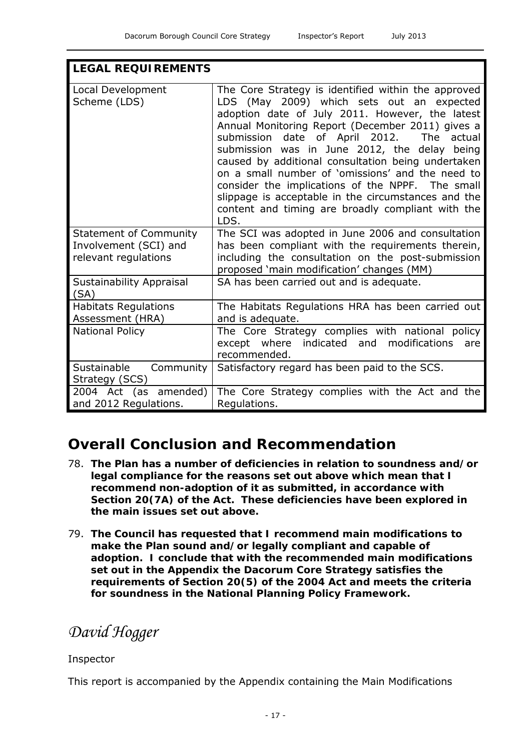| **LEGAL REQUIREMENTS** | |
|---|---|
| Local Development Scheme (LDS) | The Core Strategy is identified within the approved LDS (May 2009) which sets out an expected adoption date of July 2011. However, the latest Annual Monitoring Report (December 2011) gives a submission date of April 2012. The actual submission was in June 2012, the delay being caused by additional consultation being undertaken on a small number of 'omissions' and the need to consider the implications of the NPPF. The small slippage is acceptable in the circumstances and the content and timing are broadly compliant with the LDS. |
| Statement of Community Involvement (SCI) and relevant regulations | The SCI was adopted in June 2006 and consultation has been compliant with the requirements therein, including the consultation on the post-submission proposed 'main modification' changes (MM) |
| Sustainability Appraisal (SA) | SA has been carried out and is adequate. |
| Habitats Regulations Assessment (HRA) | The Habitats Regulations HRA has been carried out and is adequate. |
| National Policy | The Core Strategy complies with national policy except where indicated and modifications are recommended. |
| Sustainable Community Strategy (SCS) | Satisfactory regard has been paid to the SCS. |
| 2004 Act (as amended) and 2012 Regulations. | The Core Strategy complies with the Act and the Regulations. |

# Overall Conclusion and Recommendation

78. **The Plan has a number of deficiencies in relation to soundness and/or legal compliance for the reasons set out above which mean that I recommend non-adoption of it as submitted, in accordance with Section 20(7A) of the Act. These deficiencies have been explored in the main issues set out above.**

79. **The Council has requested that I recommend main modifications to make the Plan sound and/or legally compliant and capable of adoption. I conclude that with the recommended main modifications set out in the Appendix the Dacorum Core Strategy satisfies the requirements of Section 20(5) of the 2004 Act and meets the criteria for soundness in the National Planning Policy Framework.**

*David Hogger*

Inspector

This report is accompanied by the Appendix containing the Main Modifications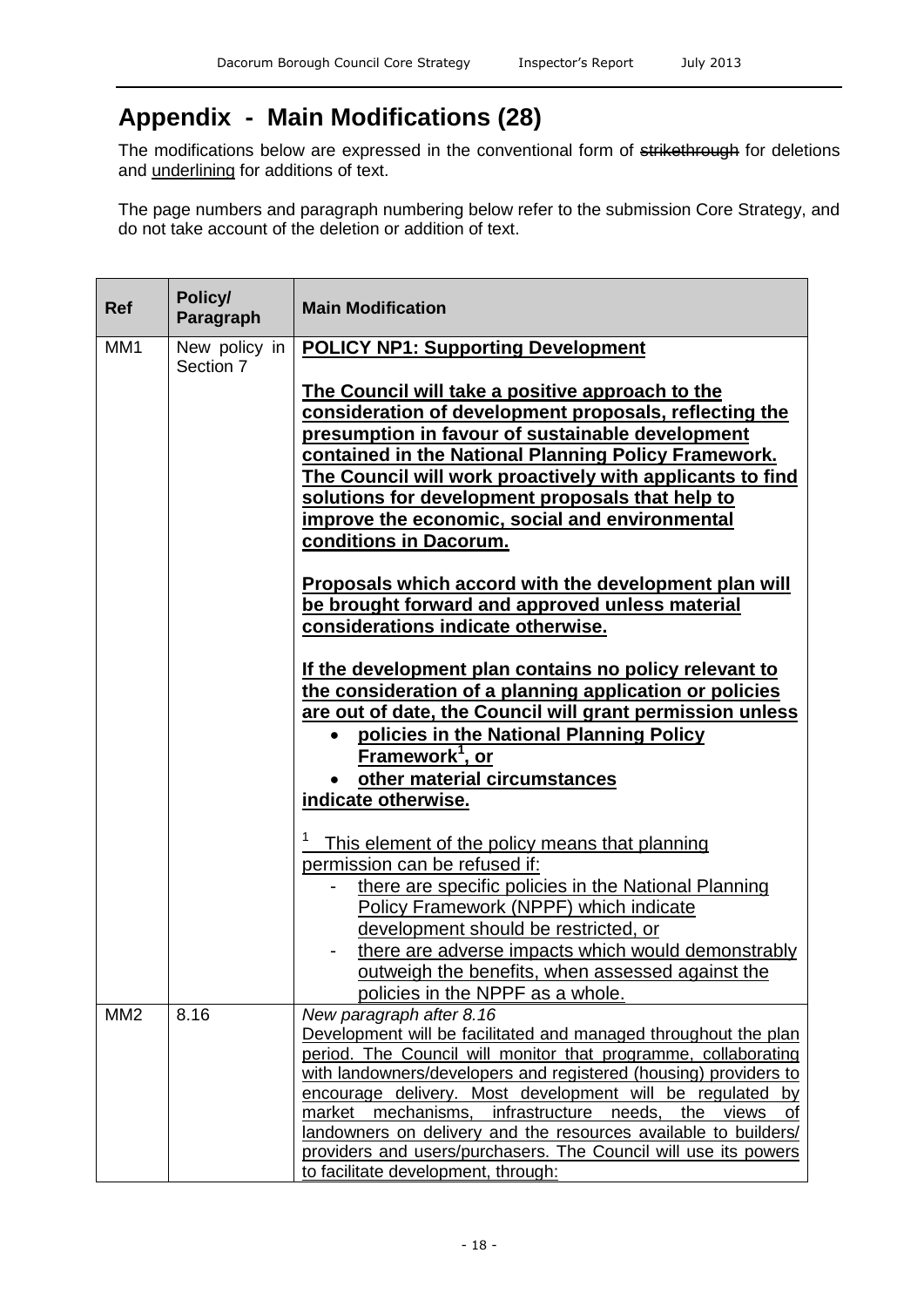# Appendix - Main Modifications (28)

The modifications below are expressed in the conventional form of ~~strikethrough~~ for deletions and <u>underlining</u> for additions of text.

The page numbers and paragraph numbering below refer to the submission Core Strategy, and do not take account of the deletion or addition of text.

| Ref | Policy/ Paragraph | Main Modification |
|---|---|---|
| MM1 | New policy in Section 7 | <u>**POLICY NP1: Supporting Development**</u><br><br><u>**The Council will take a positive approach to the consideration of development proposals, reflecting the presumption in favour of sustainable development contained in the National Planning Policy Framework. The Council will work proactively with applicants to find solutions for development proposals that help to improve the economic, social and environmental conditions in Dacorum.**</u><br><br><u>**Proposals which accord with the development plan will be brought forward and approved unless material considerations indicate otherwise.**</u><br><br><u>**If the development plan contains no policy relevant to the consideration of a planning application or policies are out of date, the Council will grant permission unless**</u><br>• <u>**policies in the National Planning Policy Framework[1], or**</u><br>• <u>**other material circumstances**</u><br><u>**indicate otherwise.**</u><br><br>[1] <u>This element of the policy means that planning permission can be refused if:</u><br>- <u>there are specific policies in the National Planning Policy Framework (NPPF) which indicate development should be restricted, or</u><br>- <u>there are adverse impacts which would demonstrably outweigh the benefits, when assessed against the policies in the NPPF as a whole.</u> |
| MM2 | 8.16 | *New paragraph after 8.16*<br><u>Development will be facilitated and managed throughout the plan period. The Council will monitor that programme, collaborating with landowners/developers and registered (housing) providers to encourage delivery. Most development will be regulated by market mechanisms, infrastructure needs, the views of landowners on delivery and the resources available to builders/ providers and users/purchasers. The Council will use its powers to facilitate development, through:</u> |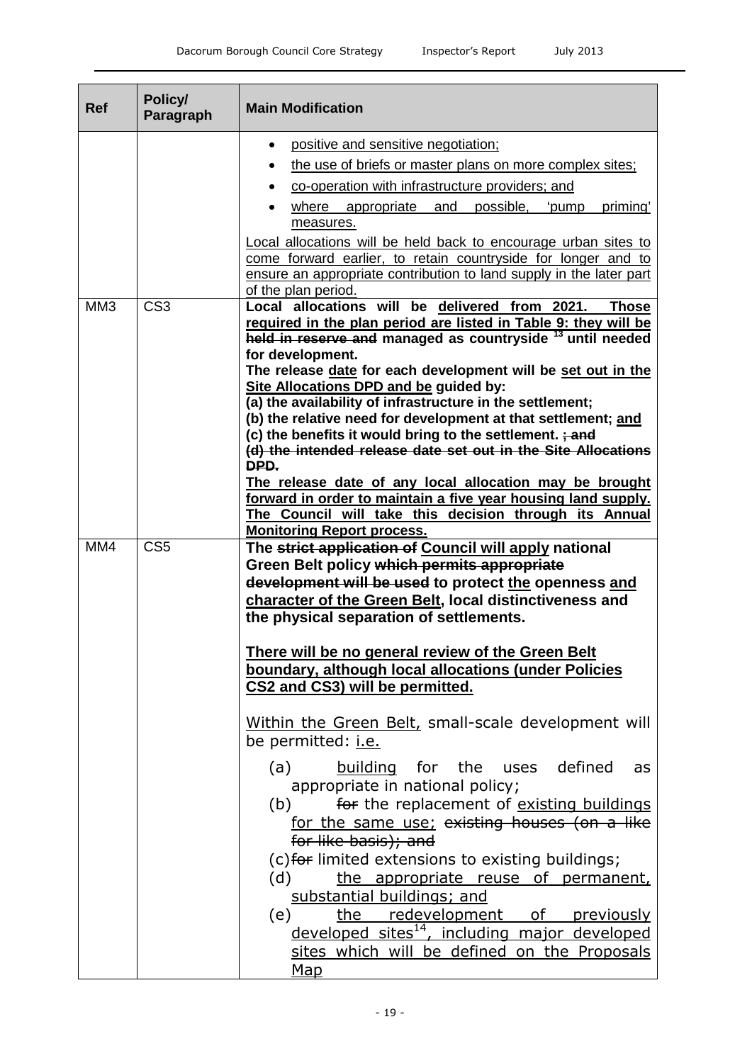| Ref | Policy/ Paragraph | Main Modification |
|---|---|---|
| | | • <u>positive and sensitive negotiation;</u><br>• <u>the use of briefs or master plans on more complex sites;</u><br>• <u>co-operation with infrastructure providers; and</u><br>• <u>where appropriate and possible, 'pump priming' measures.</u><br><u>Local allocations will be held back to encourage urban sites to come forward earlier, to retain countryside for longer and to ensure an appropriate contribution to land supply in the later part of the plan period.</u> |
| MM3 | CS3 | **Local allocations will be <u>delivered from 2021. Those required in the plan period are listed in Table 9: they will be</u> ~~held in reserve and~~ managed as countryside [13] until needed for development.**<br>**The release <u>date</u> for each development will be <u>set out in the Site Allocations DPD and be</u> guided by:**<br>**(a) the availability of infrastructure in the settlement;**<br>**(b) the relative need for development at that settlement; <u>and</u>**<br>**(c) the benefits it would bring to the settlement. ~~; and~~**<br>**~~(d) the intended release date set out in the Site Allocations DPD.~~**<br>**<u>The release date of any local allocation may be brought forward in order to maintain a five year housing land supply. The Council will take this decision through its Annual Monitoring Report process.</u>** |
| MM4 | CS5 | **The ~~strict application of~~ <u>Council will apply</u> national Green Belt policy ~~which permits appropriate development will be used~~ to protect <u>the</u> openness <u>and character of the Green Belt</u>, local distinctiveness and the physical separation of settlements.**<br><br>**<u>There will be no general review of the Green Belt boundary, although local allocations (under Policies CS2 and CS3) will be permitted.</u>**<br><br><u>Within the Green Belt,</u> small-scale development will be permitted: <u>i.e.</u><br>(a) <u>building</u> for the uses defined as appropriate in national policy;<br>(b) ~~for~~ the replacement of <u>existing buildings for the same use;</u> ~~existing houses (on a like for like basis); and~~<br>(c) ~~for~~ limited extensions to existing buildings;<br>(d) <u>the appropriate reuse of permanent, substantial buildings; and</u><br>(e) <u>the redevelopment of previously developed sites[14], including major developed sites which will be defined on the Proposals Map</u> |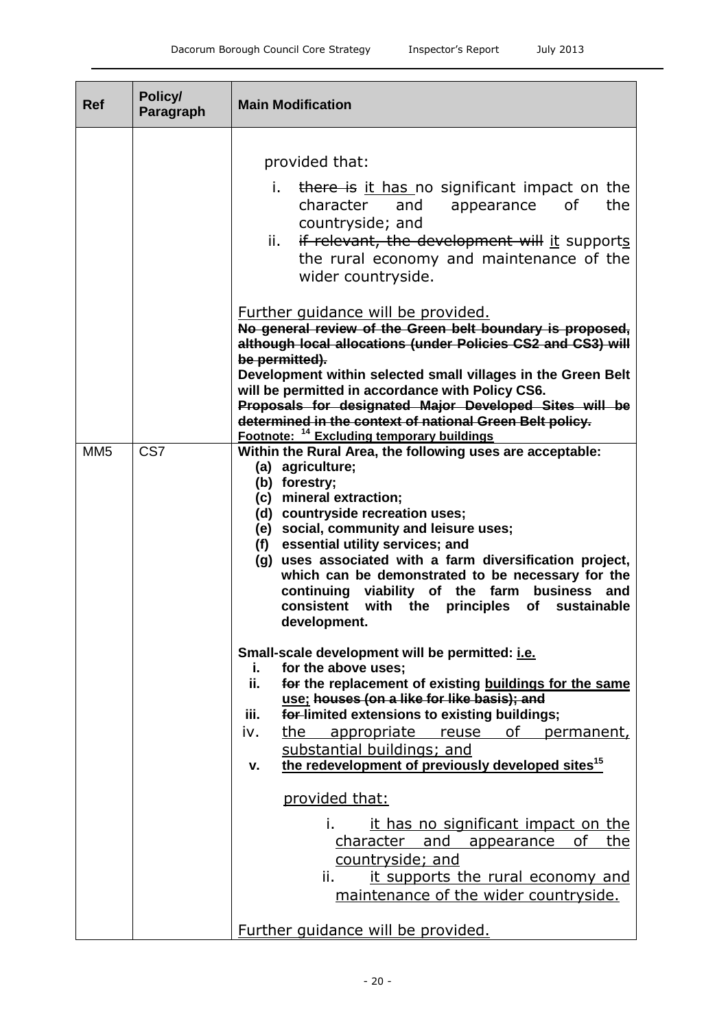| Ref | Policy/ Paragraph | Main Modification |
|---|---|---|
| | | provided that:<br><br>i. ~~there is~~ <u>it has</u> no significant impact on the character and appearance of the countryside; and<br>ii. ~~if relevant, the development will~~ <u>it</u> support<u>s</u> the rural economy and maintenance of the wider countryside.<br><br><u>Further guidance will be provided.</u><br>**~~No general review of the Green belt boundary is proposed, although local allocations (under Policies CS2 and CS3) will be permitted).~~**<br>**Development within selected small villages in the Green Belt will be permitted in accordance with Policy CS6.**<br>**~~Proposals for designated Major Developed Sites will be determined in the context of national Green Belt policy.~~**<br>**<u>Footnote: 14 Excluding temporary buildings</u>** |
| MM5 | CS7 | **Within the Rural Area, the following uses are acceptable:**<br>**(a) agriculture;**<br>**(b) forestry;**<br>**(c) mineral extraction;**<br>**(d) countryside recreation uses;**<br>**(e) social, community and leisure uses;**<br>**(f) essential utility services; and**<br>**(g) uses associated with a farm diversification project, which can be demonstrated to be necessary for the continuing viability of the farm business and consistent with the principles of sustainable development.**<br><br>**Small-scale development will be permitted: <u>i.e.</u>**<br>**i. for the above uses;**<br>**ii. ~~for~~ the replacement of existing <u>buildings for the same use;</u> ~~houses (on a like for like basis); and~~**<br>**iii. ~~for~~ limited extensions to existing buildings;**<br>iv. <u>the appropriate reuse of permanent, substantial buildings; and</u><br>**v. <u>the redevelopment of previously developed sites[15]</u>**<br><br><u>provided that:</u><br><br>i. <u>it has no significant impact on the character and appearance of the countryside; and</u><br>ii. <u>it supports the rural economy and maintenance of the wider countryside.</u><br><br><u>Further guidance will be provided.</u> |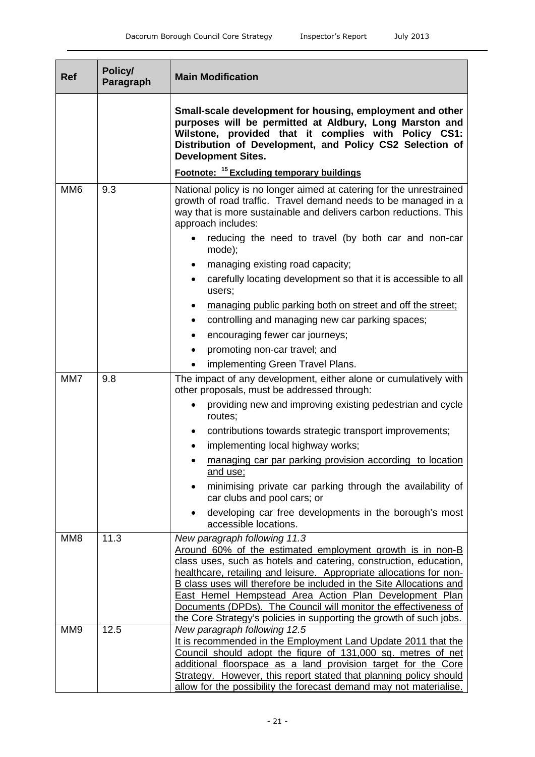| Ref | Policy/ Paragraph | Main Modification |
|---|---|---|
| | | **Small-scale development for housing, employment and other purposes will be permitted at Aldbury, Long Marston and Wilstone, provided that it complies with Policy CS1: Distribution of Development, and Policy CS2 Selection of Development Sites.**<br><br>**Footnote: [15] Excluding temporary buildings** |
| MM6 | 9.3 | National policy is no longer aimed at catering for the unrestrained growth of road traffic. Travel demand needs to be managed in a way that is more sustainable and delivers carbon reductions. This approach includes:<br>• reducing the need to travel (by both car and non-car mode);<br>• managing existing road capacity;<br>• carefully locating development so that it is accessible to all users;<br>• managing public parking both on street and off the street;<br>• controlling and managing new car parking spaces;<br>• encouraging fewer car journeys;<br>• promoting non-car travel; and<br>• implementing Green Travel Plans. |
| MM7 | 9.8 | The impact of any development, either alone or cumulatively with other proposals, must be addressed through:<br>• providing new and improving existing pedestrian and cycle routes;<br>• contributions towards strategic transport improvements;<br>• implementing local highway works;<br>• managing car par parking provision according to location and use;<br>• minimising private car parking through the availability of car clubs and pool cars; or<br>• developing car free developments in the borough's most accessible locations. |
| MM8 | 11.3 | *New paragraph following 11.3*<br>Around 60% of the estimated employment growth is in non-B class uses, such as hotels and catering, construction, education, healthcare, retailing and leisure. Appropriate allocations for non-B class uses will therefore be included in the Site Allocations and East Hemel Hempstead Area Action Plan Development Plan Documents (DPDs). The Council will monitor the effectiveness of the Core Strategy's policies in supporting the growth of such jobs. |
| MM9 | 12.5 | *New paragraph following 12.5*<br>It is recommended in the Employment Land Update 2011 that the Council should adopt the figure of 131,000 sq. metres of net additional floorspace as a land provision target for the Core Strategy. However, this report stated that planning policy should allow for the possibility the forecast demand may not materialise. |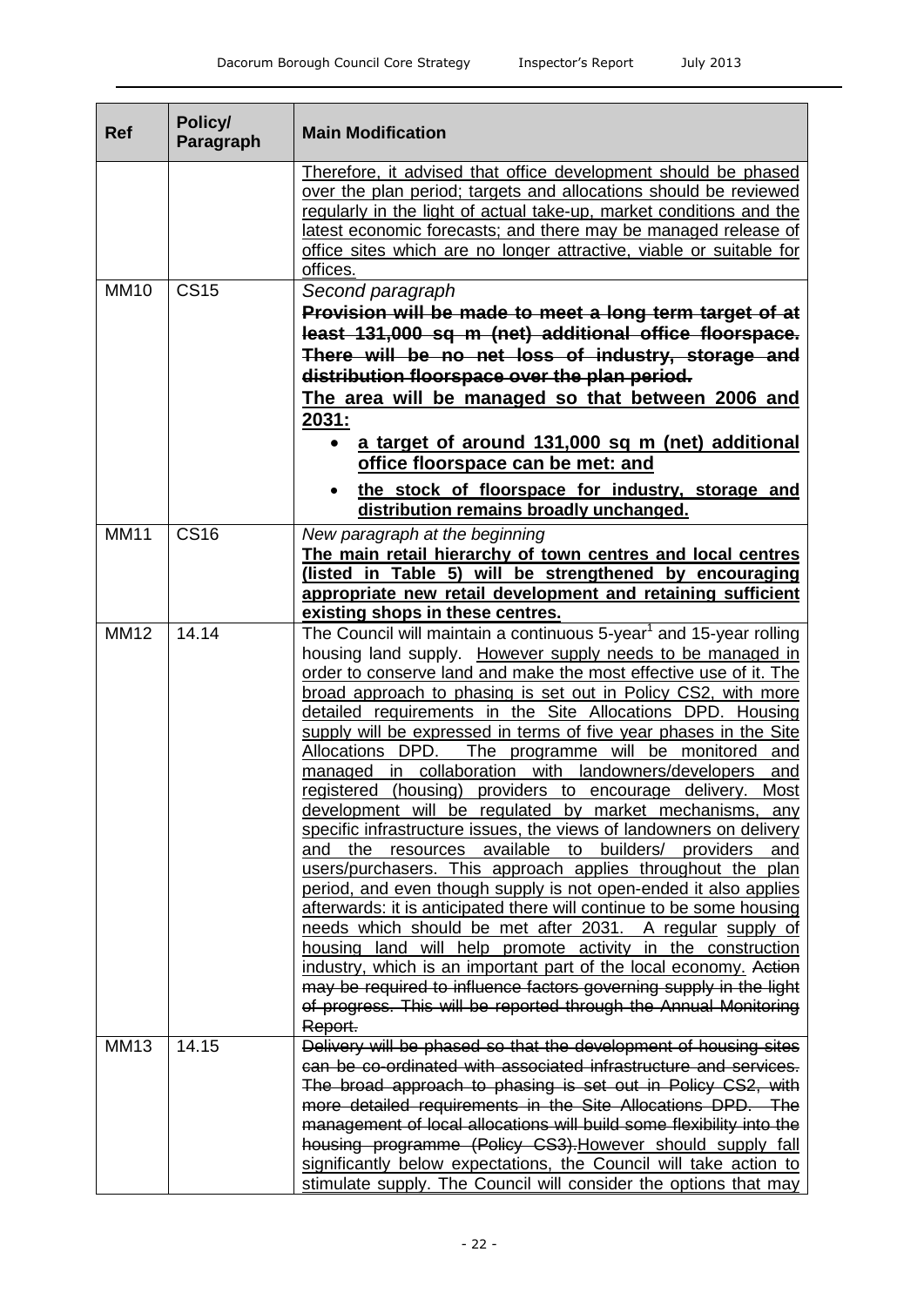| Ref | Policy/ Paragraph | Main Modification |
|---|---|---|
| | | Therefore, it advised that office development should be phased over the plan period; targets and allocations should be reviewed regularly in the light of actual take-up, market conditions and the latest economic forecasts; and there may be managed release of office sites which are no longer attractive, viable or suitable for offices. |
| MM10 | CS15 | *Second paragraph* <br> ~~**Provision will be made to meet a long term target of at least 131,000 sq m (net) additional office floorspace. There will be no net loss of industry, storage and distribution floorspace over the plan period.**~~ <br> **The area will be managed so that between 2006 and 2031:** <br> • **a target of around 131,000 sq m (net) additional office floorspace can be met: and** <br> • **the stock of floorspace for industry, storage and distribution remains broadly unchanged.** |
| MM11 | CS16 | *New paragraph at the beginning* <br> **The main retail hierarchy of town centres and local centres (listed in Table 5) will be strengthened by encouraging appropriate new retail development and retaining sufficient existing shops in these centres.** |
| MM12 | 14.14 | The Council will maintain a continuous 5-year[1] and 15-year rolling housing land supply. However supply needs to be managed in order to conserve land and make the most effective use of it. The broad approach to phasing is set out in Policy CS2, with more detailed requirements in the Site Allocations DPD. Housing supply will be expressed in terms of five year phases in the Site Allocations DPD. The programme will be monitored and managed in collaboration with landowners/developers and registered (housing) providers to encourage delivery. Most development will be regulated by market mechanisms, any specific infrastructure issues, the views of landowners on delivery and the resources available to builders/ providers and users/purchasers. This approach applies throughout the plan period, and even though supply is not open-ended it also applies afterwards: it is anticipated there will continue to be some housing needs which should be met after 2031. A regular supply of housing land will help promote activity in the construction industry, which is an important part of the local economy. ~~Action may be required to influence factors governing supply in the light of progress. This will be reported through the Annual Monitoring Report.~~ |
| MM13 | 14.15 | ~~Delivery will be phased so that the development of housing sites can be co-ordinated with associated infrastructure and services. The broad approach to phasing is set out in Policy CS2, with more detailed requirements in the Site Allocations DPD. The management of local allocations will build some flexibility into the housing programme (Policy CS3).~~However should supply fall significantly below expectations, the Council will take action to stimulate supply. The Council will consider the options that may |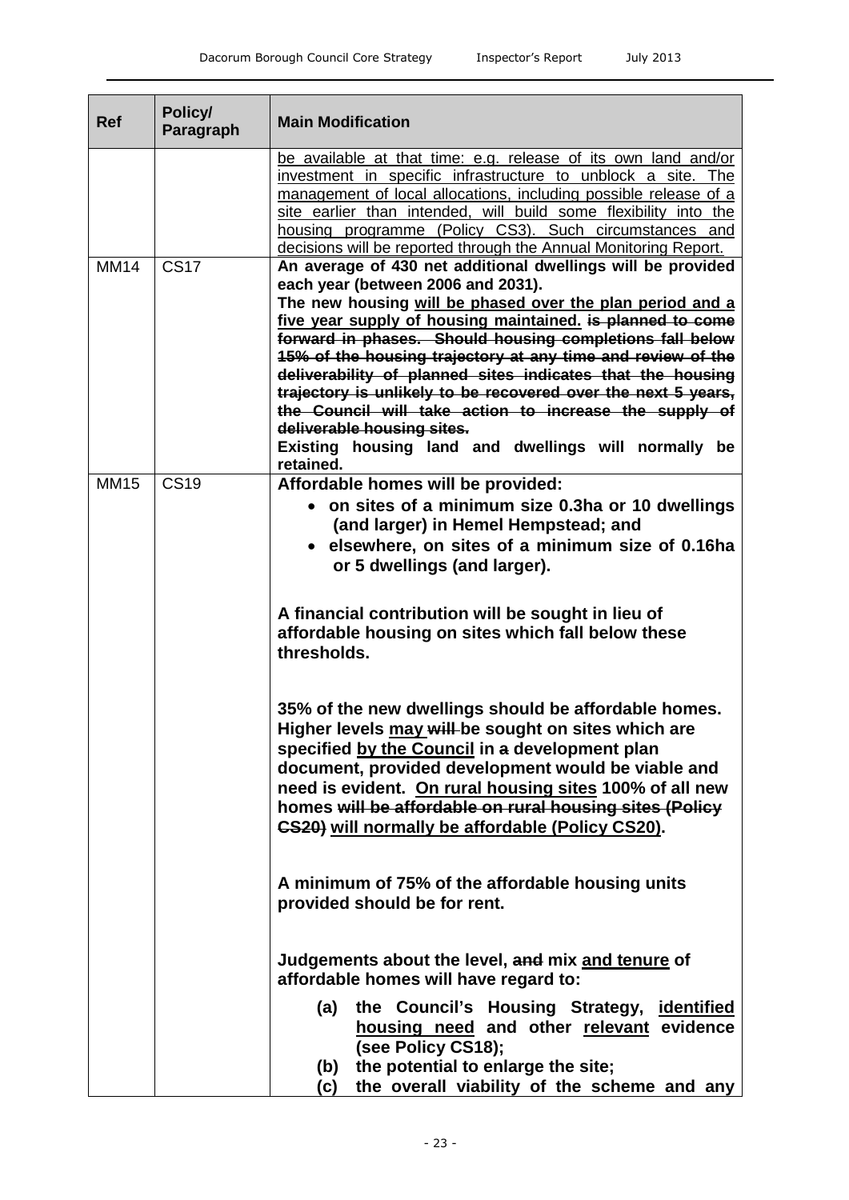| Ref | Policy/ Paragraph | Main Modification |
|---|---|---|
| | | be available at that time: e.g. release of its own land and/or investment in specific infrastructure to unblock a site. The management of local allocations, including possible release of a site earlier than intended, will build some flexibility into the housing programme (Policy CS3). Such circumstances and decisions will be reported through the Annual Monitoring Report. |
| MM14 | CS17 | **An average of 430 net additional dwellings will be provided each year (between 2006 and 2031).** **The new housing will be phased over the plan period and a five year supply of housing maintained. ~~is planned to come forward in phases. Should housing completions fall below 15% of the housing trajectory at any time and review of the deliverability of planned sites indicates that the housing trajectory is unlikely to be recovered over the next 5 years, the Council will take action to increase the supply of deliverable housing sites.~~** **Existing housing land and dwellings will normally be retained.** |
| MM15 | CS19 | **Affordable homes will be provided:** <br>• **on sites of a minimum size 0.3ha or 10 dwellings (and larger) in Hemel Hempstead; and** <br>• **elsewhere, on sites of a minimum size of 0.16ha or 5 dwellings (and larger).** <br><br>**A financial contribution will be sought in lieu of affordable housing on sites which fall below these thresholds.** <br><br>**35% of the new dwellings should be affordable homes. Higher levels may ~~will~~ be sought on sites which are specified by the Council in ~~a~~ development plan document, provided development would be viable and need is evident. On rural housing sites 100% of all new homes ~~will be affordable on rural housing sites (Policy CS20)~~ will normally be affordable (Policy CS20).** <br><br>**A minimum of 75% of the affordable housing units provided should be for rent.** <br><br>**Judgements about the level, ~~and~~ mix and tenure of affordable homes will have regard to:** <br>**(a) the Council's Housing Strategy, identified housing need and other relevant evidence (see Policy CS18);** <br>**(b) the potential to enlarge the site;** <br>**(c) the overall viability of the scheme and any** |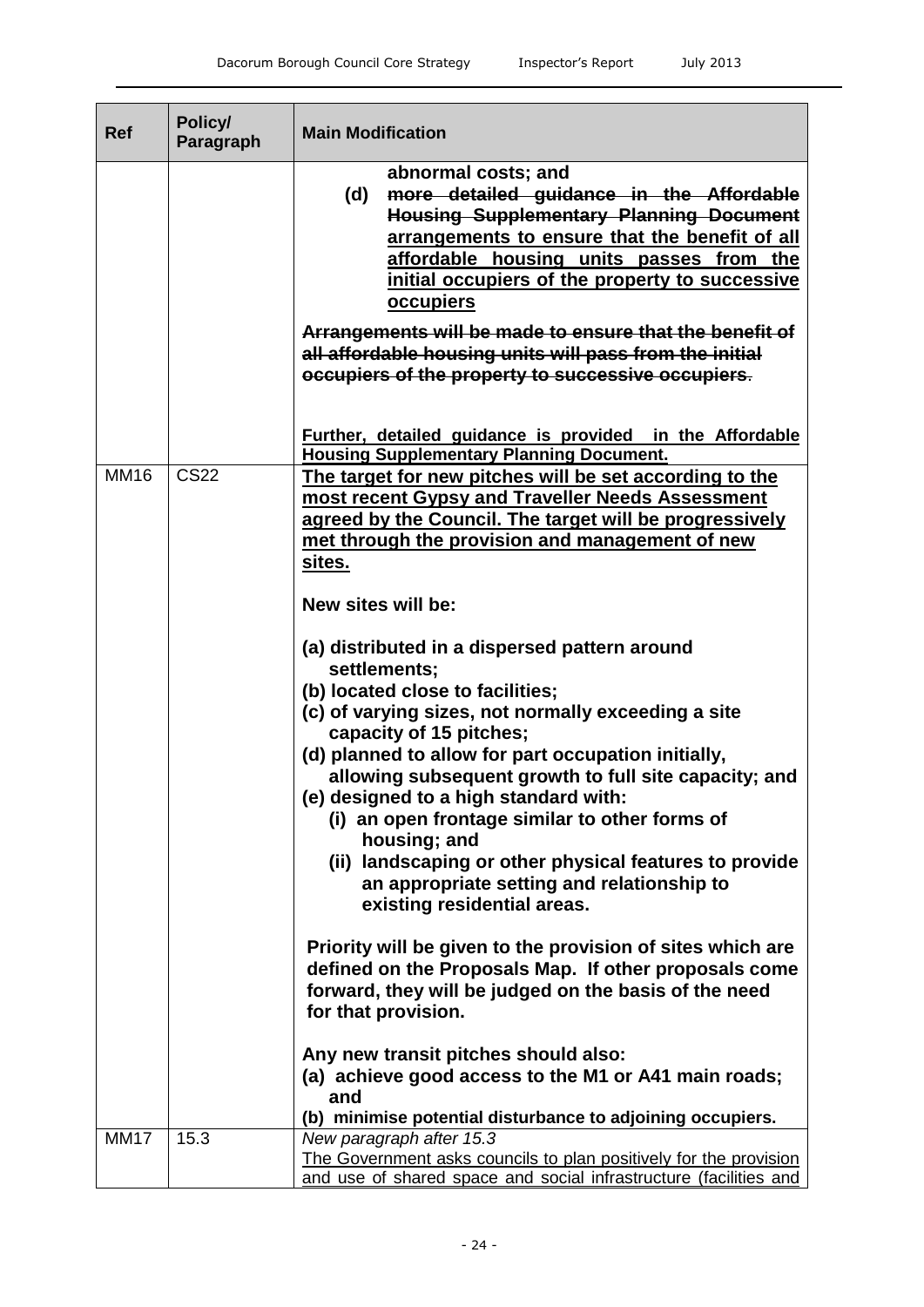| Ref | Policy/ Paragraph | Main Modification |
|---|---|---|
| | | **abnormal costs; and**<br>**(d) ~~more detailed guidance in the Affordable Housing Supplementary Planning Document~~ <u>arrangements to ensure that the benefit of all affordable housing units passes from the initial occupiers of the property to successive occupiers</u>**<br><br>**~~Arrangements will be made to ensure that the benefit of all affordable housing units will pass from the initial occupiers of the property to successive occupiers~~.**<br><br>**<u>Further, detailed guidance is provided in the Affordable Housing Supplementary Planning Document.</u>** |
| MM16 | CS22 | **<u>The target for new pitches will be set according to the most recent Gypsy and Traveller Needs Assessment agreed by the Council. The target will be progressively met through the provision and management of new sites.</u>**<br><br>**New sites will be:**<br><br>**(a) distributed in a dispersed pattern around settlements;**<br>**(b) located close to facilities;**<br>**(c) of varying sizes, not normally exceeding a site capacity of 15 pitches;**<br>**(d) planned to allow for part occupation initially, allowing subsequent growth to full site capacity; and**<br>**(e) designed to a high standard with:**<br>**(i) an open frontage similar to other forms of housing; and**<br>**(ii) landscaping or other physical features to provide an appropriate setting and relationship to existing residential areas.**<br><br>**Priority will be given to the provision of sites which are defined on the Proposals Map. If other proposals come forward, they will be judged on the basis of the need for that provision.**<br><br>**Any new transit pitches should also:**<br>**(a) achieve good access to the M1 or A41 main roads; and**<br>**(b) minimise potential disturbance to adjoining occupiers.** |
| MM17 | 15.3 | *New paragraph after 15.3*<br><u>The Government asks councils to plan positively for the provision and use of shared space and social infrastructure (facilities and</u> |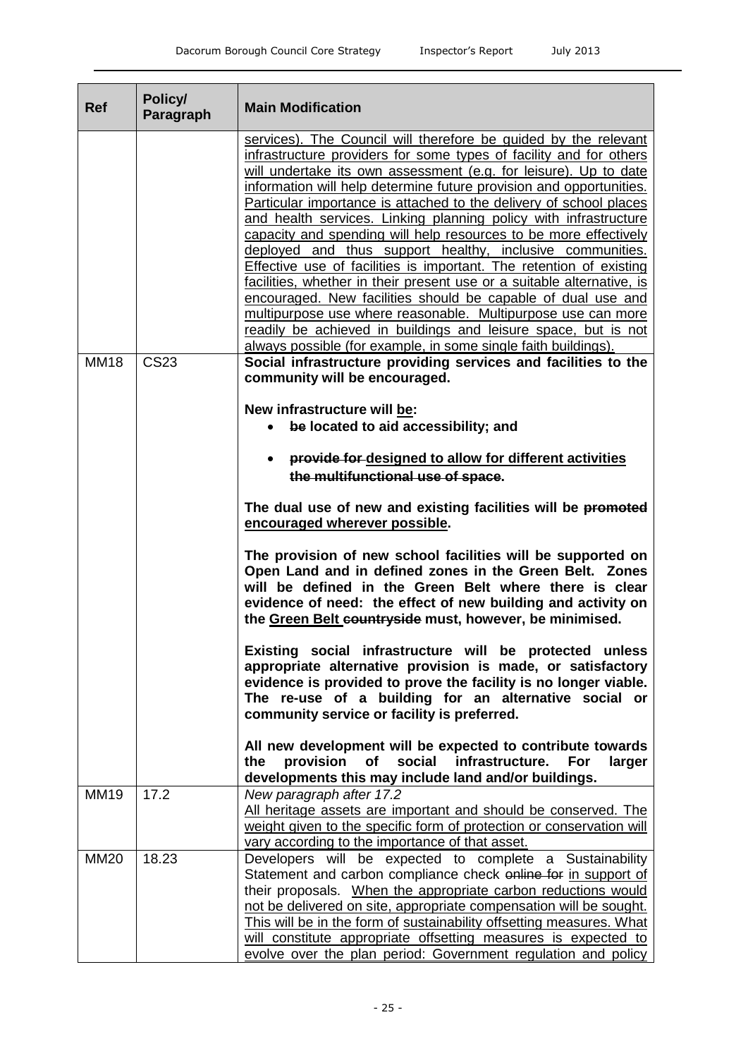| Ref | Policy/ Paragraph | Main Modification |
|---|---|---|
| | | services). The Council will therefore be guided by the relevant infrastructure providers for some types of facility and for others will undertake its own assessment (e.g. for leisure). Up to date information will help determine future provision and opportunities. Particular importance is attached to the delivery of school places and health services. Linking planning policy with infrastructure capacity and spending will help resources to be more effectively deployed and thus support healthy, inclusive communities. Effective use of facilities is important. The retention of existing facilities, whether in their present use or a suitable alternative, is encouraged. New facilities should be capable of dual use and multipurpose use where reasonable. Multipurpose use can more readily be achieved in buildings and leisure space, but is not always possible (for example, in some single faith buildings). |
| MM18 | CS23 | **Social infrastructure providing services and facilities to the community will be encouraged.**<br><br>**New infrastructure will be:**<br>• **~~be~~ located to aid accessibility; and**<br>• **~~provide for~~ designed to allow for different activities ~~the multifunctional use of space~~.**<br><br>**The dual use of new and existing facilities will be ~~promoted~~ encouraged wherever possible.**<br><br>**The provision of new school facilities will be supported on Open Land and in defined zones in the Green Belt. Zones will be defined in the Green Belt where there is clear evidence of need: the effect of new building and activity on the Green Belt ~~countryside~~ must, however, be minimised.**<br><br>**Existing social infrastructure will be protected unless appropriate alternative provision is made, or satisfactory evidence is provided to prove the facility is no longer viable. The re-use of a building for an alternative social or community service or facility is preferred.**<br><br>**All new development will be expected to contribute towards the provision of social infrastructure. For larger developments this may include land and/or buildings.** |
| MM19 | 17.2 | *New paragraph after 17.2*<br>All heritage assets are important and should be conserved. The weight given to the specific form of protection or conservation will vary according to the importance of that asset. |
| MM20 | 18.23 | Developers will be expected to complete a Sustainability Statement and carbon compliance check ~~online for~~ in support of their proposals. When the appropriate carbon reductions would not be delivered on site, appropriate compensation will be sought. This will be in the form of sustainability offsetting measures. What will constitute appropriate offsetting measures is expected to evolve over the plan period: Government regulation and policy |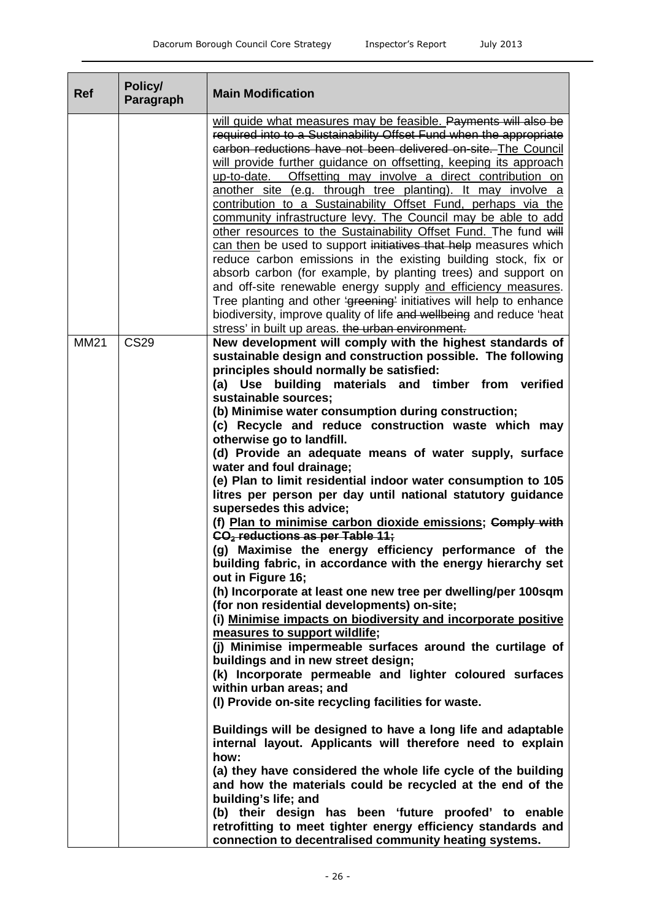| Ref | Policy/ Paragraph | Main Modification |
|---|---|---|
| | | will guide what measures may be feasible. ~~Payments will also be required into to a Sustainability Offset Fund when the appropriate carbon reductions have not been delivered on-site.~~ The Council will provide further guidance on offsetting, keeping its approach up-to-date. Offsetting may involve a direct contribution on another site (e.g. through tree planting). It may involve a contribution to a Sustainability Offset Fund, perhaps via the community infrastructure levy. The Council may be able to add other resources to the Sustainability Offset Fund. The fund ~~will~~ can then be used to support ~~initiatives that help~~ measures which reduce carbon emissions in the existing building stock, fix or absorb carbon (for example, by planting trees) and support on and off-site renewable energy supply and efficiency measures. Tree planting and other ~~'greening'~~ initiatives will help to enhance biodiversity, improve quality of life ~~and wellbeing~~ and reduce 'heat stress' in built up areas. ~~the urban environment.~~ |
| MM21 | CS29 | **New development will comply with the highest standards of sustainable design and construction possible. The following principles should normally be satisfied:**<br>**(a) Use building materials and timber from verified sustainable sources;**<br>**(b) Minimise water consumption during construction;**<br>**(c) Recycle and reduce construction waste which may otherwise go to landfill.**<br>**(d) Provide an adequate means of water supply, surface water and foul drainage;**<br>**(e) Plan to limit residential indoor water consumption to 105 litres per person per day until national statutory guidance supersedes this advice;**<br>**(f) Plan to minimise carbon dioxide emissions; ~~Comply with $CO_2$ reductions as per Table 11;~~**<br>**(g) Maximise the energy efficiency performance of the building fabric, in accordance with the energy hierarchy set out in Figure 16;**<br>**(h) Incorporate at least one new tree per dwelling/per 100sqm (for non residential developments) on-site;**<br>**(i) Minimise impacts on biodiversity and incorporate positive measures to support wildlife;**<br>**(j) Minimise impermeable surfaces around the curtilage of buildings and in new street design;**<br>**(k) Incorporate permeable and lighter coloured surfaces within urban areas; and**<br>**(l) Provide on-site recycling facilities for waste.**<br><br>**Buildings will be designed to have a long life and adaptable internal layout. Applicants will therefore need to explain how:**<br>**(a) they have considered the whole life cycle of the building and how the materials could be recycled at the end of the building's life; and**<br>**(b) their design has been 'future proofed' to enable retrofitting to meet tighter energy efficiency standards and connection to decentralised community heating systems.** |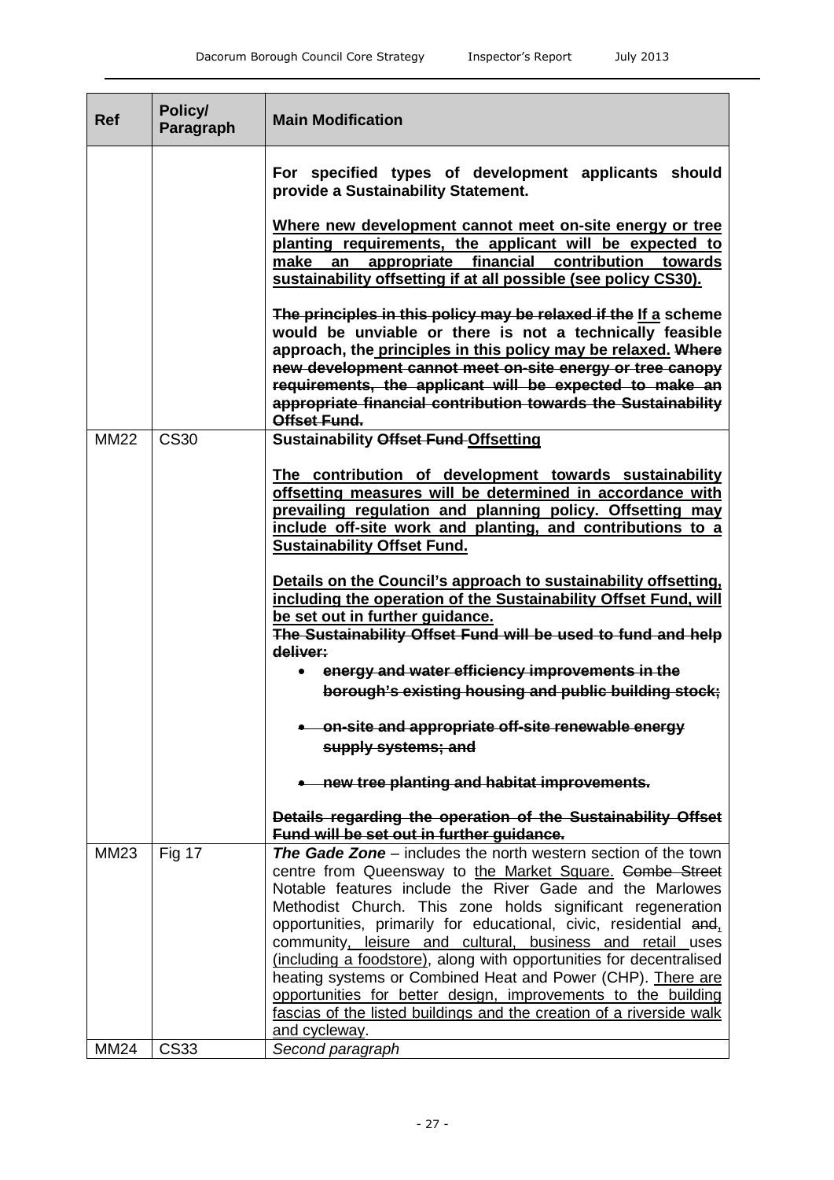| Ref | Policy/ Paragraph | Main Modification |
|---|---|---|
| | | **For specified types of development applicants should provide a Sustainability Statement.**<br><br>**<u>Where new development cannot meet on-site energy or tree planting requirements, the applicant will be expected to make an appropriate financial contribution towards sustainability offsetting if at all possible (see policy CS30).</u>**<br><br>**~~The principles in this policy may be relaxed if the~~ <u>If a</u> scheme would be unviable or there is not a technically feasible approach, the <u>principles in this policy may be relaxed.</u> ~~Where new development cannot meet on-site energy or tree canopy requirements, the applicant will be expected to make an appropriate financial contribution towards the Sustainability Offset Fund.~~** |
| MM22 | CS30 | **Sustainability ~~Offset Fund~~ <u>Offsetting</u>**<br><br>**<u>The contribution of development towards sustainability offsetting measures will be determined in accordance with prevailing regulation and planning policy. Offsetting may include off-site work and planting, and contributions to a Sustainability Offset Fund.</u>**<br><br>**<u>Details on the Council's approach to sustainability offsetting, including the operation of the Sustainability Offset Fund, will be set out in further guidance.</u>**<br>**~~The Sustainability Offset Fund will be used to fund and help deliver:~~**<br>• **~~energy and water efficiency improvements in the borough's existing housing and public building stock;~~**<br>• **~~on-site and appropriate off-site renewable energy supply systems; and~~**<br>• **~~new tree planting and habitat improvements.~~**<br><br>**~~Details regarding the operation of the Sustainability Offset Fund will be set out in further guidance.~~** |
| MM23 | Fig 17 | ***The Gade Zone*** – includes the north western section of the town centre from Queensway to <u>the Market Square.</u> ~~Combe Street~~ Notable features include the River Gade and the Marlowes Methodist Church. This zone holds significant regeneration opportunities, primarily for educational, civic, residential ~~and~~<u>,</u> community<u>, leisure and cultural, business and retail</u> uses <u>(including a foodstore)</u>, along with opportunities for decentralised heating systems or Combined Heat and Power (CHP). <u>There are opportunities for better design, improvements to the building fascias of the listed buildings and the creation of a riverside walk and cycleway</u>. |
| MM24 | CS33 | *Second paragraph* |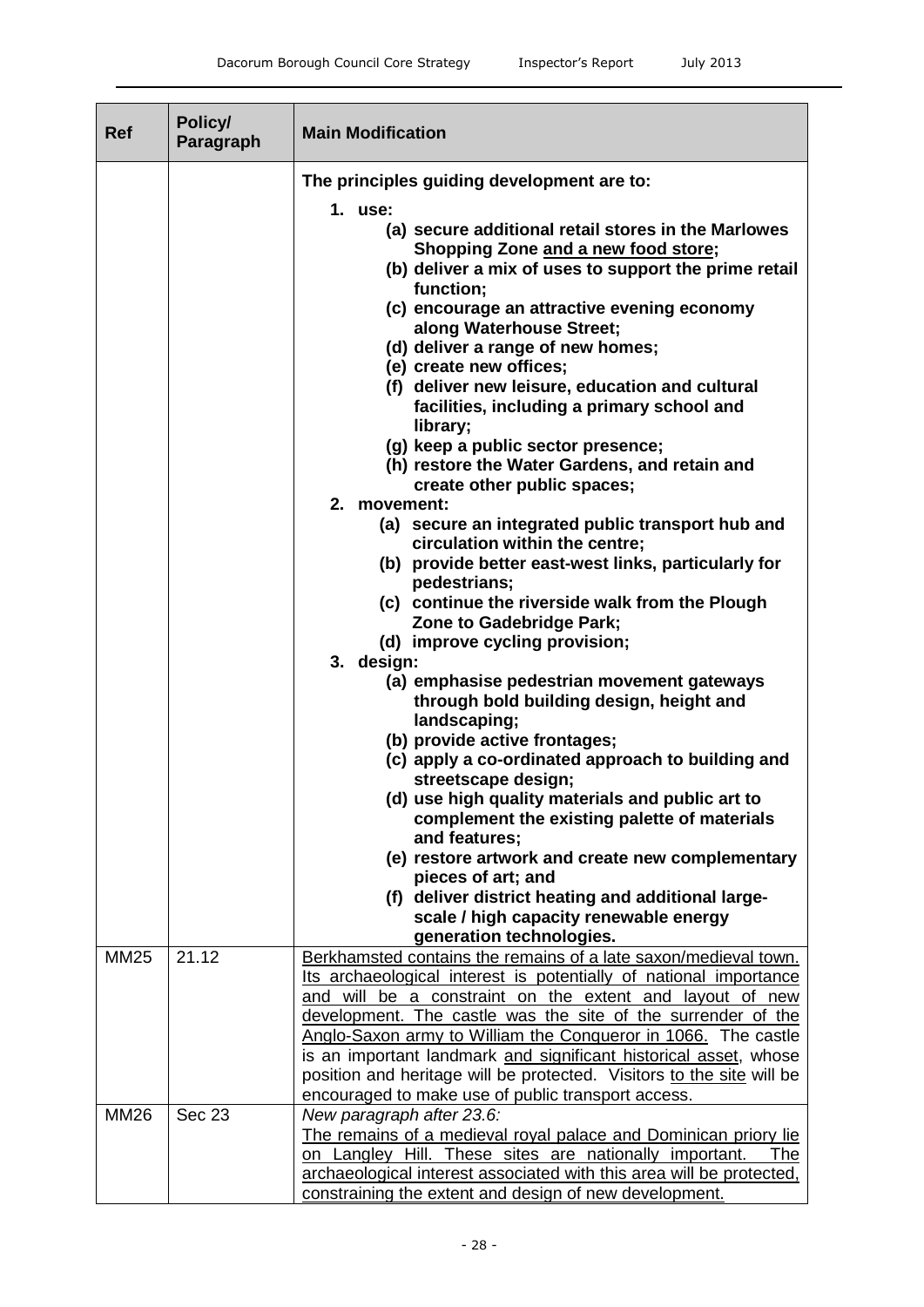| Ref | Policy/ Paragraph | Main Modification |
| --- | --- | --- |
| | | **The principles guiding development are to:**<br><br>**1. use:**<br>**(a) secure additional retail stores in the Marlowes Shopping Zone <u>and a new food store</u>;**<br>**(b) deliver a mix of uses to support the prime retail function;**<br>**(c) encourage an attractive evening economy along Waterhouse Street;**<br>**(d) deliver a range of new homes;**<br>**(e) create new offices;**<br>**(f) deliver new leisure, education and cultural facilities, including a primary school and library;**<br>**(g) keep a public sector presence;**<br>**(h) restore the Water Gardens, and retain and create other public spaces;**<br>**2. movement:**<br>**(a) secure an integrated public transport hub and circulation within the centre;**<br>**(b) provide better east-west links, particularly for pedestrians;**<br>**(c) continue the riverside walk from the Plough Zone to Gadebridge Park;**<br>**(d) improve cycling provision;**<br>**3. design:**<br>**(a) emphasise pedestrian movement gateways through bold building design, height and landscaping;**<br>**(b) provide active frontages;**<br>**(c) apply a co-ordinated approach to building and streetscape design;**<br>**(d) use high quality materials and public art to complement the existing palette of materials and features;**<br>**(e) restore artwork and create new complementary pieces of art; and**<br>**(f) deliver district heating and additional large-scale / high capacity renewable energy generation technologies.** |
| MM25 | 21.12 | <u>Berkhamsted contains the remains of a late saxon/medieval town. Its archaeological interest is potentially of national importance and will be a constraint on the extent and layout of new development. The castle was the site of the surrender of the Anglo-Saxon army to William the Conqueror in 1066.</u> The castle is an important landmark <u>and significant historical asset</u>, whose position and heritage will be protected. Visitors <u>to the site</u> will be encouraged to make use of public transport access. |
| MM26 | Sec 23 | *New paragraph after 23.6:*<br><u>The remains of a medieval royal palace and Dominican priory lie on Langley Hill. These sites are nationally important. The archaeological interest associated with this area will be protected, constraining the extent and design of new development.</u> |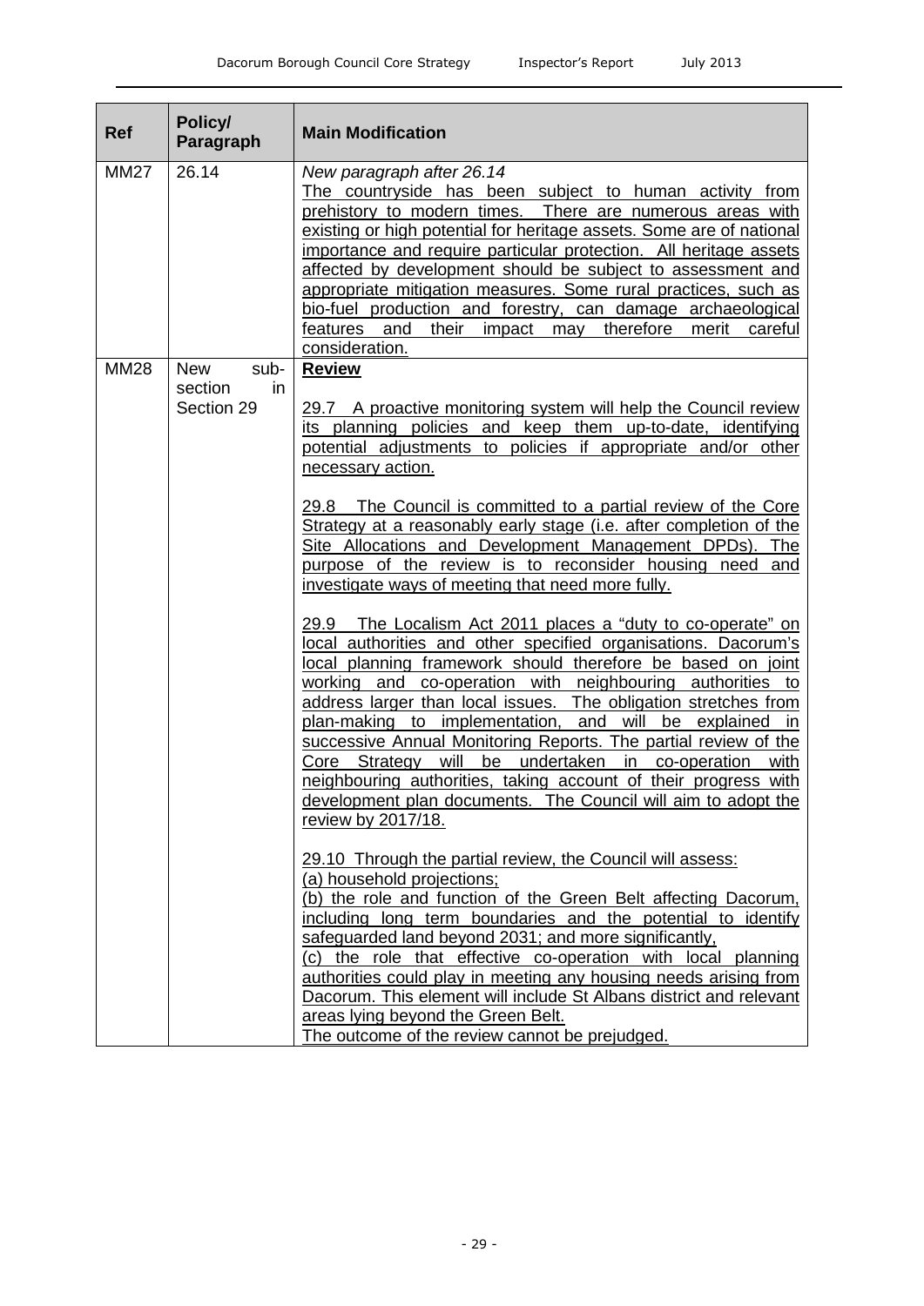| Ref | Policy/ Paragraph | Main Modification |
|---|---|---|
| MM27 | 26.14 | *New paragraph after 26.14*<br>The countryside has been subject to human activity from prehistory to modern times. There are numerous areas with existing or high potential for heritage assets. Some are of national importance and require particular protection. All heritage assets affected by development should be subject to assessment and appropriate mitigation measures. Some rural practices, such as bio-fuel production and forestry, can damage archaeological features and their impact may therefore merit careful consideration. |
| MM28 | New sub-section in Section 29 | **Review**<br><br>29.7 A proactive monitoring system will help the Council review its planning policies and keep them up-to-date, identifying potential adjustments to policies if appropriate and/or other necessary action.<br><br>29.8 The Council is committed to a partial review of the Core Strategy at a reasonably early stage (i.e. after completion of the Site Allocations and Development Management DPDs). The purpose of the review is to reconsider housing need and investigate ways of meeting that need more fully.<br><br>29.9 The Localism Act 2011 places a "duty to co-operate" on local authorities and other specified organisations. Dacorum's local planning framework should therefore be based on joint working and co-operation with neighbouring authorities to address larger than local issues. The obligation stretches from plan-making to implementation, and will be explained in successive Annual Monitoring Reports. The partial review of the Core Strategy will be undertaken in co-operation with neighbouring authorities, taking account of their progress with development plan documents. The Council will aim to adopt the review by 2017/18.<br><br>29.10 Through the partial review, the Council will assess:<br>(a) household projections;<br>(b) the role and function of the Green Belt affecting Dacorum, including long term boundaries and the potential to identify safeguarded land beyond 2031; and more significantly,<br>(c) the role that effective co-operation with local planning authorities could play in meeting any housing needs arising from Dacorum. This element will include St Albans district and relevant areas lying beyond the Green Belt.<br>The outcome of the review cannot be prejudged. |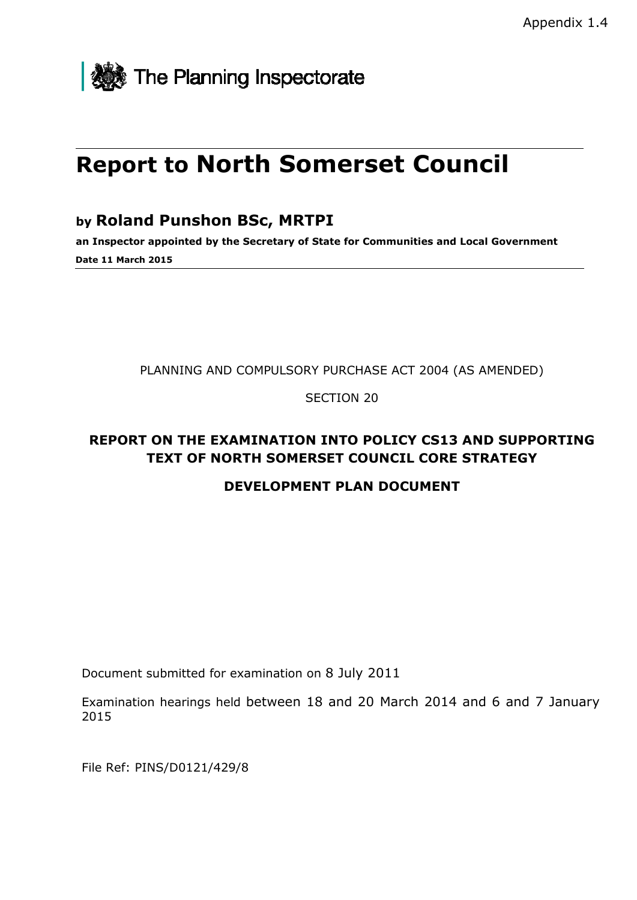Appendix 1.4

The Planning Inspectorate

# Report to North Somerset Council

## by Roland Punshon BSc, MRTPI

**an Inspector appointed by the Secretary of State for Communities and Local Government**

**Date 11 March 2015**

PLANNING AND COMPULSORY PURCHASE ACT 2004 (AS AMENDED)

SECTION 20

**REPORT ON THE EXAMINATION INTO POLICY CS13 AND SUPPORTING TEXT OF NORTH SOMERSET COUNCIL CORE STRATEGY**

**DEVELOPMENT PLAN DOCUMENT**

Document submitted for examination on 8 July 2011

Examination hearings held between 18 and 20 March 2014 and 6 and 7 January 2015

File Ref: PINS/D0121/429/8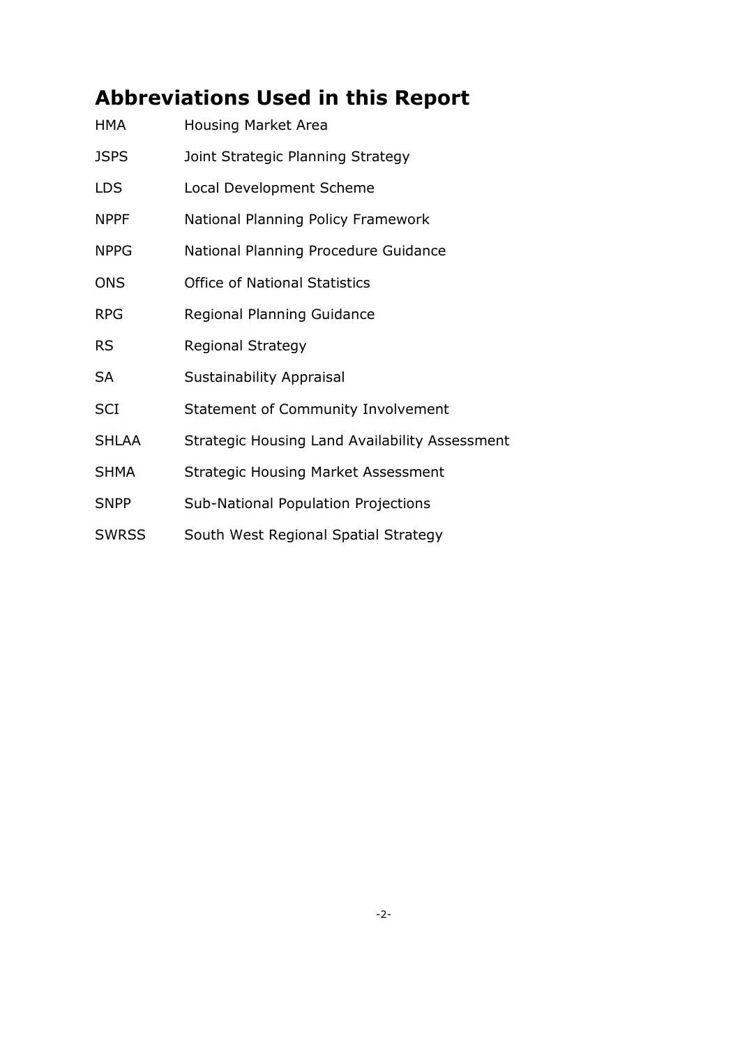# Abbreviations Used in this Report

| | |
|---|---|
| HMA | Housing Market Area |
| JSPS | Joint Strategic Planning Strategy |
| LDS | Local Development Scheme |
| NPPF | National Planning Policy Framework |
| NPPG | National Planning Procedure Guidance |
| ONS | Office of National Statistics |
| RPG | Regional Planning Guidance |
| RS | Regional Strategy |
| SA | Sustainability Appraisal |
| SCI | Statement of Community Involvement |
| SHLAA | Strategic Housing Land Availability Assessment |
| SHMA | Strategic Housing Market Assessment |
| SNPP | Sub-National Population Projections |
| SWRSS | South West Regional Spatial Strategy |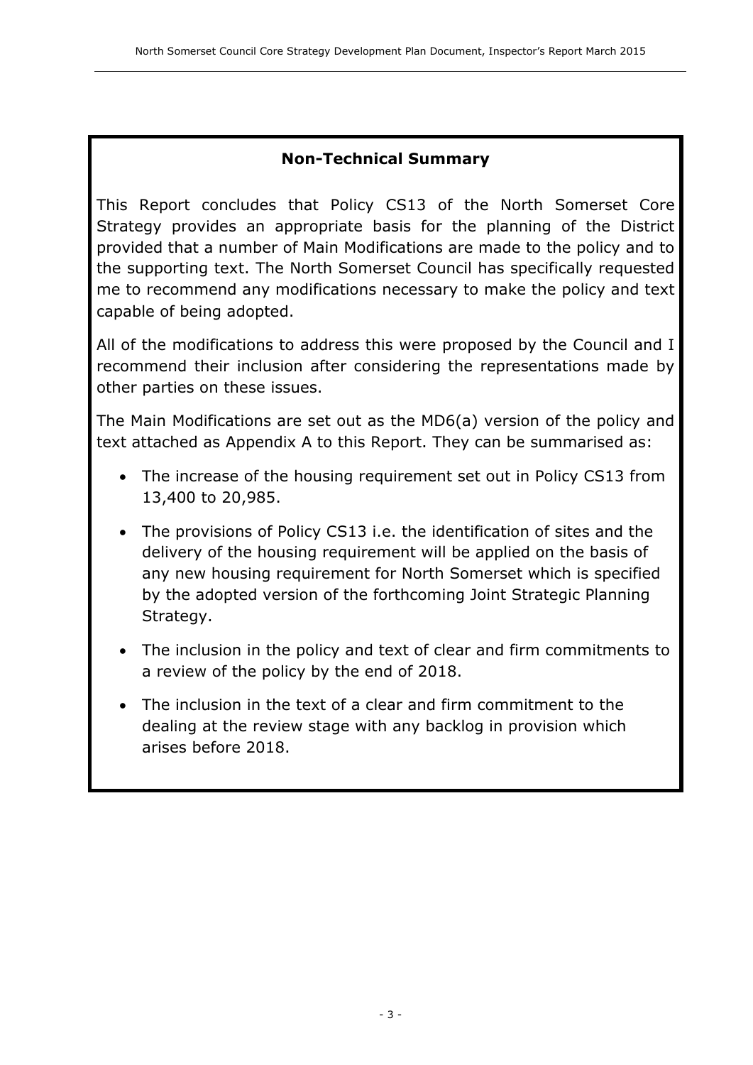## Non-Technical Summary

This Report concludes that Policy CS13 of the North Somerset Core Strategy provides an appropriate basis for the planning of the District provided that a number of Main Modifications are made to the policy and to the supporting text. The North Somerset Council has specifically requested me to recommend any modifications necessary to make the policy and text capable of being adopted.

All of the modifications to address this were proposed by the Council and I recommend their inclusion after considering the representations made by other parties on these issues.

The Main Modifications are set out as the MD6(a) version of the policy and text attached as Appendix A to this Report. They can be summarised as:

- The increase of the housing requirement set out in Policy CS13 from 13,400 to 20,985.
- The provisions of Policy CS13 i.e. the identification of sites and the delivery of the housing requirement will be applied on the basis of any new housing requirement for North Somerset which is specified by the adopted version of the forthcoming Joint Strategic Planning Strategy.
- The inclusion in the policy and text of clear and firm commitments to a review of the policy by the end of 2018.
- The inclusion in the text of a clear and firm commitment to the dealing at the review stage with any backlog in provision which arises before 2018.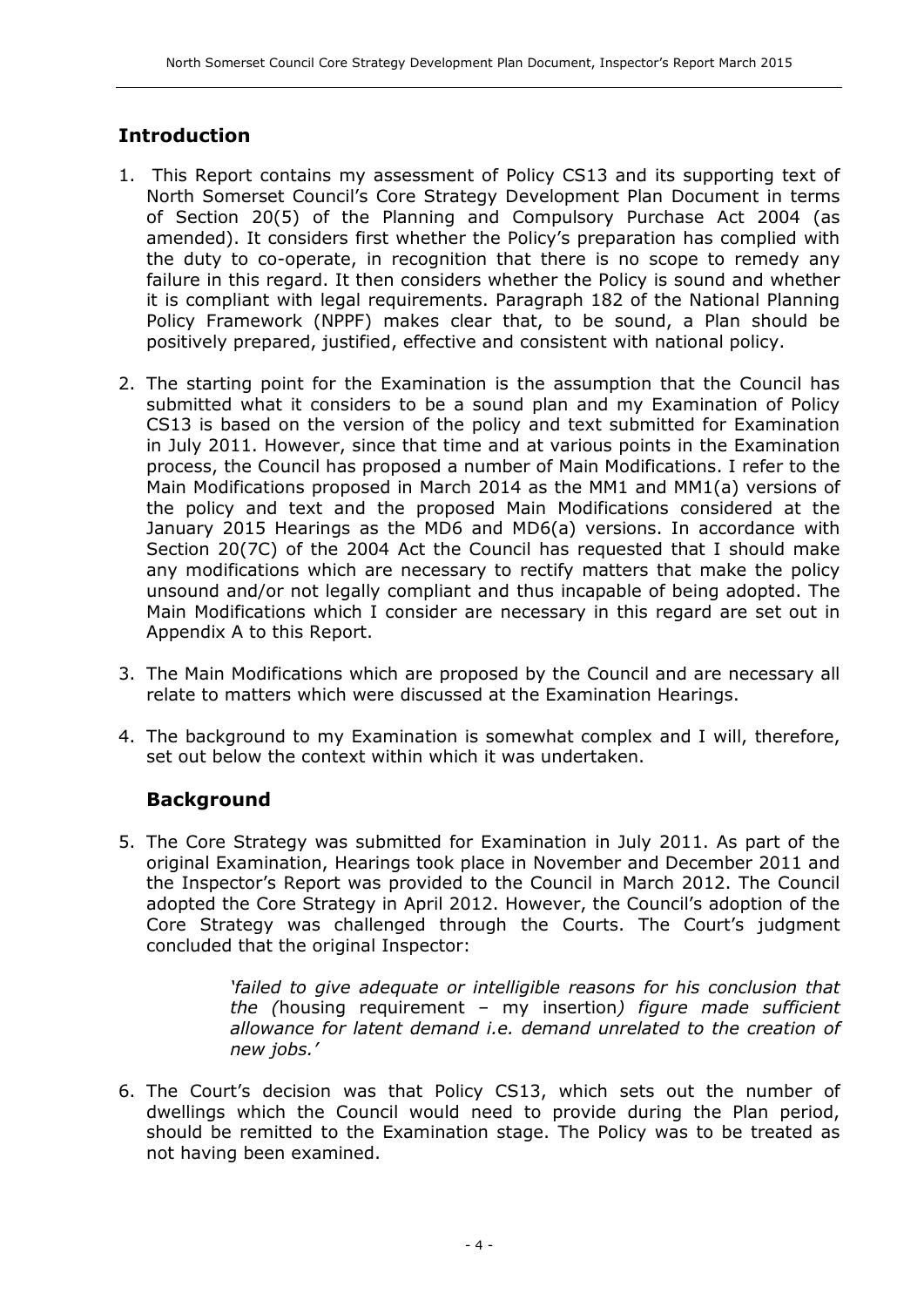## Introduction

1. This Report contains my assessment of Policy CS13 and its supporting text of North Somerset Council's Core Strategy Development Plan Document in terms of Section 20(5) of the Planning and Compulsory Purchase Act 2004 (as amended). It considers first whether the Policy's preparation has complied with the duty to co-operate, in recognition that there is no scope to remedy any failure in this regard. It then considers whether the Policy is sound and whether it is compliant with legal requirements. Paragraph 182 of the National Planning Policy Framework (NPPF) makes clear that, to be sound, a Plan should be positively prepared, justified, effective and consistent with national policy.

2. The starting point for the Examination is the assumption that the Council has submitted what it considers to be a sound plan and my Examination of Policy CS13 is based on the version of the policy and text submitted for Examination in July 2011. However, since that time and at various points in the Examination process, the Council has proposed a number of Main Modifications. I refer to the Main Modifications proposed in March 2014 as the MM1 and MM1(a) versions of the policy and text and the proposed Main Modifications considered at the January 2015 Hearings as the MD6 and MD6(a) versions. In accordance with Section 20(7C) of the 2004 Act the Council has requested that I should make any modifications which are necessary to rectify matters that make the policy unsound and/or not legally compliant and thus incapable of being adopted. The Main Modifications which I consider are necessary in this regard are set out in Appendix A to this Report.

3. The Main Modifications which are proposed by the Council and are necessary all relate to matters which were discussed at the Examination Hearings.

4. The background to my Examination is somewhat complex and I will, therefore, set out below the context within which it was undertaken.

## Background

5. The Core Strategy was submitted for Examination in July 2011. As part of the original Examination, Hearings took place in November and December 2011 and the Inspector's Report was provided to the Council in March 2012. The Council adopted the Core Strategy in April 2012. However, the Council's adoption of the Core Strategy was challenged through the Courts. The Court's judgment concluded that the original Inspector:

   > *'failed to give adequate or intelligible reasons for his conclusion that the (*housing requirement – my insertion*) figure made sufficient allowance for latent demand i.e. demand unrelated to the creation of new jobs.'*

6. The Court's decision was that Policy CS13, which sets out the number of dwellings which the Council would need to provide during the Plan period, should be remitted to the Examination stage. The Policy was to be treated as not having been examined.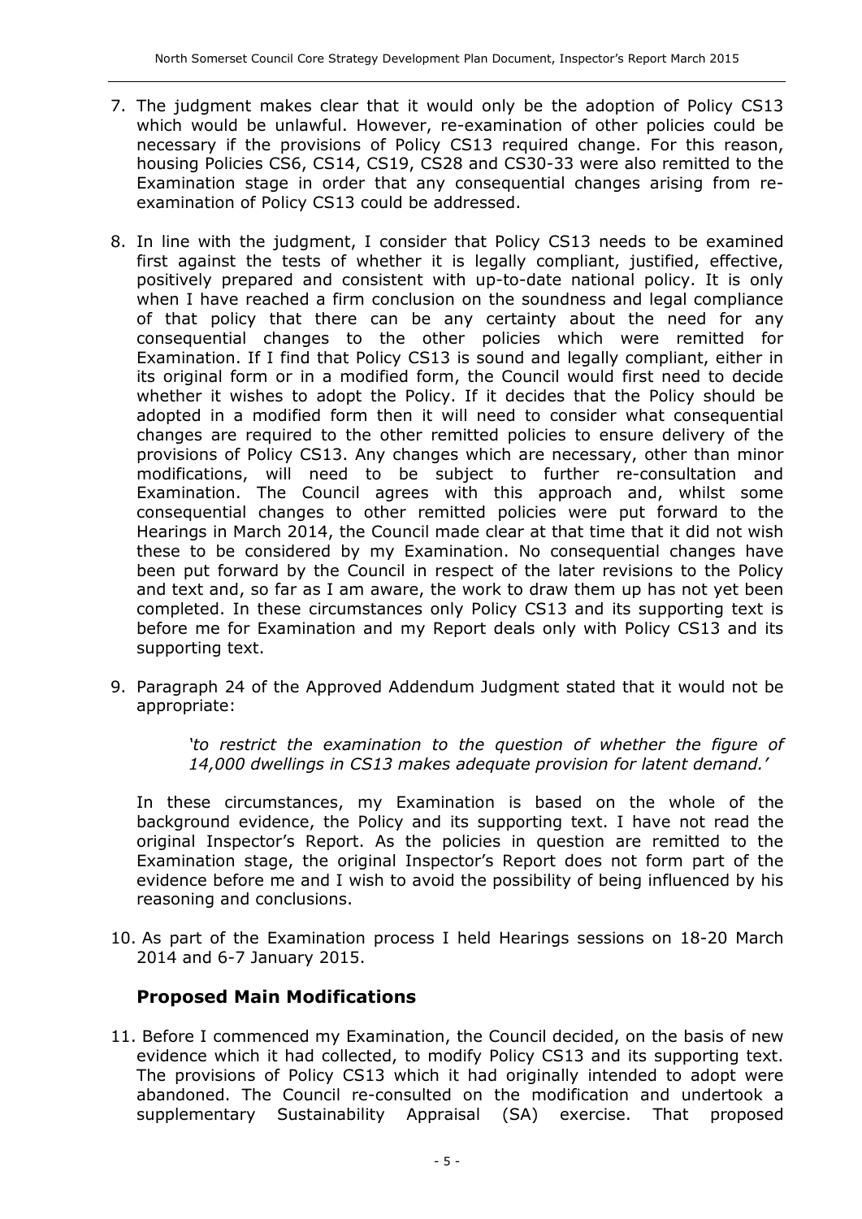7. The judgment makes clear that it would only be the adoption of Policy CS13 which would be unlawful. However, re-examination of other policies could be necessary if the provisions of Policy CS13 required change. For this reason, housing Policies CS6, CS14, CS19, CS28 and CS30-33 were also remitted to the Examination stage in order that any consequential changes arising from re-examination of Policy CS13 could be addressed.

8. In line with the judgment, I consider that Policy CS13 needs to be examined first against the tests of whether it is legally compliant, justified, effective, positively prepared and consistent with up-to-date national policy. It is only when I have reached a firm conclusion on the soundness and legal compliance of that policy that there can be any certainty about the need for any consequential changes to the other policies which were remitted for Examination. If I find that Policy CS13 is sound and legally compliant, either in its original form or in a modified form, the Council would first need to decide whether it wishes to adopt the Policy. If it decides that the Policy should be adopted in a modified form then it will need to consider what consequential changes are required to the other remitted policies to ensure delivery of the provisions of Policy CS13. Any changes which are necessary, other than minor modifications, will need to be subject to further re-consultation and Examination. The Council agrees with this approach and, whilst some consequential changes to other remitted policies were put forward to the Hearings in March 2014, the Council made clear at that time that it did not wish these to be considered by my Examination. No consequential changes have been put forward by the Council in respect of the later revisions to the Policy and text and, so far as I am aware, the work to draw them up has not yet been completed. In these circumstances only Policy CS13 and its supporting text is before me for Examination and my Report deals only with Policy CS13 and its supporting text.

9. Paragraph 24 of the Approved Addendum Judgment stated that it would not be appropriate:

   *'to restrict the examination to the question of whether the figure of 14,000 dwellings in CS13 makes adequate provision for latent demand.'*

   In these circumstances, my Examination is based on the whole of the background evidence, the Policy and its supporting text. I have not read the original Inspector's Report. As the policies in question are remitted to the Examination stage, the original Inspector's Report does not form part of the evidence before me and I wish to avoid the possibility of being influenced by his reasoning and conclusions.

10. As part of the Examination process I held Hearings sessions on 18-20 March 2014 and 6-7 January 2015.

## Proposed Main Modifications

11. Before I commenced my Examination, the Council decided, on the basis of new evidence which it had collected, to modify Policy CS13 and its supporting text. The provisions of Policy CS13 which it had originally intended to adopt were abandoned. The Council re-consulted on the modification and undertook a supplementary Sustainability Appraisal (SA) exercise. That proposed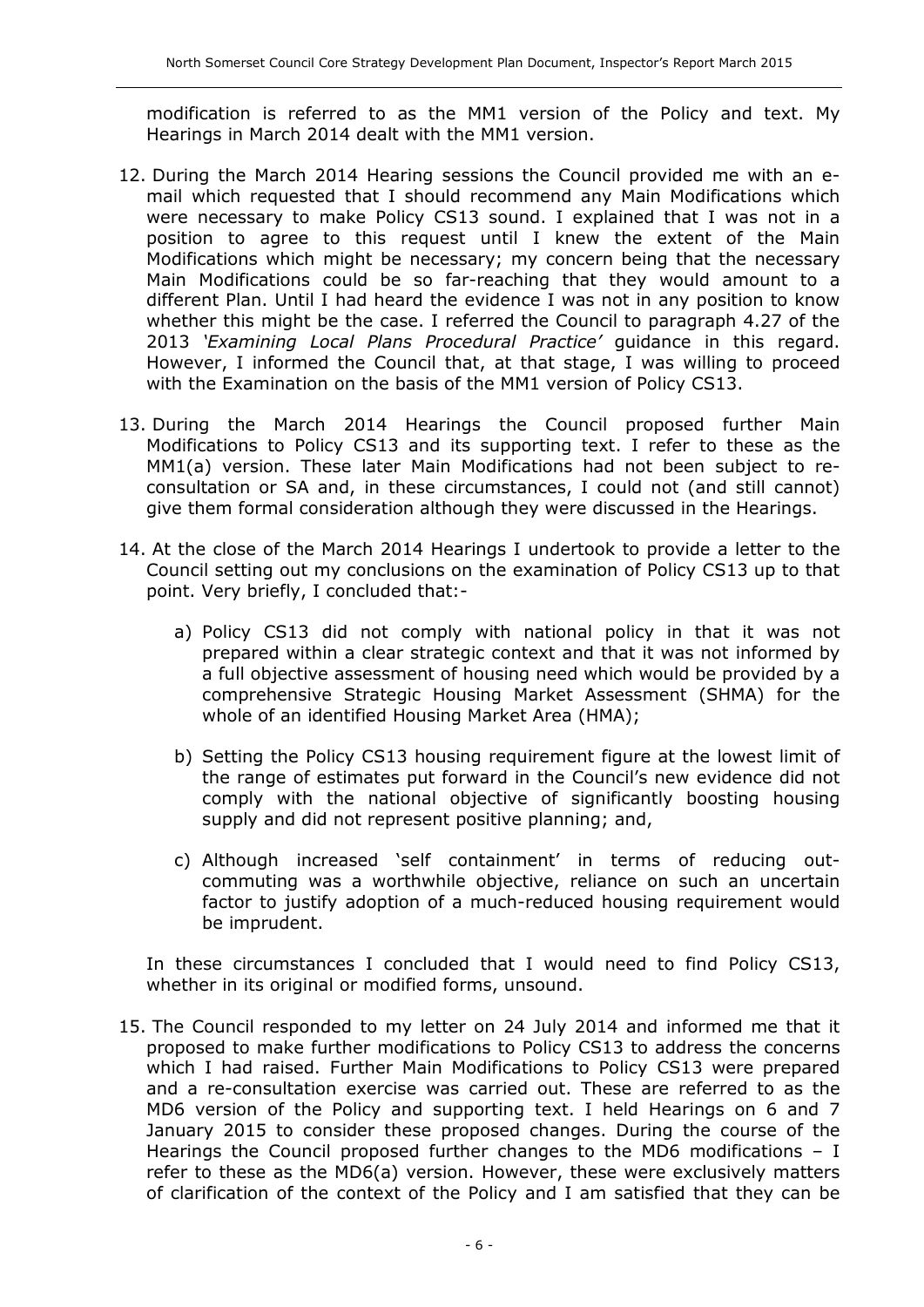modification is referred to as the MM1 version of the Policy and text. My Hearings in March 2014 dealt with the MM1 version.

12. During the March 2014 Hearing sessions the Council provided me with an e-mail which requested that I should recommend any Main Modifications which were necessary to make Policy CS13 sound. I explained that I was not in a position to agree to this request until I knew the extent of the Main Modifications which might be necessary; my concern being that the necessary Main Modifications could be so far-reaching that they would amount to a different Plan. Until I had heard the evidence I was not in any position to know whether this might be the case. I referred the Council to paragraph 4.27 of the 2013 *'Examining Local Plans Procedural Practice'* guidance in this regard. However, I informed the Council that, at that stage, I was willing to proceed with the Examination on the basis of the MM1 version of Policy CS13.

13. During the March 2014 Hearings the Council proposed further Main Modifications to Policy CS13 and its supporting text. I refer to these as the MM1(a) version. These later Main Modifications had not been subject to re-consultation or SA and, in these circumstances, I could not (and still cannot) give them formal consideration although they were discussed in the Hearings.

14. At the close of the March 2014 Hearings I undertook to provide a letter to the Council setting out my conclusions on the examination of Policy CS13 up to that point. Very briefly, I concluded that:-

    a) Policy CS13 did not comply with national policy in that it was not prepared within a clear strategic context and that it was not informed by a full objective assessment of housing need which would be provided by a comprehensive Strategic Housing Market Assessment (SHMA) for the whole of an identified Housing Market Area (HMA);

    b) Setting the Policy CS13 housing requirement figure at the lowest limit of the range of estimates put forward in the Council's new evidence did not comply with the national objective of significantly boosting housing supply and did not represent positive planning; and,

    c) Although increased 'self containment' in terms of reducing out-commuting was a worthwhile objective, reliance on such an uncertain factor to justify adoption of a much-reduced housing requirement would be imprudent.

    In these circumstances I concluded that I would need to find Policy CS13, whether in its original or modified forms, unsound.

15. The Council responded to my letter on 24 July 2014 and informed me that it proposed to make further modifications to Policy CS13 to address the concerns which I had raised. Further Main Modifications to Policy CS13 were prepared and a re-consultation exercise was carried out. These are referred to as the MD6 version of the Policy and supporting text. I held Hearings on 6 and 7 January 2015 to consider these proposed changes. During the course of the Hearings the Council proposed further changes to the MD6 modifications – I refer to these as the MD6(a) version. However, these were exclusively matters of clarification of the context of the Policy and I am satisfied that they can be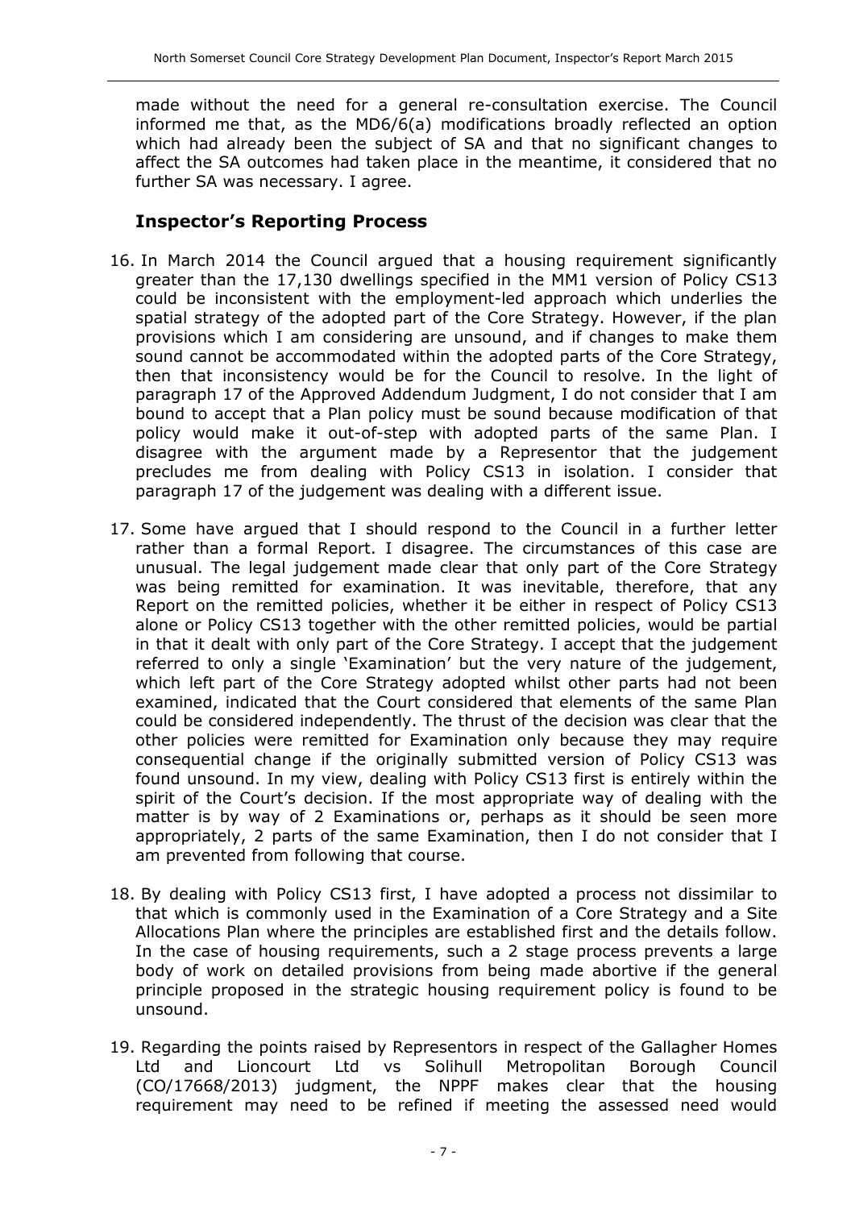made without the need for a general re-consultation exercise. The Council informed me that, as the MD6/6(a) modifications broadly reflected an option which had already been the subject of SA and that no significant changes to affect the SA outcomes had taken place in the meantime, it considered that no further SA was necessary. I agree.

## Inspector's Reporting Process

16. In March 2014 the Council argued that a housing requirement significantly greater than the 17,130 dwellings specified in the MM1 version of Policy CS13 could be inconsistent with the employment-led approach which underlies the spatial strategy of the adopted part of the Core Strategy. However, if the plan provisions which I am considering are unsound, and if changes to make them sound cannot be accommodated within the adopted parts of the Core Strategy, then that inconsistency would be for the Council to resolve. In the light of paragraph 17 of the Approved Addendum Judgment, I do not consider that I am bound to accept that a Plan policy must be sound because modification of that policy would make it out-of-step with adopted parts of the same Plan. I disagree with the argument made by a Representor that the judgement precludes me from dealing with Policy CS13 in isolation. I consider that paragraph 17 of the judgement was dealing with a different issue.

17. Some have argued that I should respond to the Council in a further letter rather than a formal Report. I disagree. The circumstances of this case are unusual. The legal judgement made clear that only part of the Core Strategy was being remitted for examination. It was inevitable, therefore, that any Report on the remitted policies, whether it be either in respect of Policy CS13 alone or Policy CS13 together with the other remitted policies, would be partial in that it dealt with only part of the Core Strategy. I accept that the judgement referred to only a single 'Examination' but the very nature of the judgement, which left part of the Core Strategy adopted whilst other parts had not been examined, indicated that the Court considered that elements of the same Plan could be considered independently. The thrust of the decision was clear that the other policies were remitted for Examination only because they may require consequential change if the originally submitted version of Policy CS13 was found unsound. In my view, dealing with Policy CS13 first is entirely within the spirit of the Court's decision. If the most appropriate way of dealing with the matter is by way of 2 Examinations or, perhaps as it should be seen more appropriately, 2 parts of the same Examination, then I do not consider that I am prevented from following that course.

18. By dealing with Policy CS13 first, I have adopted a process not dissimilar to that which is commonly used in the Examination of a Core Strategy and a Site Allocations Plan where the principles are established first and the details follow. In the case of housing requirements, such a 2 stage process prevents a large body of work on detailed provisions from being made abortive if the general principle proposed in the strategic housing requirement policy is found to be unsound.

19. Regarding the points raised by Representors in respect of the Gallagher Homes Ltd and Lioncourt Ltd vs Solihull Metropolitan Borough Council (CO/17668/2013) judgment, the NPPF makes clear that the housing requirement may need to be refined if meeting the assessed need would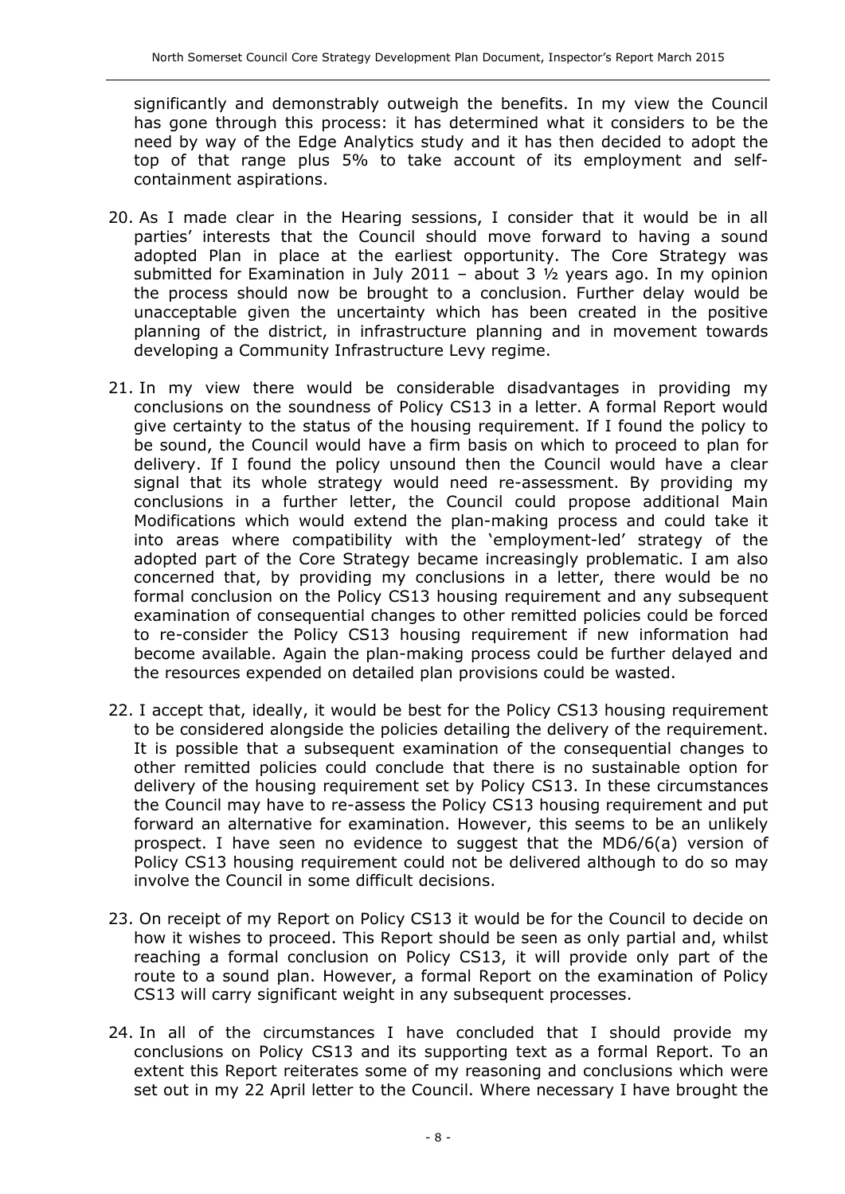significantly and demonstrably outweigh the benefits. In my view the Council has gone through this process: it has determined what it considers to be the need by way of the Edge Analytics study and it has then decided to adopt the top of that range plus 5% to take account of its employment and self-containment aspirations.

20. As I made clear in the Hearing sessions, I consider that it would be in all parties' interests that the Council should move forward to having a sound adopted Plan in place at the earliest opportunity. The Core Strategy was submitted for Examination in July 2011 – about 3 ½ years ago. In my opinion the process should now be brought to a conclusion. Further delay would be unacceptable given the uncertainty which has been created in the positive planning of the district, in infrastructure planning and in movement towards developing a Community Infrastructure Levy regime.

21. In my view there would be considerable disadvantages in providing my conclusions on the soundness of Policy CS13 in a letter. A formal Report would give certainty to the status of the housing requirement. If I found the policy to be sound, the Council would have a firm basis on which to proceed to plan for delivery. If I found the policy unsound then the Council would have a clear signal that its whole strategy would need re-assessment. By providing my conclusions in a further letter, the Council could propose additional Main Modifications which would extend the plan-making process and could take it into areas where compatibility with the 'employment-led' strategy of the adopted part of the Core Strategy became increasingly problematic. I am also concerned that, by providing my conclusions in a letter, there would be no formal conclusion on the Policy CS13 housing requirement and any subsequent examination of consequential changes to other remitted policies could be forced to re-consider the Policy CS13 housing requirement if new information had become available. Again the plan-making process could be further delayed and the resources expended on detailed plan provisions could be wasted.

22. I accept that, ideally, it would be best for the Policy CS13 housing requirement to be considered alongside the policies detailing the delivery of the requirement. It is possible that a subsequent examination of the consequential changes to other remitted policies could conclude that there is no sustainable option for delivery of the housing requirement set by Policy CS13. In these circumstances the Council may have to re-assess the Policy CS13 housing requirement and put forward an alternative for examination. However, this seems to be an unlikely prospect. I have seen no evidence to suggest that the MD6/6(a) version of Policy CS13 housing requirement could not be delivered although to do so may involve the Council in some difficult decisions.

23. On receipt of my Report on Policy CS13 it would be for the Council to decide on how it wishes to proceed. This Report should be seen as only partial and, whilst reaching a formal conclusion on Policy CS13, it will provide only part of the route to a sound plan. However, a formal Report on the examination of Policy CS13 will carry significant weight in any subsequent processes.

24. In all of the circumstances I have concluded that I should provide my conclusions on Policy CS13 and its supporting text as a formal Report. To an extent this Report reiterates some of my reasoning and conclusions which were set out in my 22 April letter to the Council. Where necessary I have brought the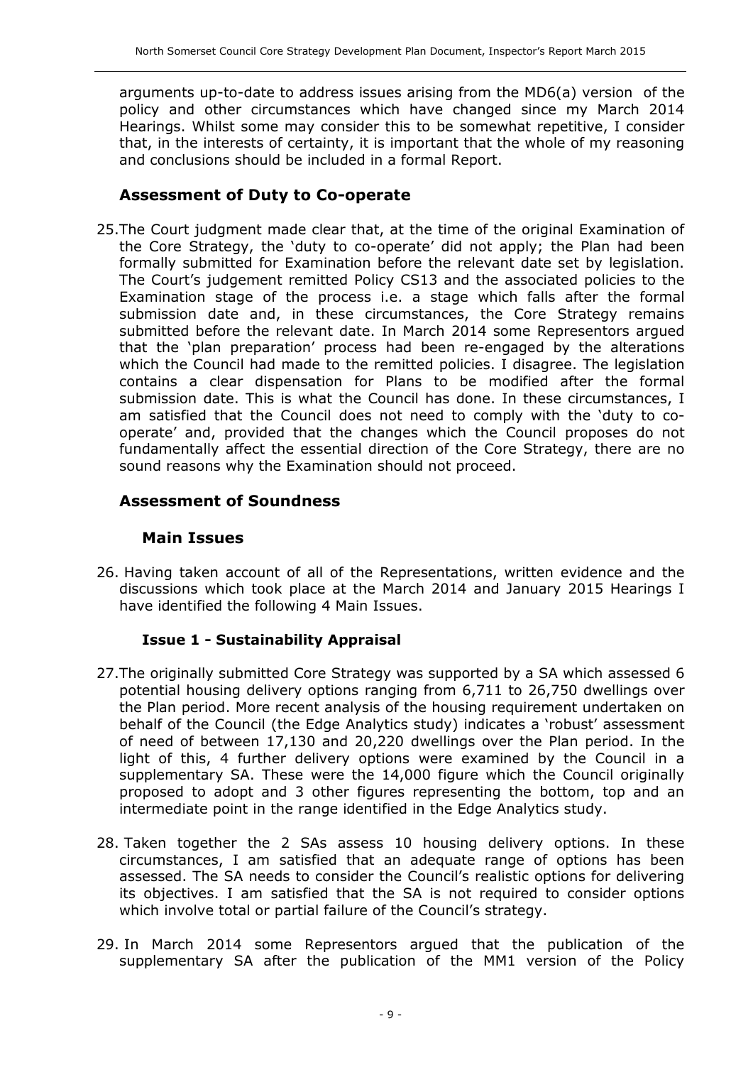arguments up-to-date to address issues arising from the MD6(a) version of the policy and other circumstances which have changed since my March 2014 Hearings. Whilst some may consider this to be somewhat repetitive, I consider that, in the interests of certainty, it is important that the whole of my reasoning and conclusions should be included in a formal Report.

## Assessment of Duty to Co-operate

25. The Court judgment made clear that, at the time of the original Examination of the Core Strategy, the 'duty to co-operate' did not apply; the Plan had been formally submitted for Examination before the relevant date set by legislation. The Court's judgement remitted Policy CS13 and the associated policies to the Examination stage of the process i.e. a stage which falls after the formal submission date and, in these circumstances, the Core Strategy remains submitted before the relevant date. In March 2014 some Representors argued that the 'plan preparation' process had been re-engaged by the alterations which the Council had made to the remitted policies. I disagree. The legislation contains a clear dispensation for Plans to be modified after the formal submission date. This is what the Council has done. In these circumstances, I am satisfied that the Council does not need to comply with the 'duty to co-operate' and, provided that the changes which the Council proposes do not fundamentally affect the essential direction of the Core Strategy, there are no sound reasons why the Examination should not proceed.

## Assessment of Soundness

### Main Issues

26. Having taken account of all of the Representations, written evidence and the discussions which took place at the March 2014 and January 2015 Hearings I have identified the following 4 Main Issues.

#### Issue 1 - Sustainability Appraisal

27. The originally submitted Core Strategy was supported by a SA which assessed 6 potential housing delivery options ranging from 6,711 to 26,750 dwellings over the Plan period. More recent analysis of the housing requirement undertaken on behalf of the Council (the Edge Analytics study) indicates a 'robust' assessment of need of between 17,130 and 20,220 dwellings over the Plan period. In the light of this, 4 further delivery options were examined by the Council in a supplementary SA. These were the 14,000 figure which the Council originally proposed to adopt and 3 other figures representing the bottom, top and an intermediate point in the range identified in the Edge Analytics study.

28. Taken together the 2 SAs assess 10 housing delivery options. In these circumstances, I am satisfied that an adequate range of options has been assessed. The SA needs to consider the Council's realistic options for delivering its objectives. I am satisfied that the SA is not required to consider options which involve total or partial failure of the Council's strategy.

29. In March 2014 some Representors argued that the publication of the supplementary SA after the publication of the MM1 version of the Policy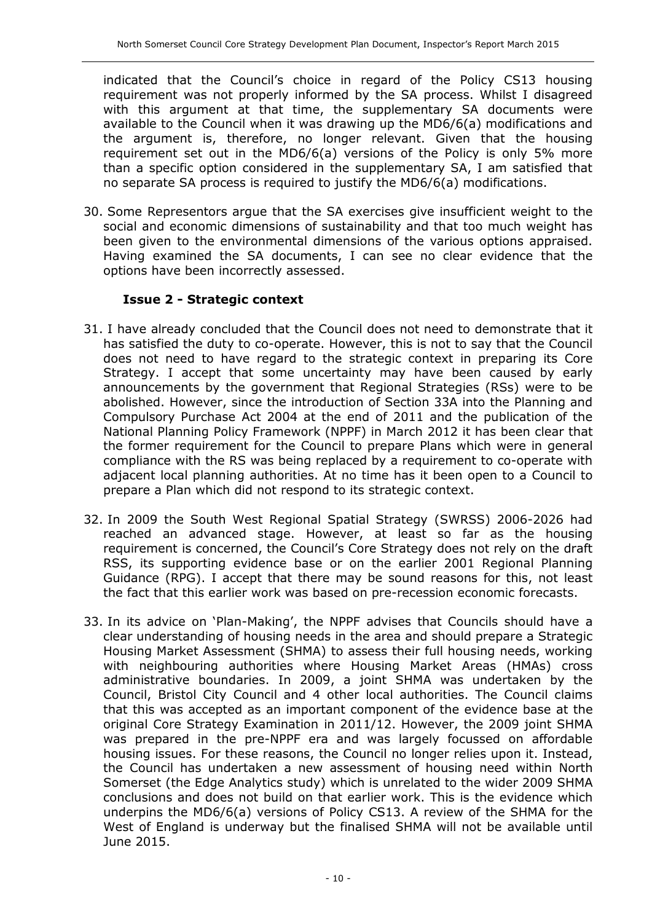indicated that the Council's choice in regard of the Policy CS13 housing requirement was not properly informed by the SA process. Whilst I disagreed with this argument at that time, the supplementary SA documents were available to the Council when it was drawing up the MD6/6(a) modifications and the argument is, therefore, no longer relevant. Given that the housing requirement set out in the MD6/6(a) versions of the Policy is only 5% more than a specific option considered in the supplementary SA, I am satisfied that no separate SA process is required to justify the MD6/6(a) modifications.

30. Some Representors argue that the SA exercises give insufficient weight to the social and economic dimensions of sustainability and that too much weight has been given to the environmental dimensions of the various options appraised. Having examined the SA documents, I can see no clear evidence that the options have been incorrectly assessed.

### Issue 2 - Strategic context

31. I have already concluded that the Council does not need to demonstrate that it has satisfied the duty to co-operate. However, this is not to say that the Council does not need to have regard to the strategic context in preparing its Core Strategy. I accept that some uncertainty may have been caused by early announcements by the government that Regional Strategies (RSs) were to be abolished. However, since the introduction of Section 33A into the Planning and Compulsory Purchase Act 2004 at the end of 2011 and the publication of the National Planning Policy Framework (NPPF) in March 2012 it has been clear that the former requirement for the Council to prepare Plans which were in general compliance with the RS was being replaced by a requirement to co-operate with adjacent local planning authorities. At no time has it been open to a Council to prepare a Plan which did not respond to its strategic context.

32. In 2009 the South West Regional Spatial Strategy (SWRSS) 2006-2026 had reached an advanced stage. However, at least so far as the housing requirement is concerned, the Council's Core Strategy does not rely on the draft RSS, its supporting evidence base or on the earlier 2001 Regional Planning Guidance (RPG). I accept that there may be sound reasons for this, not least the fact that this earlier work was based on pre-recession economic forecasts.

33. In its advice on 'Plan-Making', the NPPF advises that Councils should have a clear understanding of housing needs in the area and should prepare a Strategic Housing Market Assessment (SHMA) to assess their full housing needs, working with neighbouring authorities where Housing Market Areas (HMAs) cross administrative boundaries. In 2009, a joint SHMA was undertaken by the Council, Bristol City Council and 4 other local authorities. The Council claims that this was accepted as an important component of the evidence base at the original Core Strategy Examination in 2011/12. However, the 2009 joint SHMA was prepared in the pre-NPPF era and was largely focussed on affordable housing issues. For these reasons, the Council no longer relies upon it. Instead, the Council has undertaken a new assessment of housing need within North Somerset (the Edge Analytics study) which is unrelated to the wider 2009 SHMA conclusions and does not build on that earlier work. This is the evidence which underpins the MD6/6(a) versions of Policy CS13. A review of the SHMA for the West of England is underway but the finalised SHMA will not be available until June 2015.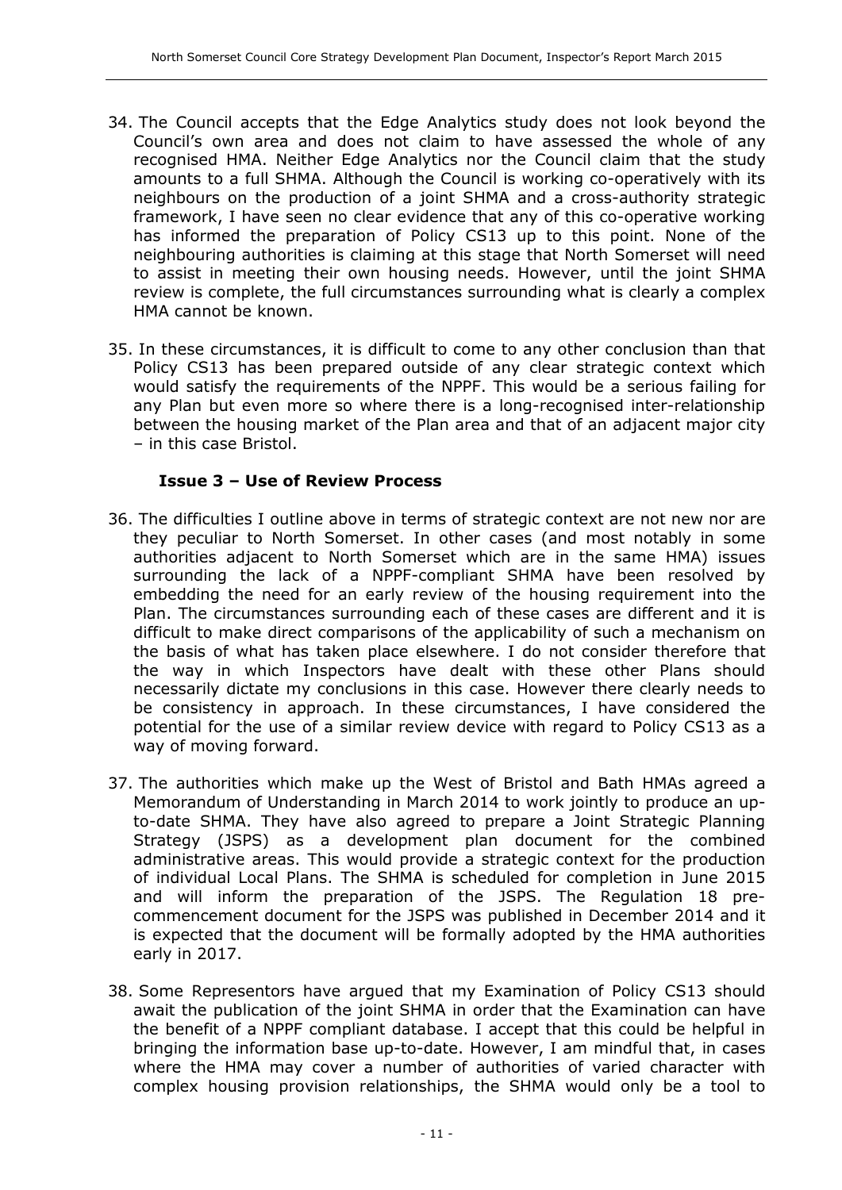34. The Council accepts that the Edge Analytics study does not look beyond the Council's own area and does not claim to have assessed the whole of any recognised HMA. Neither Edge Analytics nor the Council claim that the study amounts to a full SHMA. Although the Council is working co-operatively with its neighbours on the production of a joint SHMA and a cross-authority strategic framework, I have seen no clear evidence that any of this co-operative working has informed the preparation of Policy CS13 up to this point. None of the neighbouring authorities is claiming at this stage that North Somerset will need to assist in meeting their own housing needs. However, until the joint SHMA review is complete, the full circumstances surrounding what is clearly a complex HMA cannot be known.

35. In these circumstances, it is difficult to come to any other conclusion than that Policy CS13 has been prepared outside of any clear strategic context which would satisfy the requirements of the NPPF. This would be a serious failing for any Plan but even more so where there is a long-recognised inter-relationship between the housing market of the Plan area and that of an adjacent major city – in this case Bristol.

### Issue 3 – Use of Review Process

36. The difficulties I outline above in terms of strategic context are not new nor are they peculiar to North Somerset. In other cases (and most notably in some authorities adjacent to North Somerset which are in the same HMA) issues surrounding the lack of a NPPF-compliant SHMA have been resolved by embedding the need for an early review of the housing requirement into the Plan. The circumstances surrounding each of these cases are different and it is difficult to make direct comparisons of the applicability of such a mechanism on the basis of what has taken place elsewhere. I do not consider therefore that the way in which Inspectors have dealt with these other Plans should necessarily dictate my conclusions in this case. However there clearly needs to be consistency in approach. In these circumstances, I have considered the potential for the use of a similar review device with regard to Policy CS13 as a way of moving forward.

37. The authorities which make up the West of Bristol and Bath HMAs agreed a Memorandum of Understanding in March 2014 to work jointly to produce an up-to-date SHMA. They have also agreed to prepare a Joint Strategic Planning Strategy (JSPS) as a development plan document for the combined administrative areas. This would provide a strategic context for the production of individual Local Plans. The SHMA is scheduled for completion in June 2015 and will inform the preparation of the JSPS. The Regulation 18 pre-commencement document for the JSPS was published in December 2014 and it is expected that the document will be formally adopted by the HMA authorities early in 2017.

38. Some Representors have argued that my Examination of Policy CS13 should await the publication of the joint SHMA in order that the Examination can have the benefit of a NPPF compliant database. I accept that this could be helpful in bringing the information base up-to-date. However, I am mindful that, in cases where the HMA may cover a number of authorities of varied character with complex housing provision relationships, the SHMA would only be a tool to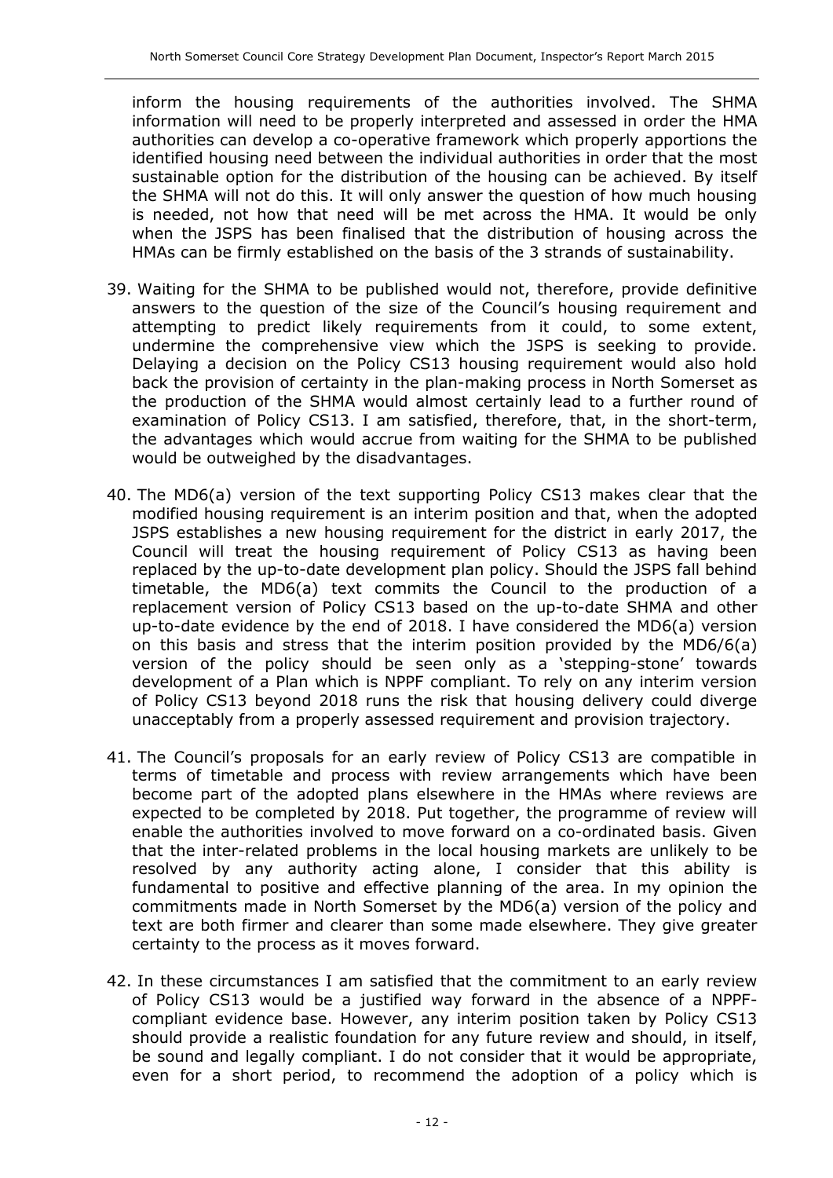inform the housing requirements of the authorities involved. The SHMA information will need to be properly interpreted and assessed in order the HMA authorities can develop a co-operative framework which properly apportions the identified housing need between the individual authorities in order that the most sustainable option for the distribution of the housing can be achieved. By itself the SHMA will not do this. It will only answer the question of how much housing is needed, not how that need will be met across the HMA. It would be only when the JSPS has been finalised that the distribution of housing across the HMAs can be firmly established on the basis of the 3 strands of sustainability.

39. Waiting for the SHMA to be published would not, therefore, provide definitive answers to the question of the size of the Council's housing requirement and attempting to predict likely requirements from it could, to some extent, undermine the comprehensive view which the JSPS is seeking to provide. Delaying a decision on the Policy CS13 housing requirement would also hold back the provision of certainty in the plan-making process in North Somerset as the production of the SHMA would almost certainly lead to a further round of examination of Policy CS13. I am satisfied, therefore, that, in the short-term, the advantages which would accrue from waiting for the SHMA to be published would be outweighed by the disadvantages.

40. The MD6(a) version of the text supporting Policy CS13 makes clear that the modified housing requirement is an interim position and that, when the adopted JSPS establishes a new housing requirement for the district in early 2017, the Council will treat the housing requirement of Policy CS13 as having been replaced by the up-to-date development plan policy. Should the JSPS fall behind timetable, the MD6(a) text commits the Council to the production of a replacement version of Policy CS13 based on the up-to-date SHMA and other up-to-date evidence by the end of 2018. I have considered the MD6(a) version on this basis and stress that the interim position provided by the MD6/6(a) version of the policy should be seen only as a 'stepping-stone' towards development of a Plan which is NPPF compliant. To rely on any interim version of Policy CS13 beyond 2018 runs the risk that housing delivery could diverge unacceptably from a properly assessed requirement and provision trajectory.

41. The Council's proposals for an early review of Policy CS13 are compatible in terms of timetable and process with review arrangements which have been become part of the adopted plans elsewhere in the HMAs where reviews are expected to be completed by 2018. Put together, the programme of review will enable the authorities involved to move forward on a co-ordinated basis. Given that the inter-related problems in the local housing markets are unlikely to be resolved by any authority acting alone, I consider that this ability is fundamental to positive and effective planning of the area. In my opinion the commitments made in North Somerset by the MD6(a) version of the policy and text are both firmer and clearer than some made elsewhere. They give greater certainty to the process as it moves forward.

42. In these circumstances I am satisfied that the commitment to an early review of Policy CS13 would be a justified way forward in the absence of a NPPF-compliant evidence base. However, any interim position taken by Policy CS13 should provide a realistic foundation for any future review and should, in itself, be sound and legally compliant. I do not consider that it would be appropriate, even for a short period, to recommend the adoption of a policy which is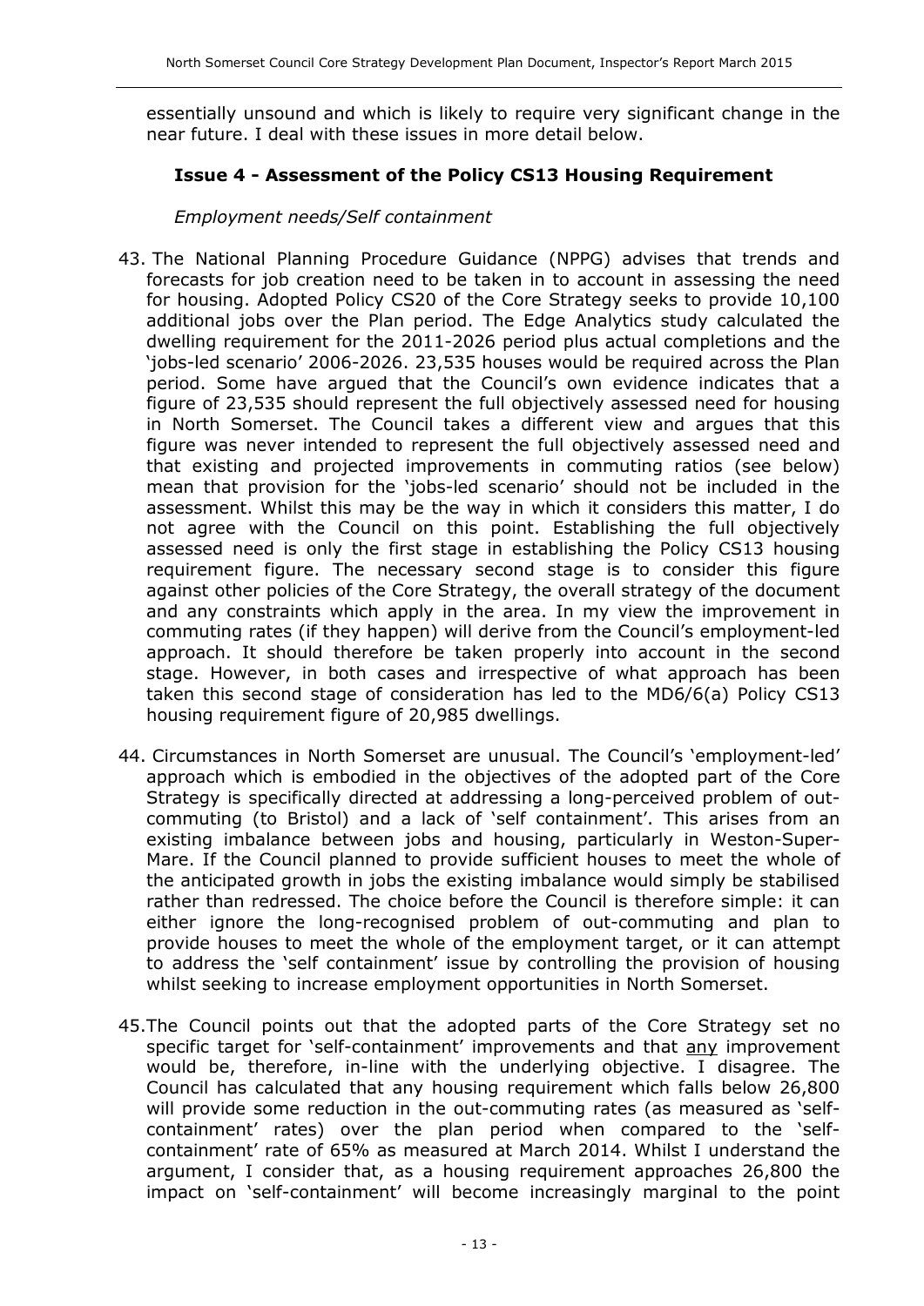essentially unsound and which is likely to require very significant change in the near future. I deal with these issues in more detail below.

### Issue 4 - Assessment of the Policy CS13 Housing Requirement

*Employment needs/Self containment*

43. The National Planning Procedure Guidance (NPPG) advises that trends and forecasts for job creation need to be taken in to account in assessing the need for housing. Adopted Policy CS20 of the Core Strategy seeks to provide 10,100 additional jobs over the Plan period. The Edge Analytics study calculated the dwelling requirement for the 2011-2026 period plus actual completions and the 'jobs-led scenario' 2006-2026. 23,535 houses would be required across the Plan period. Some have argued that the Council's own evidence indicates that a figure of 23,535 should represent the full objectively assessed need for housing in North Somerset. The Council takes a different view and argues that this figure was never intended to represent the full objectively assessed need and that existing and projected improvements in commuting ratios (see below) mean that provision for the 'jobs-led scenario' should not be included in the assessment. Whilst this may be the way in which it considers this matter, I do not agree with the Council on this point. Establishing the full objectively assessed need is only the first stage in establishing the Policy CS13 housing requirement figure. The necessary second stage is to consider this figure against other policies of the Core Strategy, the overall strategy of the document and any constraints which apply in the area. In my view the improvement in commuting rates (if they happen) will derive from the Council's employment-led approach. It should therefore be taken properly into account in the second stage. However, in both cases and irrespective of what approach has been taken this second stage of consideration has led to the MD6/6(a) Policy CS13 housing requirement figure of 20,985 dwellings.

44. Circumstances in North Somerset are unusual. The Council's 'employment-led' approach which is embodied in the objectives of the adopted part of the Core Strategy is specifically directed at addressing a long-perceived problem of out-commuting (to Bristol) and a lack of 'self containment'. This arises from an existing imbalance between jobs and housing, particularly in Weston-Super-Mare. If the Council planned to provide sufficient houses to meet the whole of the anticipated growth in jobs the existing imbalance would simply be stabilised rather than redressed. The choice before the Council is therefore simple: it can either ignore the long-recognised problem of out-commuting and plan to provide houses to meet the whole of the employment target, or it can attempt to address the 'self containment' issue by controlling the provision of housing whilst seeking to increase employment opportunities in North Somerset.

45. The Council points out that the adopted parts of the Core Strategy set no specific target for 'self-containment' improvements and that <u>any</u> improvement would be, therefore, in-line with the underlying objective. I disagree. The Council has calculated that any housing requirement which falls below 26,800 will provide some reduction in the out-commuting rates (as measured as 'self-containment' rates) over the plan period when compared to the 'self-containment' rate of 65% as measured at March 2014. Whilst I understand the argument, I consider that, as a housing requirement approaches 26,800 the impact on 'self-containment' will become increasingly marginal to the point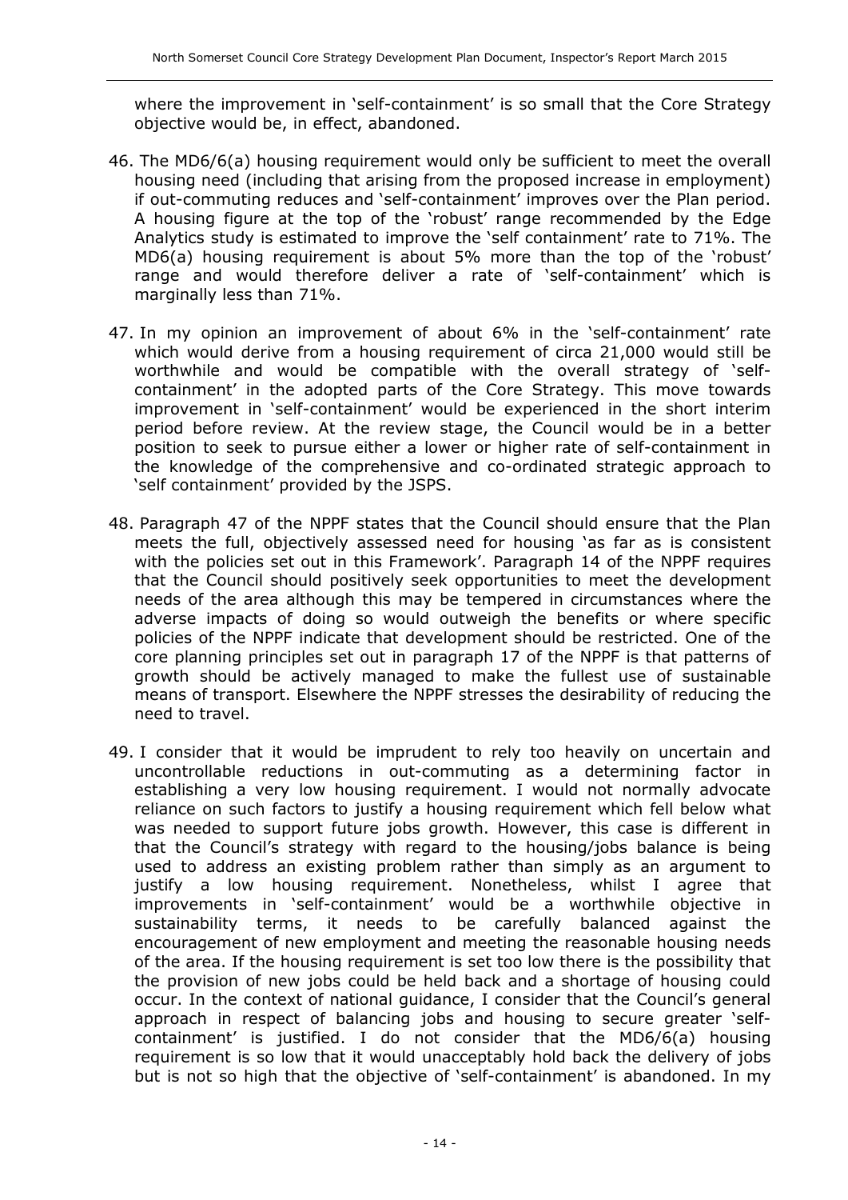where the improvement in 'self-containment' is so small that the Core Strategy objective would be, in effect, abandoned.

46. The MD6/6(a) housing requirement would only be sufficient to meet the overall housing need (including that arising from the proposed increase in employment) if out-commuting reduces and 'self-containment' improves over the Plan period. A housing figure at the top of the 'robust' range recommended by the Edge Analytics study is estimated to improve the 'self containment' rate to 71%. The MD6(a) housing requirement is about 5% more than the top of the 'robust' range and would therefore deliver a rate of 'self-containment' which is marginally less than 71%.

47. In my opinion an improvement of about 6% in the 'self-containment' rate which would derive from a housing requirement of circa 21,000 would still be worthwhile and would be compatible with the overall strategy of 'self-containment' in the adopted parts of the Core Strategy. This move towards improvement in 'self-containment' would be experienced in the short interim period before review. At the review stage, the Council would be in a better position to seek to pursue either a lower or higher rate of self-containment in the knowledge of the comprehensive and co-ordinated strategic approach to 'self containment' provided by the JSPS.

48. Paragraph 47 of the NPPF states that the Council should ensure that the Plan meets the full, objectively assessed need for housing 'as far as is consistent with the policies set out in this Framework'. Paragraph 14 of the NPPF requires that the Council should positively seek opportunities to meet the development needs of the area although this may be tempered in circumstances where the adverse impacts of doing so would outweigh the benefits or where specific policies of the NPPF indicate that development should be restricted. One of the core planning principles set out in paragraph 17 of the NPPF is that patterns of growth should be actively managed to make the fullest use of sustainable means of transport. Elsewhere the NPPF stresses the desirability of reducing the need to travel.

49. I consider that it would be imprudent to rely too heavily on uncertain and uncontrollable reductions in out-commuting as a determining factor in establishing a very low housing requirement. I would not normally advocate reliance on such factors to justify a housing requirement which fell below what was needed to support future jobs growth. However, this case is different in that the Council's strategy with regard to the housing/jobs balance is being used to address an existing problem rather than simply as an argument to justify a low housing requirement. Nonetheless, whilst I agree that improvements in 'self-containment' would be a worthwhile objective in sustainability terms, it needs to be carefully balanced against the encouragement of new employment and meeting the reasonable housing needs of the area. If the housing requirement is set too low there is the possibility that the provision of new jobs could be held back and a shortage of housing could occur. In the context of national guidance, I consider that the Council's general approach in respect of balancing jobs and housing to secure greater 'self-containment' is justified. I do not consider that the MD6/6(a) housing requirement is so low that it would unacceptably hold back the delivery of jobs but is not so high that the objective of 'self-containment' is abandoned. In my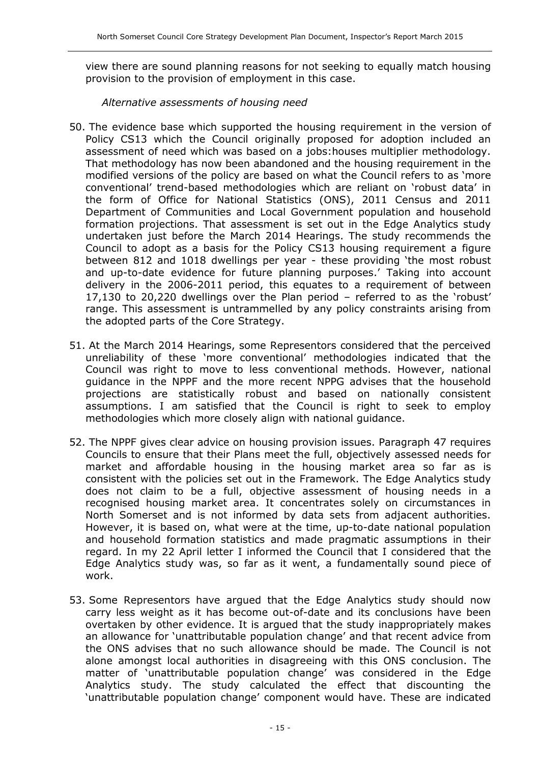view there are sound planning reasons for not seeking to equally match housing provision to the provision of employment in this case.

*Alternative assessments of housing need*

50. The evidence base which supported the housing requirement in the version of Policy CS13 which the Council originally proposed for adoption included an assessment of need which was based on a jobs:houses multiplier methodology. That methodology has now been abandoned and the housing requirement in the modified versions of the policy are based on what the Council refers to as 'more conventional' trend-based methodologies which are reliant on 'robust data' in the form of Office for National Statistics (ONS), 2011 Census and 2011 Department of Communities and Local Government population and household formation projections. That assessment is set out in the Edge Analytics study undertaken just before the March 2014 Hearings. The study recommends the Council to adopt as a basis for the Policy CS13 housing requirement a figure between 812 and 1018 dwellings per year - these providing 'the most robust and up-to-date evidence for future planning purposes.' Taking into account delivery in the 2006-2011 period, this equates to a requirement of between 17,130 to 20,220 dwellings over the Plan period – referred to as the 'robust' range. This assessment is untrammelled by any policy constraints arising from the adopted parts of the Core Strategy.

51. At the March 2014 Hearings, some Representors considered that the perceived unreliability of these 'more conventional' methodologies indicated that the Council was right to move to less conventional methods. However, national guidance in the NPPF and the more recent NPPG advises that the household projections are statistically robust and based on nationally consistent assumptions. I am satisfied that the Council is right to seek to employ methodologies which more closely align with national guidance.

52. The NPPF gives clear advice on housing provision issues. Paragraph 47 requires Councils to ensure that their Plans meet the full, objectively assessed needs for market and affordable housing in the housing market area so far as is consistent with the policies set out in the Framework. The Edge Analytics study does not claim to be a full, objective assessment of housing needs in a recognised housing market area. It concentrates solely on circumstances in North Somerset and is not informed by data sets from adjacent authorities. However, it is based on, what were at the time, up-to-date national population and household formation statistics and made pragmatic assumptions in their regard. In my 22 April letter I informed the Council that I considered that the Edge Analytics study was, so far as it went, a fundamentally sound piece of work.

53. Some Representors have argued that the Edge Analytics study should now carry less weight as it has become out-of-date and its conclusions have been overtaken by other evidence. It is argued that the study inappropriately makes an allowance for 'unattributable population change' and that recent advice from the ONS advises that no such allowance should be made. The Council is not alone amongst local authorities in disagreeing with this ONS conclusion. The matter of 'unattributable population change' was considered in the Edge Analytics study. The study calculated the effect that discounting the 'unattributable population change' component would have. These are indicated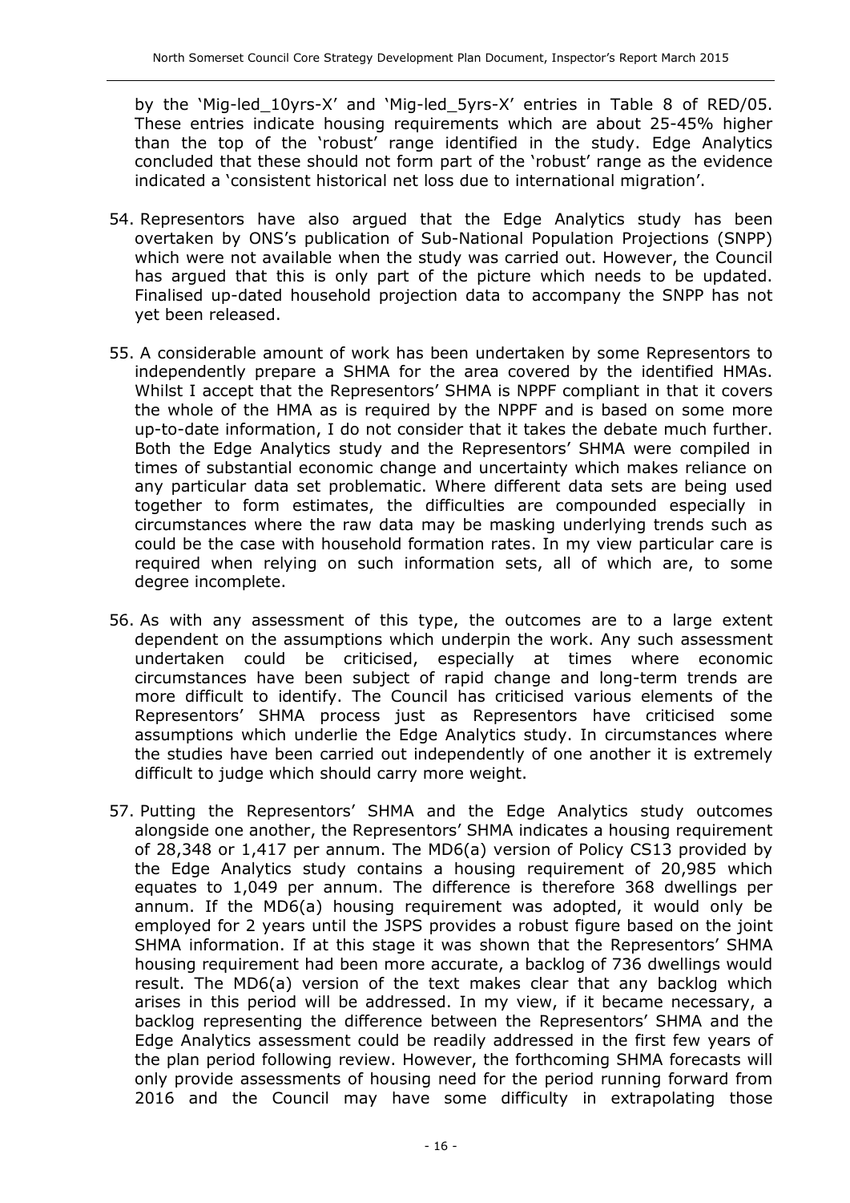by the 'Mig-led_10yrs-X' and 'Mig-led_5yrs-X' entries in Table 8 of RED/05. These entries indicate housing requirements which are about 25-45% higher than the top of the 'robust' range identified in the study. Edge Analytics concluded that these should not form part of the 'robust' range as the evidence indicated a 'consistent historical net loss due to international migration'.

54. Representors have also argued that the Edge Analytics study has been overtaken by ONS's publication of Sub-National Population Projections (SNPP) which were not available when the study was carried out. However, the Council has argued that this is only part of the picture which needs to be updated. Finalised up-dated household projection data to accompany the SNPP has not yet been released.

55. A considerable amount of work has been undertaken by some Representors to independently prepare a SHMA for the area covered by the identified HMAs. Whilst I accept that the Representors' SHMA is NPPF compliant in that it covers the whole of the HMA as is required by the NPPF and is based on some more up-to-date information, I do not consider that it takes the debate much further. Both the Edge Analytics study and the Representors' SHMA were compiled in times of substantial economic change and uncertainty which makes reliance on any particular data set problematic. Where different data sets are being used together to form estimates, the difficulties are compounded especially in circumstances where the raw data may be masking underlying trends such as could be the case with household formation rates. In my view particular care is required when relying on such information sets, all of which are, to some degree incomplete.

56. As with any assessment of this type, the outcomes are to a large extent dependent on the assumptions which underpin the work. Any such assessment undertaken could be criticised, especially at times where economic circumstances have been subject of rapid change and long-term trends are more difficult to identify. The Council has criticised various elements of the Representors' SHMA process just as Representors have criticised some assumptions which underlie the Edge Analytics study. In circumstances where the studies have been carried out independently of one another it is extremely difficult to judge which should carry more weight.

57. Putting the Representors' SHMA and the Edge Analytics study outcomes alongside one another, the Representors' SHMA indicates a housing requirement of 28,348 or 1,417 per annum. The MD6(a) version of Policy CS13 provided by the Edge Analytics study contains a housing requirement of 20,985 which equates to 1,049 per annum. The difference is therefore 368 dwellings per annum. If the MD6(a) housing requirement was adopted, it would only be employed for 2 years until the JSPS provides a robust figure based on the joint SHMA information. If at this stage it was shown that the Representors' SHMA housing requirement had been more accurate, a backlog of 736 dwellings would result. The MD6(a) version of the text makes clear that any backlog which arises in this period will be addressed. In my view, if it became necessary, a backlog representing the difference between the Representors' SHMA and the Edge Analytics assessment could be readily addressed in the first few years of the plan period following review. However, the forthcoming SHMA forecasts will only provide assessments of housing need for the period running forward from 2016 and the Council may have some difficulty in extrapolating those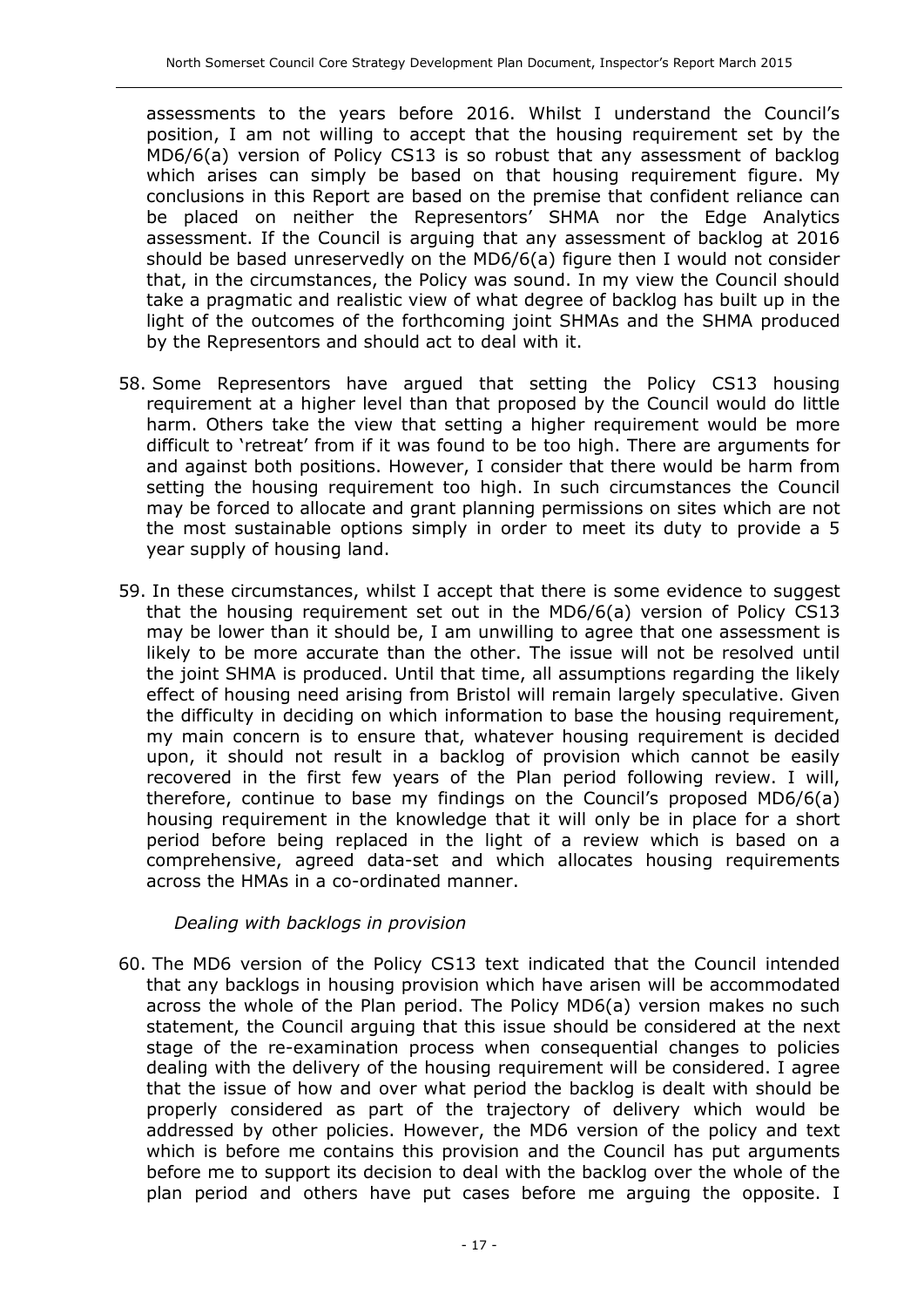assessments to the years before 2016. Whilst I understand the Council's position, I am not willing to accept that the housing requirement set by the MD6/6(a) version of Policy CS13 is so robust that any assessment of backlog which arises can simply be based on that housing requirement figure. My conclusions in this Report are based on the premise that confident reliance can be placed on neither the Representors' SHMA nor the Edge Analytics assessment. If the Council is arguing that any assessment of backlog at 2016 should be based unreservedly on the MD6/6(a) figure then I would not consider that, in the circumstances, the Policy was sound. In my view the Council should take a pragmatic and realistic view of what degree of backlog has built up in the light of the outcomes of the forthcoming joint SHMAs and the SHMA produced by the Representors and should act to deal with it.

58. Some Representors have argued that setting the Policy CS13 housing requirement at a higher level than that proposed by the Council would do little harm. Others take the view that setting a higher requirement would be more difficult to 'retreat' from if it was found to be too high. There are arguments for and against both positions. However, I consider that there would be harm from setting the housing requirement too high. In such circumstances the Council may be forced to allocate and grant planning permissions on sites which are not the most sustainable options simply in order to meet its duty to provide a 5 year supply of housing land.

59. In these circumstances, whilst I accept that there is some evidence to suggest that the housing requirement set out in the MD6/6(a) version of Policy CS13 may be lower than it should be, I am unwilling to agree that one assessment is likely to be more accurate than the other. The issue will not be resolved until the joint SHMA is produced. Until that time, all assumptions regarding the likely effect of housing need arising from Bristol will remain largely speculative. Given the difficulty in deciding on which information to base the housing requirement, my main concern is to ensure that, whatever housing requirement is decided upon, it should not result in a backlog of provision which cannot be easily recovered in the first few years of the Plan period following review. I will, therefore, continue to base my findings on the Council's proposed MD6/6(a) housing requirement in the knowledge that it will only be in place for a short period before being replaced in the light of a review which is based on a comprehensive, agreed data-set and which allocates housing requirements across the HMAs in a co-ordinated manner.

*Dealing with backlogs in provision*

60. The MD6 version of the Policy CS13 text indicated that the Council intended that any backlogs in housing provision which have arisen will be accommodated across the whole of the Plan period. The Policy MD6(a) version makes no such statement, the Council arguing that this issue should be considered at the next stage of the re-examination process when consequential changes to policies dealing with the delivery of the housing requirement will be considered. I agree that the issue of how and over what period the backlog is dealt with should be properly considered as part of the trajectory of delivery which would be addressed by other policies. However, the MD6 version of the policy and text which is before me contains this provision and the Council has put arguments before me to support its decision to deal with the backlog over the whole of the plan period and others have put cases before me arguing the opposite. I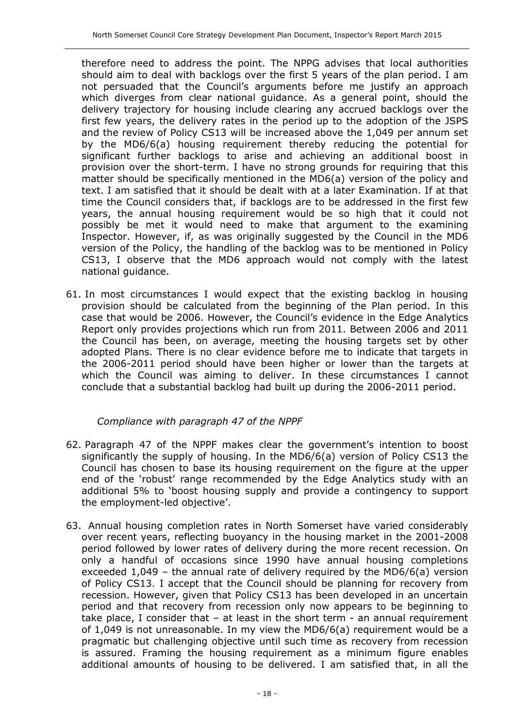therefore need to address the point. The NPPG advises that local authorities should aim to deal with backlogs over the first 5 years of the plan period. I am not persuaded that the Council's arguments before me justify an approach which diverges from clear national guidance. As a general point, should the delivery trajectory for housing include clearing any accrued backlogs over the first few years, the delivery rates in the period up to the adoption of the JSPS and the review of Policy CS13 will be increased above the 1,049 per annum set by the MD6/6(a) housing requirement thereby reducing the potential for significant further backlogs to arise and achieving an additional boost in provision over the short-term. I have no strong grounds for requiring that this matter should be specifically mentioned in the MD6(a) version of the policy and text. I am satisfied that it should be dealt with at a later Examination. If at that time the Council considers that, if backlogs are to be addressed in the first few years, the annual housing requirement would be so high that it could not possibly be met it would need to make that argument to the examining Inspector. However, if, as was originally suggested by the Council in the MD6 version of the Policy, the handling of the backlog was to be mentioned in Policy CS13, I observe that the MD6 approach would not comply with the latest national guidance.

61. In most circumstances I would expect that the existing backlog in housing provision should be calculated from the beginning of the Plan period. In this case that would be 2006. However, the Council's evidence in the Edge Analytics Report only provides projections which run from 2011. Between 2006 and 2011 the Council has been, on average, meeting the housing targets set by other adopted Plans. There is no clear evidence before me to indicate that targets in the 2006-2011 period should have been higher or lower than the targets at which the Council was aiming to deliver. In these circumstances I cannot conclude that a substantial backlog had built up during the 2006-2011 period.

*Compliance with paragraph 47 of the NPPF*

62. Paragraph 47 of the NPPF makes clear the government's intention to boost significantly the supply of housing. In the MD6/6(a) version of Policy CS13 the Council has chosen to base its housing requirement on the figure at the upper end of the 'robust' range recommended by the Edge Analytics study with an additional 5% to 'boost housing supply and provide a contingency to support the employment-led objective'.

63. Annual housing completion rates in North Somerset have varied considerably over recent years, reflecting buoyancy in the housing market in the 2001-2008 period followed by lower rates of delivery during the more recent recession. On only a handful of occasions since 1990 have annual housing completions exceeded 1,049 – the annual rate of delivery required by the MD6/6(a) version of Policy CS13. I accept that the Council should be planning for recovery from recession. However, given that Policy CS13 has been developed in an uncertain period and that recovery from recession only now appears to be beginning to take place, I consider that – at least in the short term - an annual requirement of 1,049 is not unreasonable. In my view the MD6/6(a) requirement would be a pragmatic but challenging objective until such time as recovery from recession is assured. Framing the housing requirement as a minimum figure enables additional amounts of housing to be delivered. I am satisfied that, in all the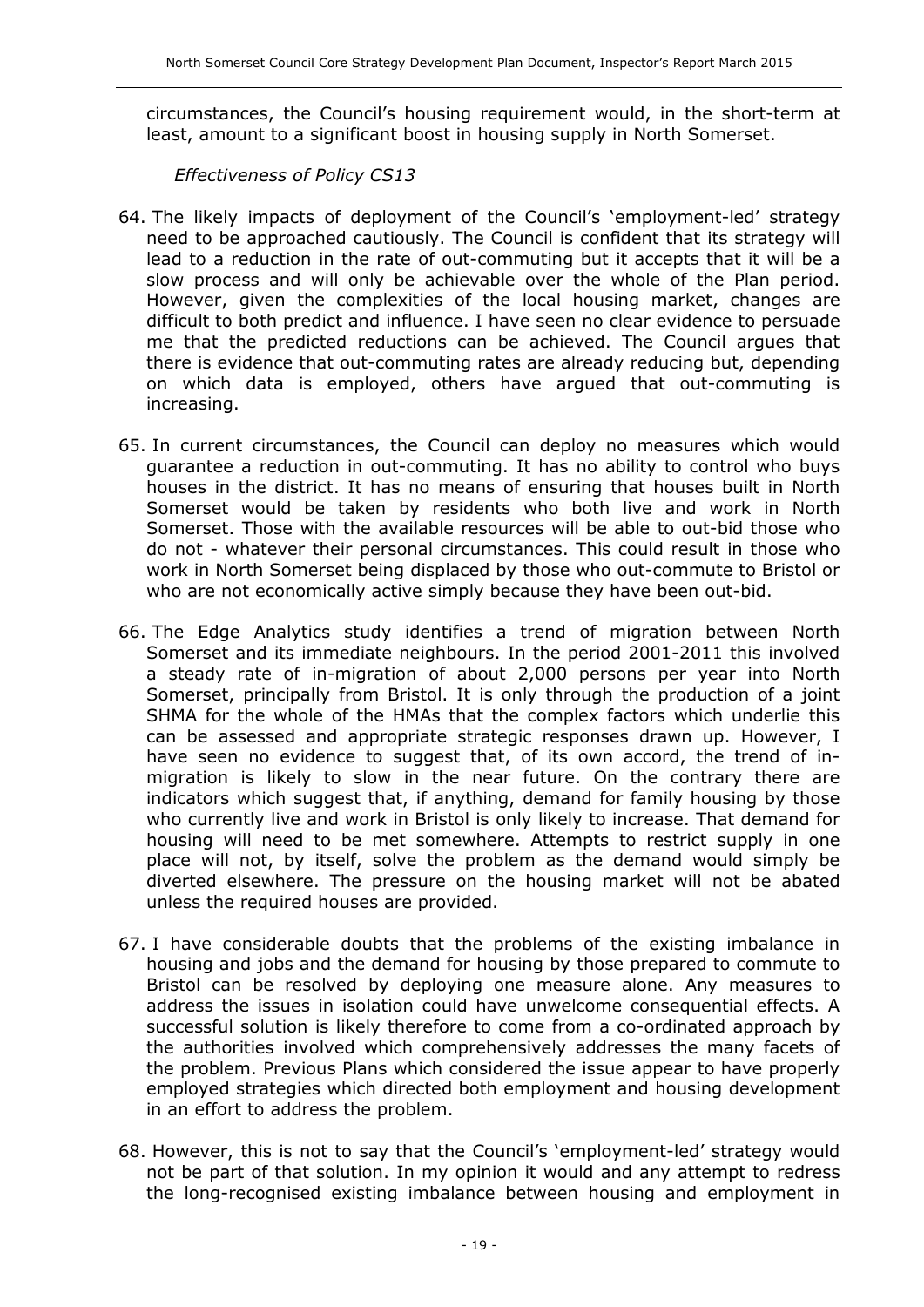circumstances, the Council's housing requirement would, in the short-term at least, amount to a significant boost in housing supply in North Somerset.

*Effectiveness of Policy CS13*

64. The likely impacts of deployment of the Council's 'employment-led' strategy need to be approached cautiously. The Council is confident that its strategy will lead to a reduction in the rate of out-commuting but it accepts that it will be a slow process and will only be achievable over the whole of the Plan period. However, given the complexities of the local housing market, changes are difficult to both predict and influence. I have seen no clear evidence to persuade me that the predicted reductions can be achieved. The Council argues that there is evidence that out-commuting rates are already reducing but, depending on which data is employed, others have argued that out-commuting is increasing.

65. In current circumstances, the Council can deploy no measures which would guarantee a reduction in out-commuting. It has no ability to control who buys houses in the district. It has no means of ensuring that houses built in North Somerset would be taken by residents who both live and work in North Somerset. Those with the available resources will be able to out-bid those who do not - whatever their personal circumstances. This could result in those who work in North Somerset being displaced by those who out-commute to Bristol or who are not economically active simply because they have been out-bid.

66. The Edge Analytics study identifies a trend of migration between North Somerset and its immediate neighbours. In the period 2001-2011 this involved a steady rate of in-migration of about 2,000 persons per year into North Somerset, principally from Bristol. It is only through the production of a joint SHMA for the whole of the HMAs that the complex factors which underlie this can be assessed and appropriate strategic responses drawn up. However, I have seen no evidence to suggest that, of its own accord, the trend of in-migration is likely to slow in the near future. On the contrary there are indicators which suggest that, if anything, demand for family housing by those who currently live and work in Bristol is only likely to increase. That demand for housing will need to be met somewhere. Attempts to restrict supply in one place will not, by itself, solve the problem as the demand would simply be diverted elsewhere. The pressure on the housing market will not be abated unless the required houses are provided.

67. I have considerable doubts that the problems of the existing imbalance in housing and jobs and the demand for housing by those prepared to commute to Bristol can be resolved by deploying one measure alone. Any measures to address the issues in isolation could have unwelcome consequential effects. A successful solution is likely therefore to come from a co-ordinated approach by the authorities involved which comprehensively addresses the many facets of the problem. Previous Plans which considered the issue appear to have properly employed strategies which directed both employment and housing development in an effort to address the problem.

68. However, this is not to say that the Council's 'employment-led' strategy would not be part of that solution. In my opinion it would and any attempt to redress the long-recognised existing imbalance between housing and employment in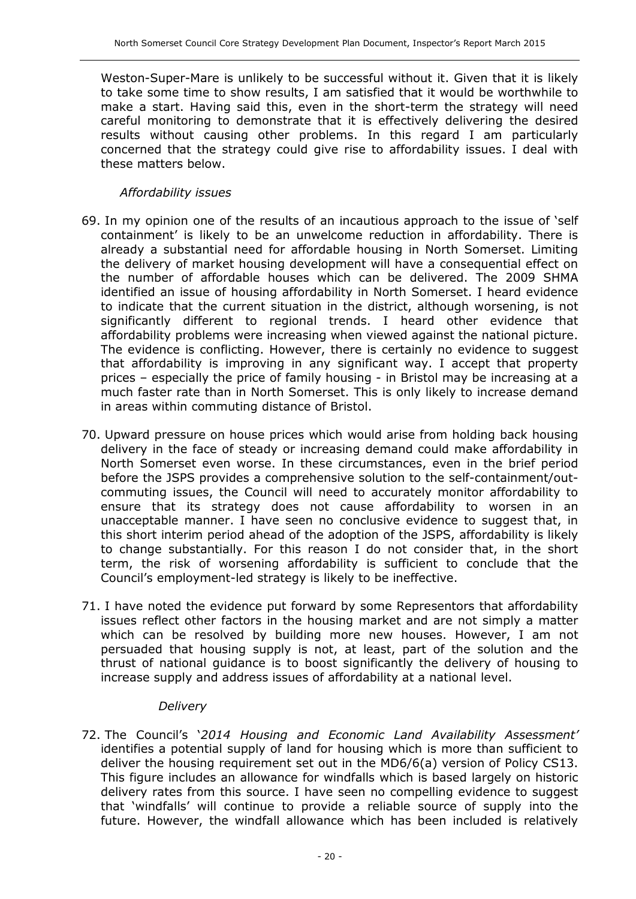Weston-Super-Mare is unlikely to be successful without it. Given that it is likely to take some time to show results, I am satisfied that it would be worthwhile to make a start. Having said this, even in the short-term the strategy will need careful monitoring to demonstrate that it is effectively delivering the desired results without causing other problems. In this regard I am particularly concerned that the strategy could give rise to affordability issues. I deal with these matters below.

*Affordability issues*

69. In my opinion one of the results of an incautious approach to the issue of 'self containment' is likely to be an unwelcome reduction in affordability. There is already a substantial need for affordable housing in North Somerset. Limiting the delivery of market housing development will have a consequential effect on the number of affordable houses which can be delivered. The 2009 SHMA identified an issue of housing affordability in North Somerset. I heard evidence to indicate that the current situation in the district, although worsening, is not significantly different to regional trends. I heard other evidence that affordability problems were increasing when viewed against the national picture. The evidence is conflicting. However, there is certainly no evidence to suggest that affordability is improving in any significant way. I accept that property prices – especially the price of family housing - in Bristol may be increasing at a much faster rate than in North Somerset. This is only likely to increase demand in areas within commuting distance of Bristol.

70. Upward pressure on house prices which would arise from holding back housing delivery in the face of steady or increasing demand could make affordability in North Somerset even worse. In these circumstances, even in the brief period before the JSPS provides a comprehensive solution to the self-containment/out-commuting issues, the Council will need to accurately monitor affordability to ensure that its strategy does not cause affordability to worsen in an unacceptable manner. I have seen no conclusive evidence to suggest that, in this short interim period ahead of the adoption of the JSPS, affordability is likely to change substantially. For this reason I do not consider that, in the short term, the risk of worsening affordability is sufficient to conclude that the Council's employment-led strategy is likely to be ineffective.

71. I have noted the evidence put forward by some Representors that affordability issues reflect other factors in the housing market and are not simply a matter which can be resolved by building more new houses. However, I am not persuaded that housing supply is not, at least, part of the solution and the thrust of national guidance is to boost significantly the delivery of housing to increase supply and address issues of affordability at a national level.

*Delivery*

72. The Council's '*2014 Housing and Economic Land Availability Assessment'* identifies a potential supply of land for housing which is more than sufficient to deliver the housing requirement set out in the MD6/6(a) version of Policy CS13. This figure includes an allowance for windfalls which is based largely on historic delivery rates from this source. I have seen no compelling evidence to suggest that 'windfalls' will continue to provide a reliable source of supply into the future. However, the windfall allowance which has been included is relatively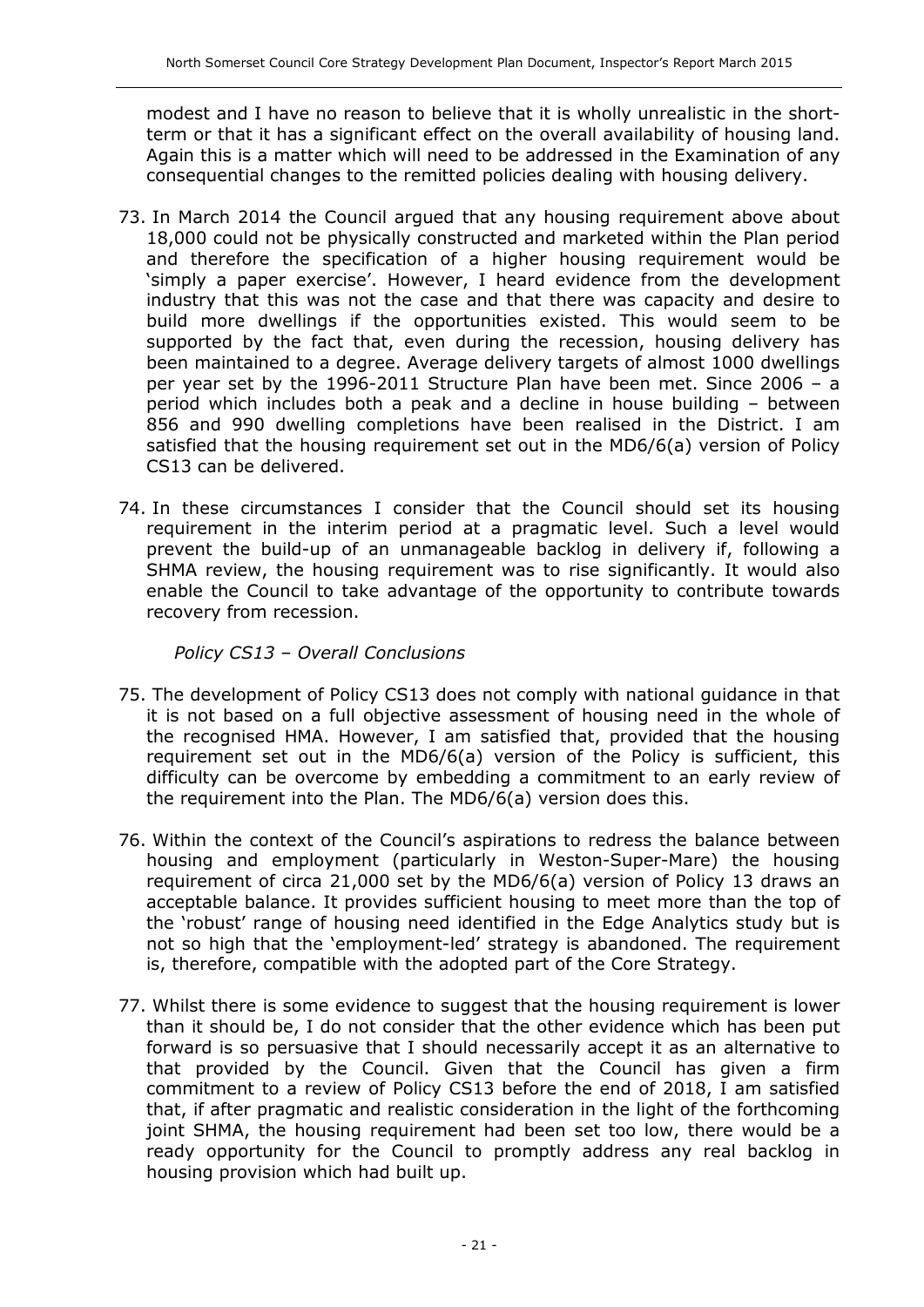modest and I have no reason to believe that it is wholly unrealistic in the short-term or that it has a significant effect on the overall availability of housing land. Again this is a matter which will need to be addressed in the Examination of any consequential changes to the remitted policies dealing with housing delivery.

73. In March 2014 the Council argued that any housing requirement above about 18,000 could not be physically constructed and marketed within the Plan period and therefore the specification of a higher housing requirement would be 'simply a paper exercise'. However, I heard evidence from the development industry that this was not the case and that there was capacity and desire to build more dwellings if the opportunities existed. This would seem to be supported by the fact that, even during the recession, housing delivery has been maintained to a degree. Average delivery targets of almost 1000 dwellings per year set by the 1996-2011 Structure Plan have been met. Since 2006 – a period which includes both a peak and a decline in house building – between 856 and 990 dwelling completions have been realised in the District. I am satisfied that the housing requirement set out in the MD6/6(a) version of Policy CS13 can be delivered.

74. In these circumstances I consider that the Council should set its housing requirement in the interim period at a pragmatic level. Such a level would prevent the build-up of an unmanageable backlog in delivery if, following a SHMA review, the housing requirement was to rise significantly. It would also enable the Council to take advantage of the opportunity to contribute towards recovery from recession.

*Policy CS13 – Overall Conclusions*

75. The development of Policy CS13 does not comply with national guidance in that it is not based on a full objective assessment of housing need in the whole of the recognised HMA. However, I am satisfied that, provided that the housing requirement set out in the MD6/6(a) version of the Policy is sufficient, this difficulty can be overcome by embedding a commitment to an early review of the requirement into the Plan. The MD6/6(a) version does this.

76. Within the context of the Council's aspirations to redress the balance between housing and employment (particularly in Weston-Super-Mare) the housing requirement of circa 21,000 set by the MD6/6(a) version of Policy 13 draws an acceptable balance. It provides sufficient housing to meet more than the top of the 'robust' range of housing need identified in the Edge Analytics study but is not so high that the 'employment-led' strategy is abandoned. The requirement is, therefore, compatible with the adopted part of the Core Strategy.

77. Whilst there is some evidence to suggest that the housing requirement is lower than it should be, I do not consider that the other evidence which has been put forward is so persuasive that I should necessarily accept it as an alternative to that provided by the Council. Given that the Council has given a firm commitment to a review of Policy CS13 before the end of 2018, I am satisfied that, if after pragmatic and realistic consideration in the light of the forthcoming joint SHMA, the housing requirement had been set too low, there would be a ready opportunity for the Council to promptly address any real backlog in housing provision which had built up.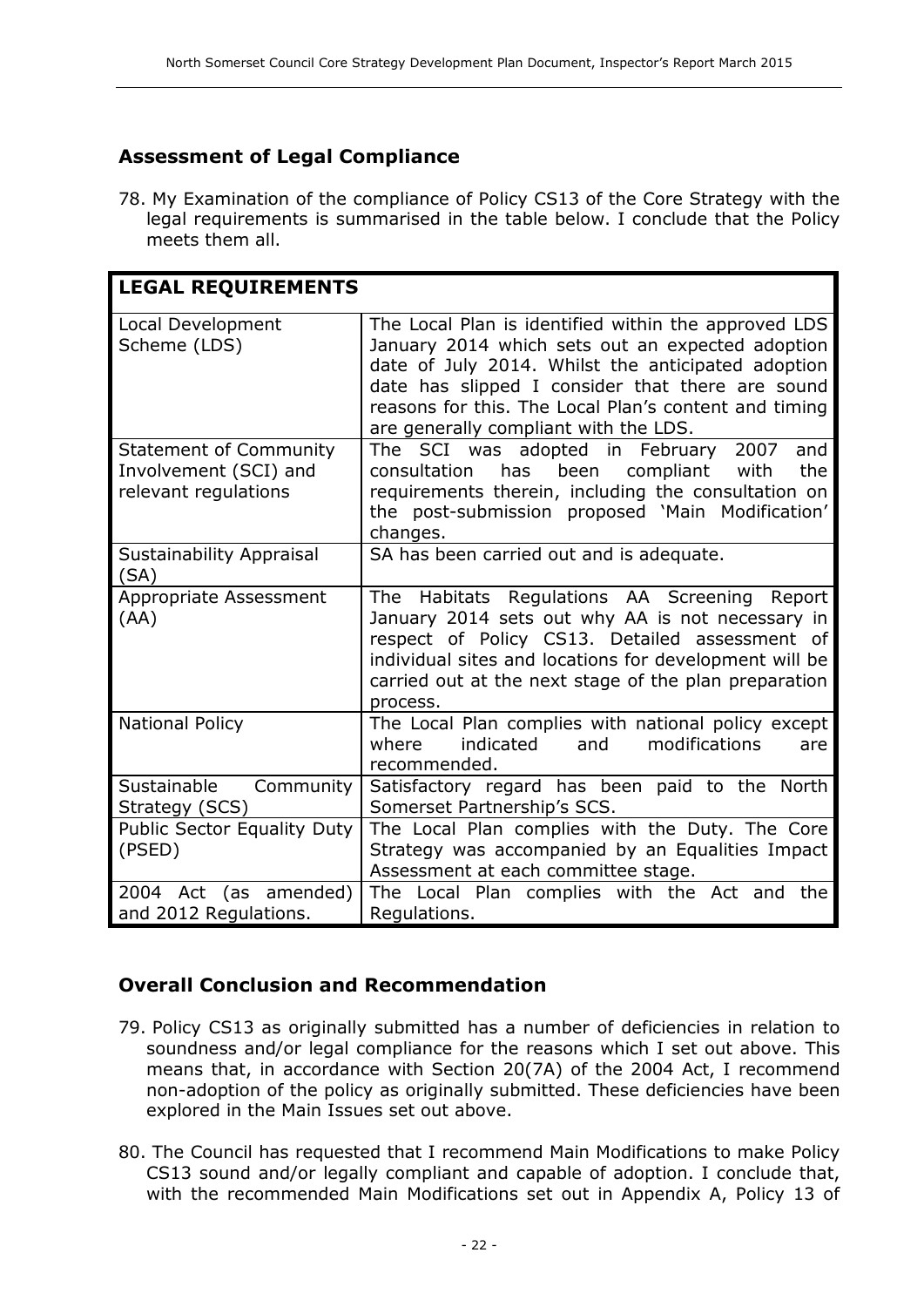## Assessment of Legal Compliance

78. My Examination of the compliance of Policy CS13 of the Core Strategy with the legal requirements is summarised in the table below. I conclude that the Policy meets them all.

| LEGAL REQUIREMENTS | |
|---|---|
| Local Development Scheme (LDS) | The Local Plan is identified within the approved LDS January 2014 which sets out an expected adoption date of July 2014. Whilst the anticipated adoption date has slipped I consider that there are sound reasons for this. The Local Plan's content and timing are generally compliant with the LDS. |
| Statement of Community Involvement (SCI) and relevant regulations | The SCI was adopted in February 2007 and consultation has been compliant with the requirements therein, including the consultation on the post-submission proposed 'Main Modification' changes. |
| Sustainability Appraisal (SA) | SA has been carried out and is adequate. |
| Appropriate Assessment (AA) | The Habitats Regulations AA Screening Report January 2014 sets out why AA is not necessary in respect of Policy CS13. Detailed assessment of individual sites and locations for development will be carried out at the next stage of the plan preparation process. |
| National Policy | The Local Plan complies with national policy except where indicated and modifications are recommended. |
| Sustainable Community Strategy (SCS) | Satisfactory regard has been paid to the North Somerset Partnership's SCS. |
| Public Sector Equality Duty (PSED) | The Local Plan complies with the Duty. The Core Strategy was accompanied by an Equalities Impact Assessment at each committee stage. |
| 2004 Act (as amended) and 2012 Regulations. | The Local Plan complies with the Act and the Regulations. |

## Overall Conclusion and Recommendation

79. Policy CS13 as originally submitted has a number of deficiencies in relation to soundness and/or legal compliance for the reasons which I set out above. This means that, in accordance with Section 20(7A) of the 2004 Act, I recommend non-adoption of the policy as originally submitted. These deficiencies have been explored in the Main Issues set out above.

80. The Council has requested that I recommend Main Modifications to make Policy CS13 sound and/or legally compliant and capable of adoption. I conclude that, with the recommended Main Modifications set out in Appendix A, Policy 13 of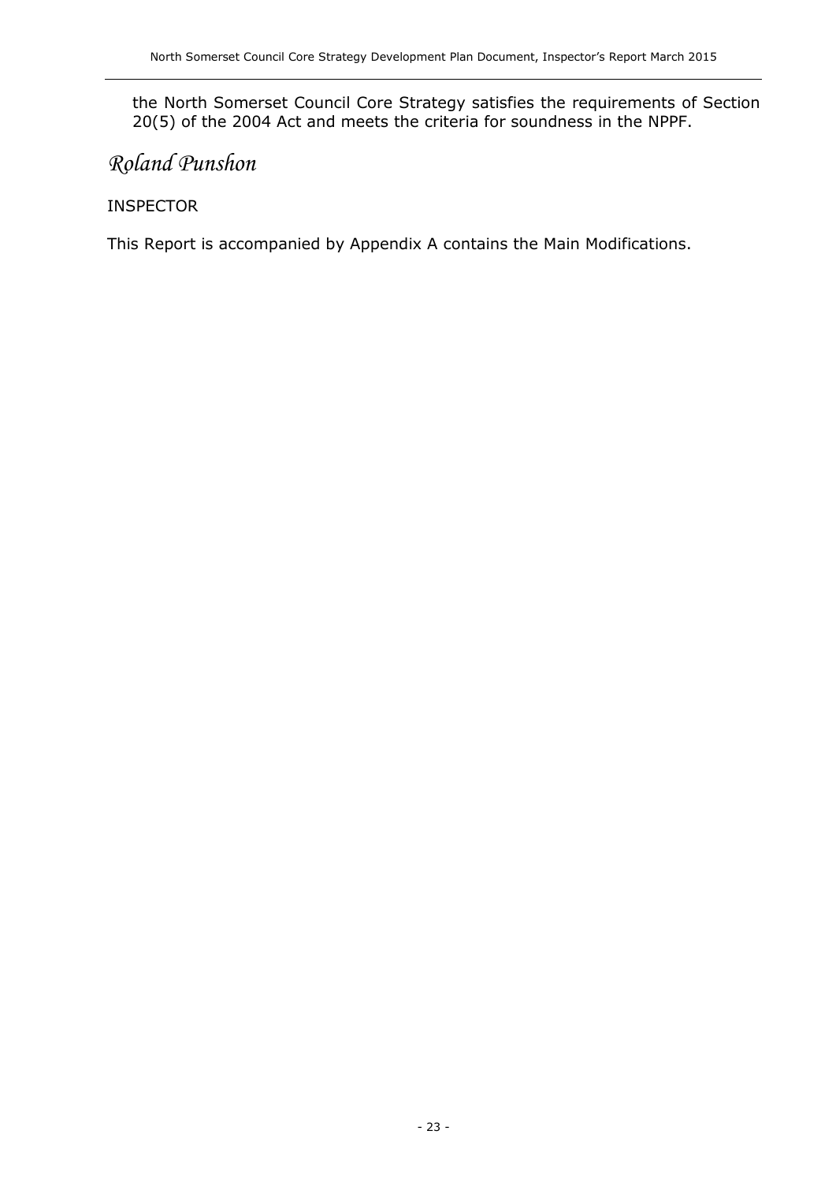the North Somerset Council Core Strategy satisfies the requirements of Section 20(5) of the 2004 Act and meets the criteria for soundness in the NPPF.

*Roland Punshon*

INSPECTOR

This Report is accompanied by Appendix A contains the Main Modifications.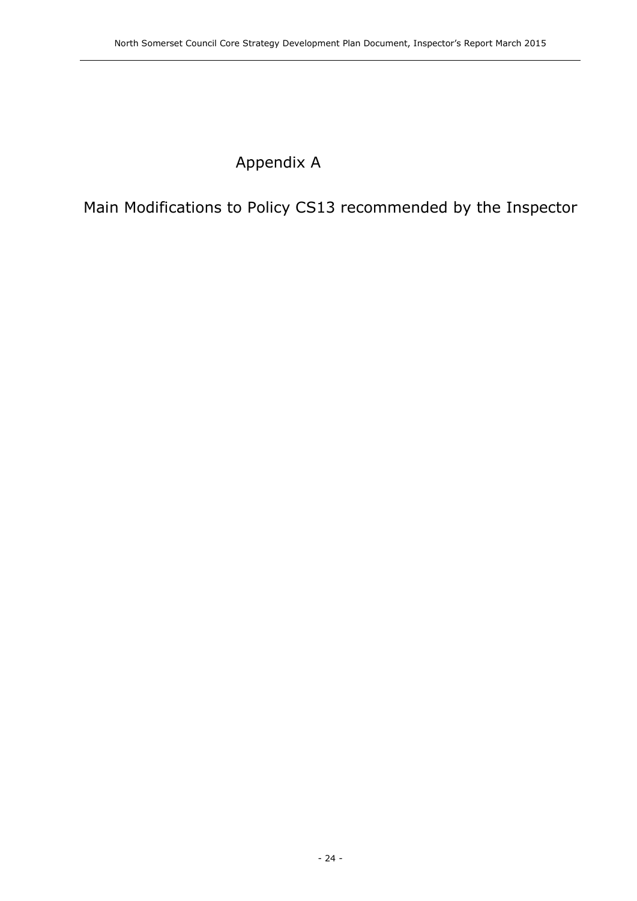# Appendix A

## Main Modifications to Policy CS13 recommended by the Inspector